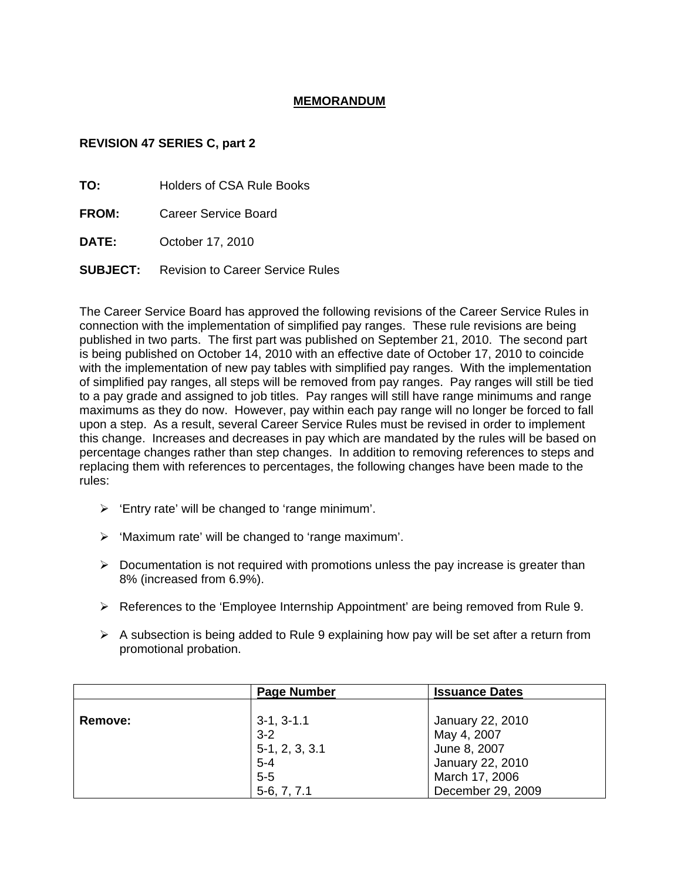# MEMORANDUM

**REVISION 47 SERIES C, part 2**

**TO:** Holders of CSA Rule Books

**FROM:** Career Service Board

**DATE:** October 17, 2010

**SUBJECT:** Revision to Career Service Rules

The Career Service Board has approved the following revisions of the Career Service Rules in connection with the implementation of simplified pay ranges. These rule revisions are being published in two parts. The first part was published on September 21, 2010. The second part is being published on October 14, 2010 with an effective date of October 17, 2010 to coincide with the implementation of new pay tables with simplified pay ranges. With the implementation of simplified pay ranges, all steps will be removed from pay ranges. Pay ranges will still be tied to a pay grade and assigned to job titles. Pay ranges will still have range minimums and range maximums as they do now. However, pay within each pay range will no longer be forced to fall upon a step. As a result, several Career Service Rules must be revised in order to implement this change. Increases and decreases in pay which are mandated by the rules will be based on percentage changes rather than step changes. In addition to removing references to steps and replacing them with references to percentages, the following changes have been made to the rules:

- 'Entry rate' will be changed to 'range minimum'.
- 'Maximum rate' will be changed to 'range maximum'.
- Documentation is not required with promotions unless the pay increase is greater than 8% (increased from 6.9%).
- References to the 'Employee Internship Appointment' are being removed from Rule 9.
- A subsection is being added to Rule 9 explaining how pay will be set after a return from promotional probation.

| | Page Number | Issuance Dates |
|---|---|---|
| **Remove:** | 3-1, 3-1.1 | January 22, 2010 |
| | 3-2 | May 4, 2007 |
| | 5-1, 2, 3, 3.1 | June 8, 2007 |
| | 5-4 | January 22, 2010 |
| | 5-5 | March 17, 2006 |
| | 5-6, 7, 7.1 | December 29, 2009 |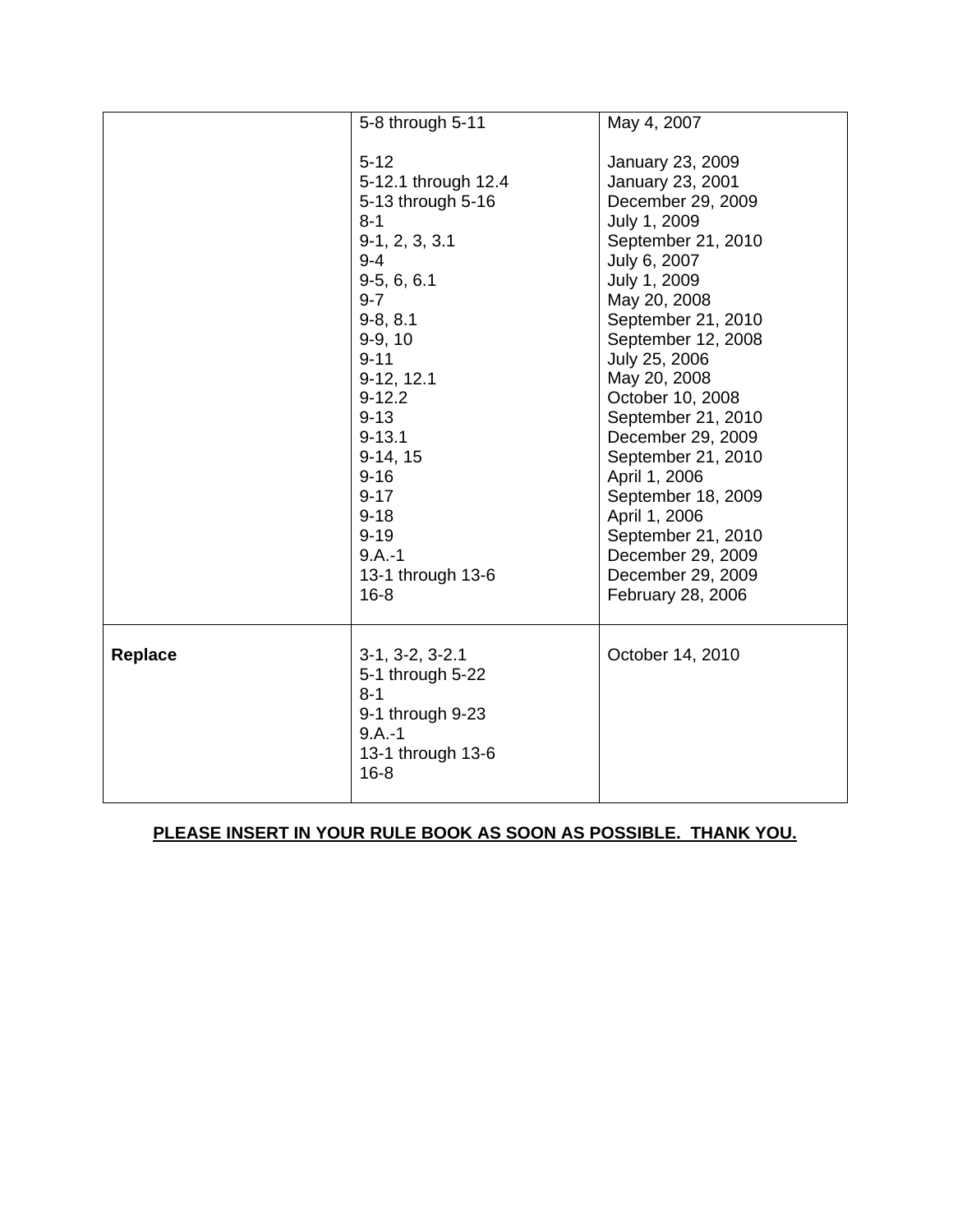| | | |
|---|---|---|
| | 5-8 through 5-11 | May 4, 2007 |
| | 5-12 | January 23, 2009 |
| | 5-12.1 through 12.4 | January 23, 2001 |
| | 5-13 through 5-16 | December 29, 2009 |
| | 8-1 | July 1, 2009 |
| | 9-1, 2, 3, 3.1 | September 21, 2010 |
| | 9-4 | July 6, 2007 |
| | 9-5, 6, 6.1 | July 1, 2009 |
| | 9-7 | May 20, 2008 |
| | 9-8, 8.1 | September 21, 2010 |
| | 9-9, 10 | September 12, 2008 |
| | 9-11 | July 25, 2006 |
| | 9-12, 12.1 | May 20, 2008 |
| | 9-12.2 | October 10, 2008 |
| | 9-13 | September 21, 2010 |
| | 9-13.1 | December 29, 2009 |
| | 9-14, 15 | September 21, 2010 |
| | 9-16 | April 1, 2006 |
| | 9-17 | September 18, 2009 |
| | 9-18 | April 1, 2006 |
| | 9-19 | September 21, 2010 |
| | 9.A.-1 | December 29, 2009 |
| | 13-1 through 13-6 | December 29, 2009 |
| | 16-8 | February 28, 2006 |
| **Replace** | 3-1, 3-2, 3-2.1<br>5-1 through 5-22<br>8-1<br>9-1 through 9-23<br>9.A.-1<br>13-1 through 13-6<br>16-8 | October 14, 2010 |

**PLEASE INSERT IN YOUR RULE BOOK AS SOON AS POSSIBLE. THANK YOU.**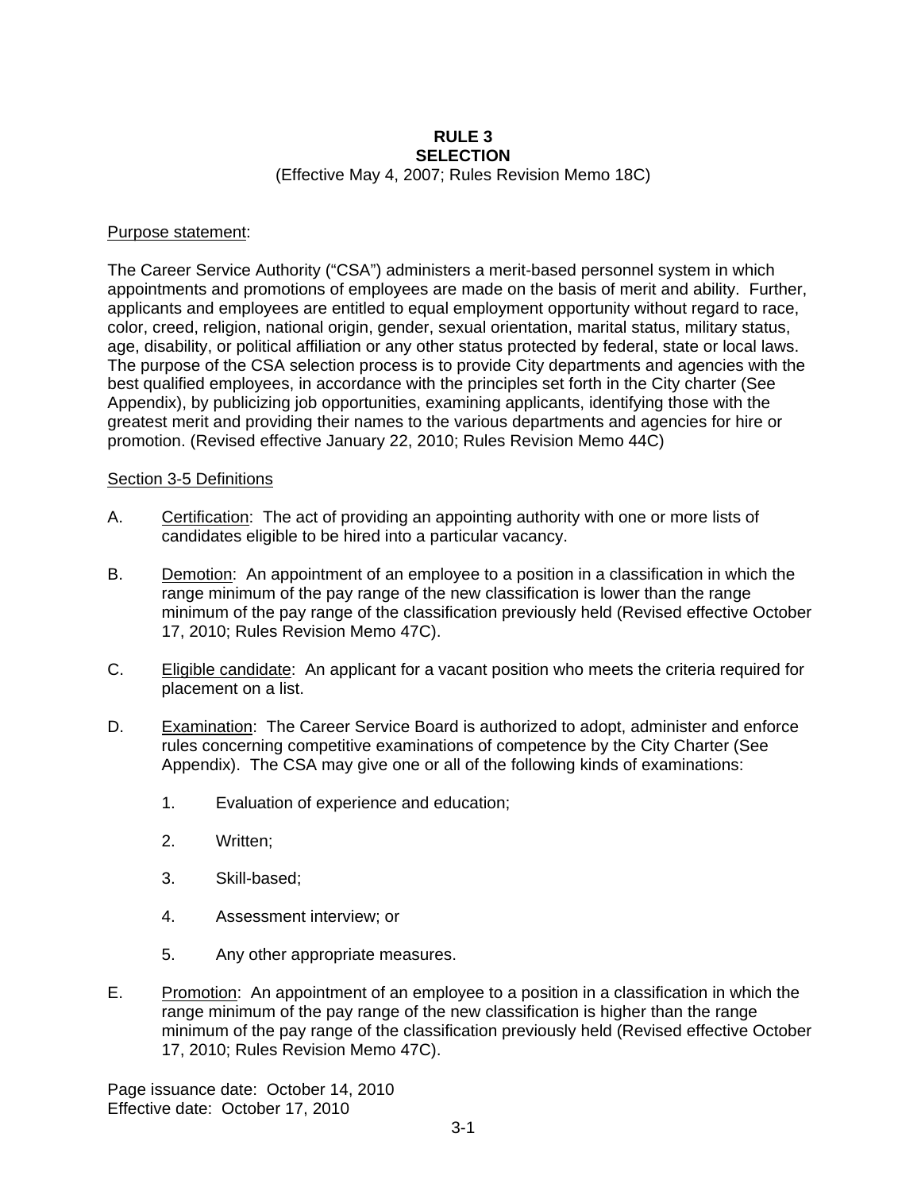# RULE 3
# SELECTION

(Effective May 4, 2007; Rules Revision Memo 18C)

Purpose statement:

The Career Service Authority ("CSA") administers a merit-based personnel system in which appointments and promotions of employees are made on the basis of merit and ability. Further, applicants and employees are entitled to equal employment opportunity without regard to race, color, creed, religion, national origin, gender, sexual orientation, marital status, military status, age, disability, or political affiliation or any other status protected by federal, state or local laws. The purpose of the CSA selection process is to provide City departments and agencies with the best qualified employees, in accordance with the principles set forth in the City charter (See Appendix), by publicizing job opportunities, examining applicants, identifying those with the greatest merit and providing their names to the various departments and agencies for hire or promotion. (Revised effective January 22, 2010; Rules Revision Memo 44C)

Section 3-5 Definitions

A. Certification: The act of providing an appointing authority with one or more lists of candidates eligible to be hired into a particular vacancy.

B. Demotion: An appointment of an employee to a position in a classification in which the range minimum of the pay range of the new classification is lower than the range minimum of the pay range of the classification previously held (Revised effective October 17, 2010; Rules Revision Memo 47C).

C. Eligible candidate: An applicant for a vacant position who meets the criteria required for placement on a list.

D. Examination: The Career Service Board is authorized to adopt, administer and enforce rules concerning competitive examinations of competence by the City Charter (See Appendix). The CSA may give one or all of the following kinds of examinations:

   1. Evaluation of experience and education;

   2. Written;

   3. Skill-based;

   4. Assessment interview; or

   5. Any other appropriate measures.

E. Promotion: An appointment of an employee to a position in a classification in which the range minimum of the pay range of the new classification is higher than the range minimum of the pay range of the classification previously held (Revised effective October 17, 2010; Rules Revision Memo 47C).

Page issuance date: October 14, 2010
Effective date: October 17, 2010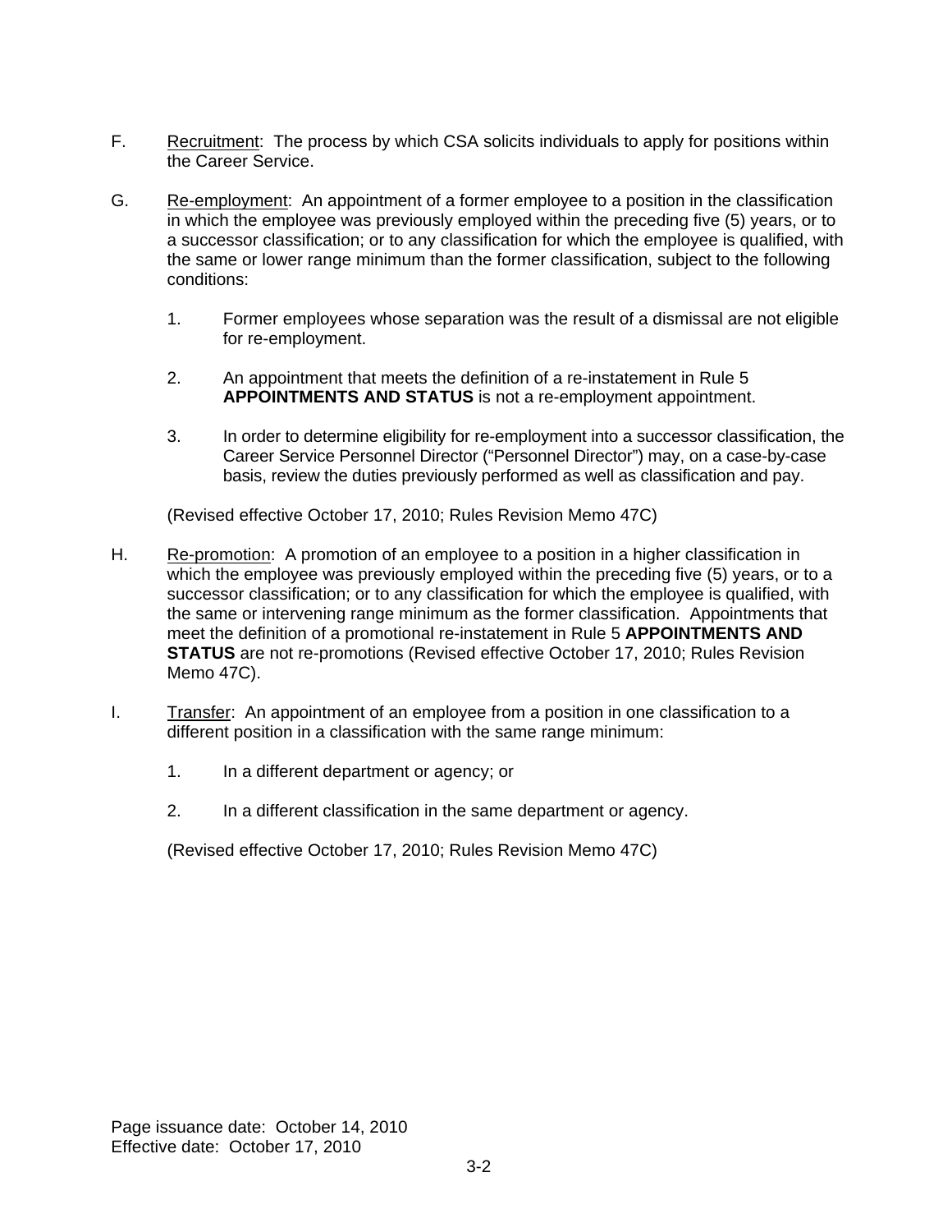F. Recruitment: The process by which CSA solicits individuals to apply for positions within the Career Service.

G. Re-employment: An appointment of a former employee to a position in the classification in which the employee was previously employed within the preceding five (5) years, or to a successor classification; or to any classification for which the employee is qualified, with the same or lower range minimum than the former classification, subject to the following conditions:

   1. Former employees whose separation was the result of a dismissal are not eligible for re-employment.

   2. An appointment that meets the definition of a re-instatement in Rule 5 **APPOINTMENTS AND STATUS** is not a re-employment appointment.

   3. In order to determine eligibility for re-employment into a successor classification, the Career Service Personnel Director ("Personnel Director") may, on a case-by-case basis, review the duties previously performed as well as classification and pay.

   (Revised effective October 17, 2010; Rules Revision Memo 47C)

H. Re-promotion: A promotion of an employee to a position in a higher classification in which the employee was previously employed within the preceding five (5) years, or to a successor classification; or to any classification for which the employee is qualified, with the same or intervening range minimum as the former classification. Appointments that meet the definition of a promotional re-instatement in Rule 5 **APPOINTMENTS AND STATUS** are not re-promotions (Revised effective October 17, 2010; Rules Revision Memo 47C).

I. Transfer: An appointment of an employee from a position in one classification to a different position in a classification with the same range minimum:

   1. In a different department or agency; or

   2. In a different classification in the same department or agency.

   (Revised effective October 17, 2010; Rules Revision Memo 47C)

Page issuance date: October 14, 2010
Effective date: October 17, 2010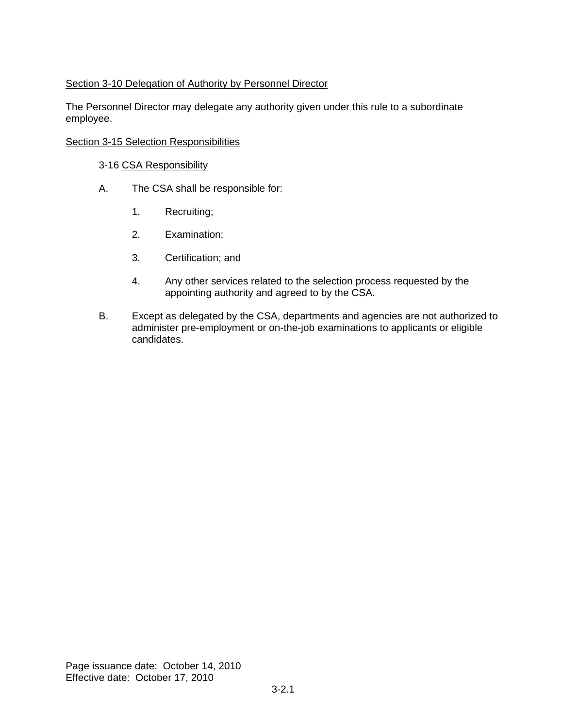## Section 3-10 Delegation of Authority by Personnel Director

The Personnel Director may delegate any authority given under this rule to a subordinate employee.

## Section 3-15 Selection Responsibilities

### 3-16 CSA Responsibility

A. The CSA shall be responsible for:

1. Recruiting;

2. Examination;

3. Certification; and

4. Any other services related to the selection process requested by the appointing authority and agreed to by the CSA.

B. Except as delegated by the CSA, departments and agencies are not authorized to administer pre-employment or on-the-job examinations to applicants or eligible candidates.

Page issuance date: October 14, 2010
Effective date: October 17, 2010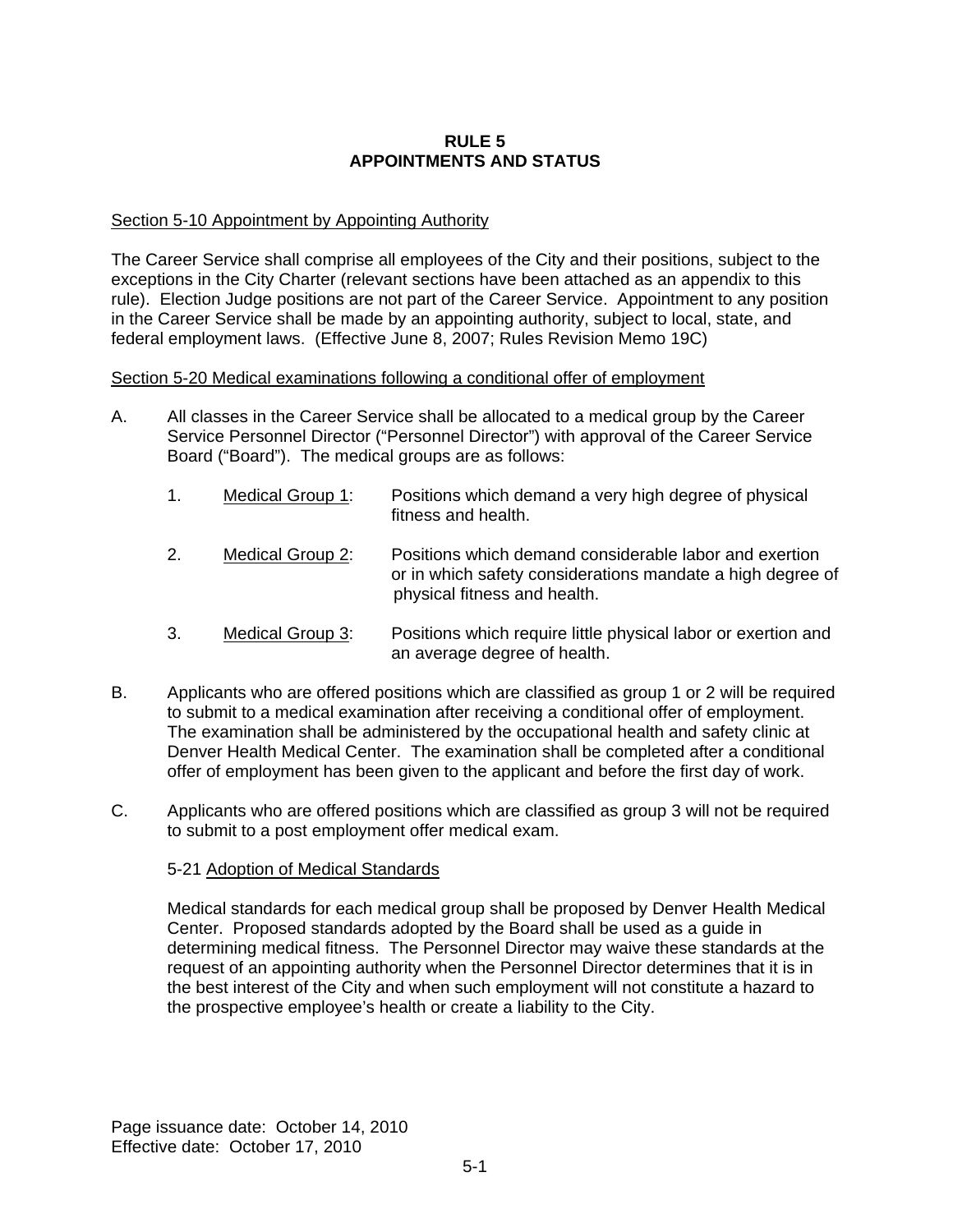# RULE 5
# APPOINTMENTS AND STATUS

Section 5-10 Appointment by Appointing Authority

The Career Service shall comprise all employees of the City and their positions, subject to the exceptions in the City Charter (relevant sections have been attached as an appendix to this rule). Election Judge positions are not part of the Career Service. Appointment to any position in the Career Service shall be made by an appointing authority, subject to local, state, and federal employment laws. (Effective June 8, 2007; Rules Revision Memo 19C)

Section 5-20 Medical examinations following a conditional offer of employment

A. All classes in the Career Service shall be allocated to a medical group by the Career Service Personnel Director ("Personnel Director") with approval of the Career Service Board ("Board"). The medical groups are as follows:

   1. Medical Group 1: Positions which demand a very high degree of physical fitness and health.

   2. Medical Group 2: Positions which demand considerable labor and exertion or in which safety considerations mandate a high degree of physical fitness and health.

   3. Medical Group 3: Positions which require little physical labor or exertion and an average degree of health.

B. Applicants who are offered positions which are classified as group 1 or 2 will be required to submit to a medical examination after receiving a conditional offer of employment. The examination shall be administered by the occupational health and safety clinic at Denver Health Medical Center. The examination shall be completed after a conditional offer of employment has been given to the applicant and before the first day of work.

C. Applicants who are offered positions which are classified as group 3 will not be required to submit to a post employment offer medical exam.

   5-21 Adoption of Medical Standards

   Medical standards for each medical group shall be proposed by Denver Health Medical Center. Proposed standards adopted by the Board shall be used as a guide in determining medical fitness. The Personnel Director may waive these standards at the request of an appointing authority when the Personnel Director determines that it is in the best interest of the City and when such employment will not constitute a hazard to the prospective employee's health or create a liability to the City.

Page issuance date: October 14, 2010
Effective date: October 17, 2010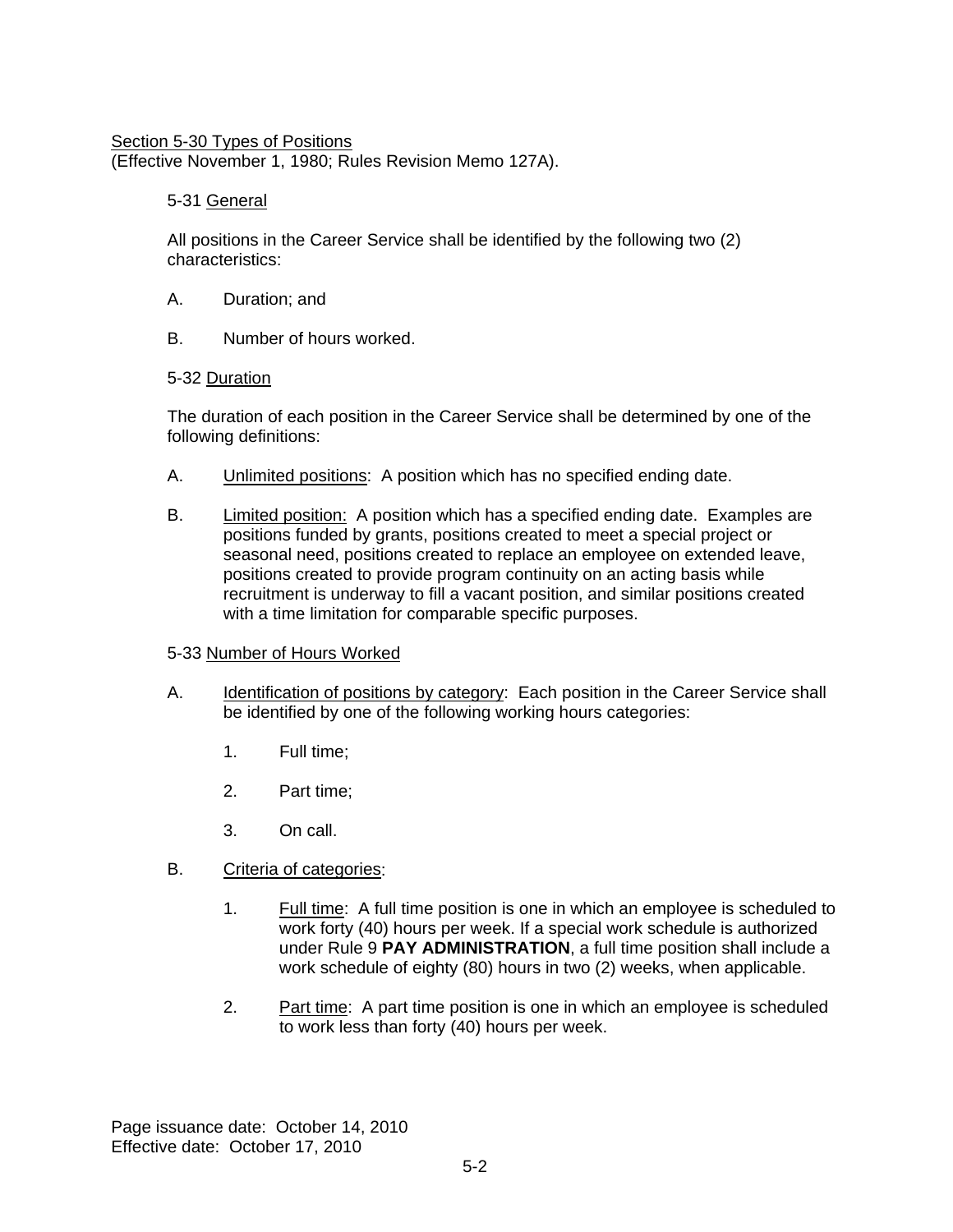## Section 5-30 Types of Positions

(Effective November 1, 1980; Rules Revision Memo 127A).

### 5-31 General

All positions in the Career Service shall be identified by the following two (2) characteristics:

A. Duration; and

B. Number of hours worked.

### 5-32 Duration

The duration of each position in the Career Service shall be determined by one of the following definitions:

A. Unlimited positions: A position which has no specified ending date.

B. Limited position: A position which has a specified ending date. Examples are positions funded by grants, positions created to meet a special project or seasonal need, positions created to replace an employee on extended leave, positions created to provide program continuity on an acting basis while recruitment is underway to fill a vacant position, and similar positions created with a time limitation for comparable specific purposes.

### 5-33 Number of Hours Worked

A. Identification of positions by category: Each position in the Career Service shall be identified by one of the following working hours categories:

  1. Full time;

  2. Part time;

  3. On call.

B. Criteria of categories:

  1. Full time: A full time position is one in which an employee is scheduled to work forty (40) hours per week. If a special work schedule is authorized under Rule 9 **PAY ADMINISTRATION**, a full time position shall include a work schedule of eighty (80) hours in two (2) weeks, when applicable.

  2. Part time: A part time position is one in which an employee is scheduled to work less than forty (40) hours per week.

Page issuance date: October 14, 2010
Effective date: October 17, 2010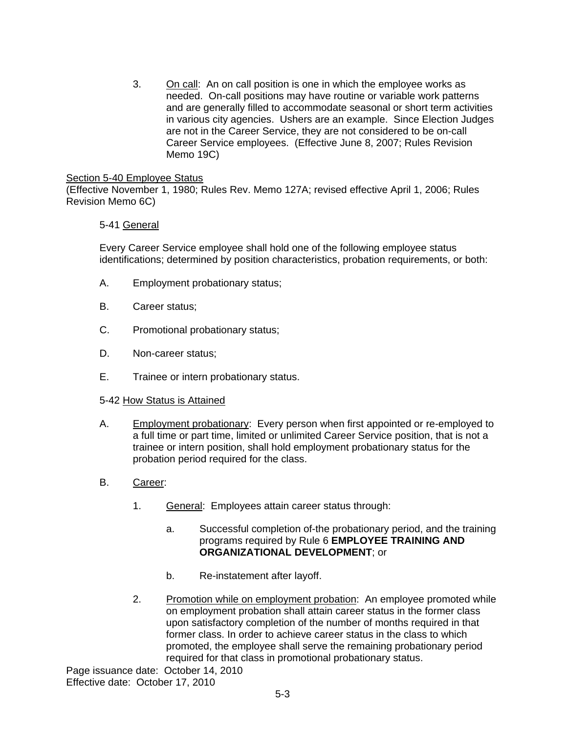3. On call: An on call position is one in which the employee works as needed. On-call positions may have routine or variable work patterns and are generally filled to accommodate seasonal or short term activities in various city agencies. Ushers are an example. Since Election Judges are not in the Career Service, they are not considered to be on-call Career Service employees. (Effective June 8, 2007; Rules Revision Memo 19C)

## Section 5-40 Employee Status

(Effective November 1, 1980; Rules Rev. Memo 127A; revised effective April 1, 2006; Rules Revision Memo 6C)

### 5-41 General

Every Career Service employee shall hold one of the following employee status identifications; determined by position characteristics, probation requirements, or both:

A. Employment probationary status;

B. Career status;

C. Promotional probationary status;

D. Non-career status;

E. Trainee or intern probationary status.

### 5-42 How Status is Attained

A. Employment probationary: Every person when first appointed or re-employed to a full time or part time, limited or unlimited Career Service position, that is not a trainee or intern position, shall hold employment probationary status for the probation period required for the class.

B. Career:

1. General: Employees attain career status through:

    a. Successful completion of-the probationary period, and the training programs required by Rule 6 **EMPLOYEE TRAINING AND ORGANIZATIONAL DEVELOPMENT**; or

    b. Re-instatement after layoff.

2. Promotion while on employment probation: An employee promoted while on employment probation shall attain career status in the former class upon satisfactory completion of the number of months required in that former class. In order to achieve career status in the class to which promoted, the employee shall serve the remaining probationary period required for that class in promotional probationary status.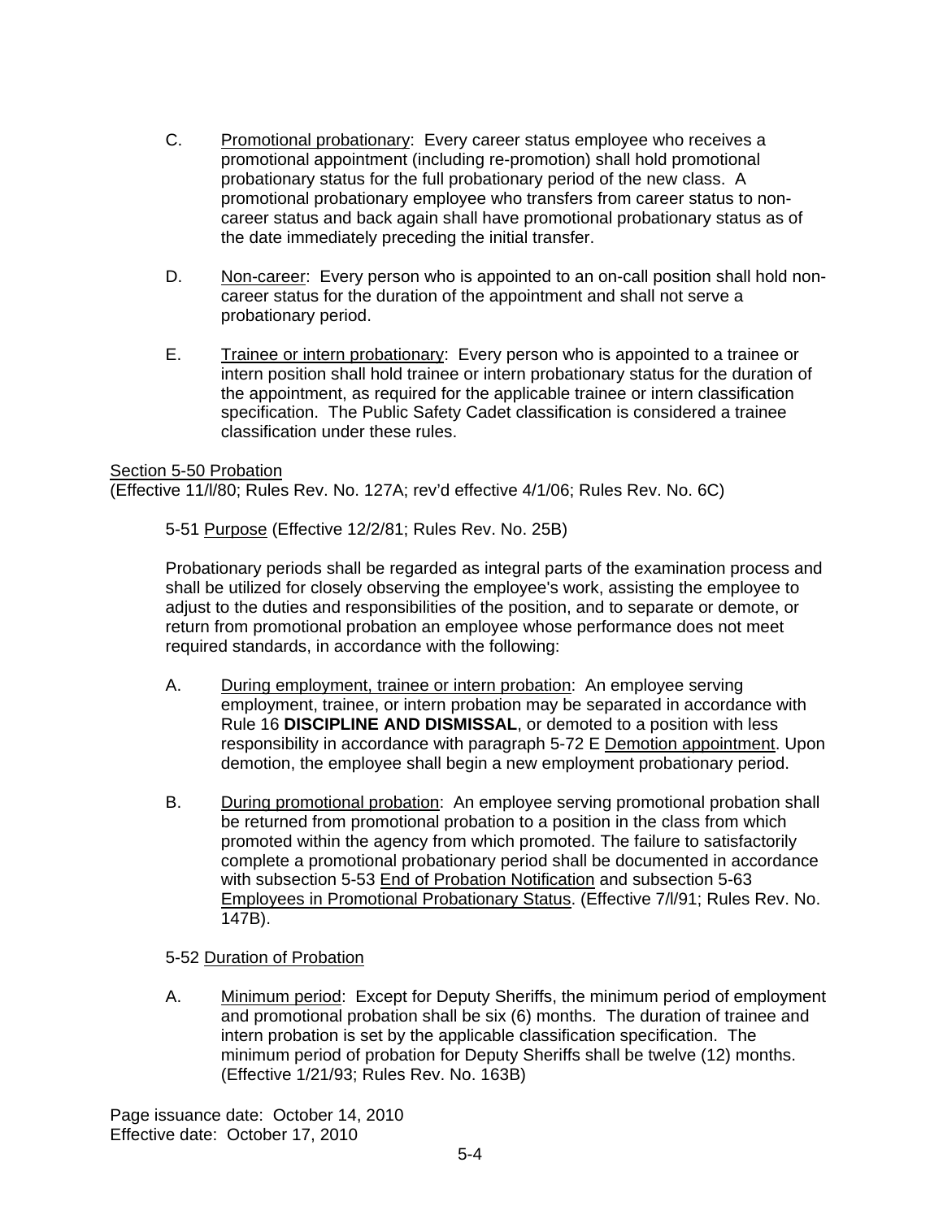C. Promotional probationary: Every career status employee who receives a promotional appointment (including re-promotion) shall hold promotional probationary status for the full probationary period of the new class. A promotional probationary employee who transfers from career status to non-career status and back again shall have promotional probationary status as of the date immediately preceding the initial transfer.

D. Non-career: Every person who is appointed to an on-call position shall hold non-career status for the duration of the appointment and shall not serve a probationary period.

E. Trainee or intern probationary: Every person who is appointed to a trainee or intern position shall hold trainee or intern probationary status for the duration of the appointment, as required for the applicable trainee or intern classification specification. The Public Safety Cadet classification is considered a trainee classification under these rules.

## Section 5-50 Probation

(Effective 11/l/80; Rules Rev. No. 127A; rev'd effective 4/1/06; Rules Rev. No. 6C)

### 5-51 Purpose (Effective 12/2/81; Rules Rev. No. 25B)

Probationary periods shall be regarded as integral parts of the examination process and shall be utilized for closely observing the employee's work, assisting the employee to adjust to the duties and responsibilities of the position, and to separate or demote, or return from promotional probation an employee whose performance does not meet required standards, in accordance with the following:

A. During employment, trainee or intern probation: An employee serving employment, trainee, or intern probation may be separated in accordance with Rule 16 **DISCIPLINE AND DISMISSAL**, or demoted to a position with less responsibility in accordance with paragraph 5-72 E Demotion appointment. Upon demotion, the employee shall begin a new employment probationary period.

B. During promotional probation: An employee serving promotional probation shall be returned from promotional probation to a position in the class from which promoted within the agency from which promoted. The failure to satisfactorily complete a promotional probationary period shall be documented in accordance with subsection 5-53 End of Probation Notification and subsection 5-63 Employees in Promotional Probationary Status. (Effective 7/l/91; Rules Rev. No. 147B).

### 5-52 Duration of Probation

A. Minimum period: Except for Deputy Sheriffs, the minimum period of employment and promotional probation shall be six (6) months. The duration of trainee and intern probation is set by the applicable classification specification. The minimum period of probation for Deputy Sheriffs shall be twelve (12) months. (Effective 1/21/93; Rules Rev. No. 163B)

Page issuance date: October 14, 2010
Effective date: October 17, 2010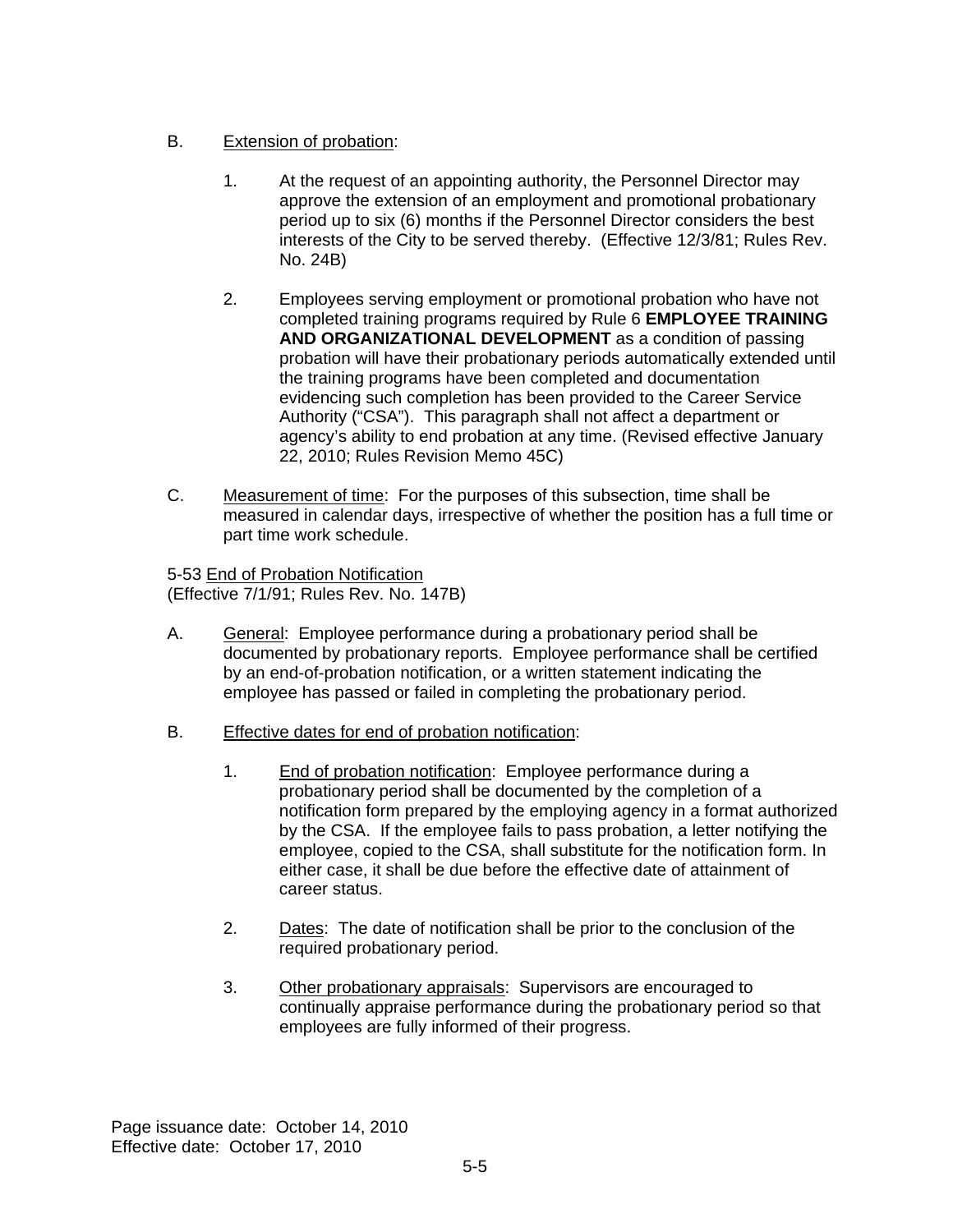B. Extension of probation:

1. At the request of an appointing authority, the Personnel Director may approve the extension of an employment and promotional probationary period up to six (6) months if the Personnel Director considers the best interests of the City to be served thereby. (Effective 12/3/81; Rules Rev. No. 24B)

2. Employees serving employment or promotional probation who have not completed training programs required by Rule 6 **EMPLOYEE TRAINING AND ORGANIZATIONAL DEVELOPMENT** as a condition of passing probation will have their probationary periods automatically extended until the training programs have been completed and documentation evidencing such completion has been provided to the Career Service Authority ("CSA"). This paragraph shall not affect a department or agency's ability to end probation at any time. (Revised effective January 22, 2010; Rules Revision Memo 45C)

C. Measurement of time: For the purposes of this subsection, time shall be measured in calendar days, irrespective of whether the position has a full time or part time work schedule.

5-53 End of Probation Notification
(Effective 7/1/91; Rules Rev. No. 147B)

A. General: Employee performance during a probationary period shall be documented by probationary reports. Employee performance shall be certified by an end-of-probation notification, or a written statement indicating the employee has passed or failed in completing the probationary period.

B. Effective dates for end of probation notification:

1. End of probation notification: Employee performance during a probationary period shall be documented by the completion of a notification form prepared by the employing agency in a format authorized by the CSA. If the employee fails to pass probation, a letter notifying the employee, copied to the CSA, shall substitute for the notification form. In either case, it shall be due before the effective date of attainment of career status.

2. Dates: The date of notification shall be prior to the conclusion of the required probationary period.

3. Other probationary appraisals: Supervisors are encouraged to continually appraise performance during the probationary period so that employees are fully informed of their progress.

Page issuance date: October 14, 2010
Effective date: October 17, 2010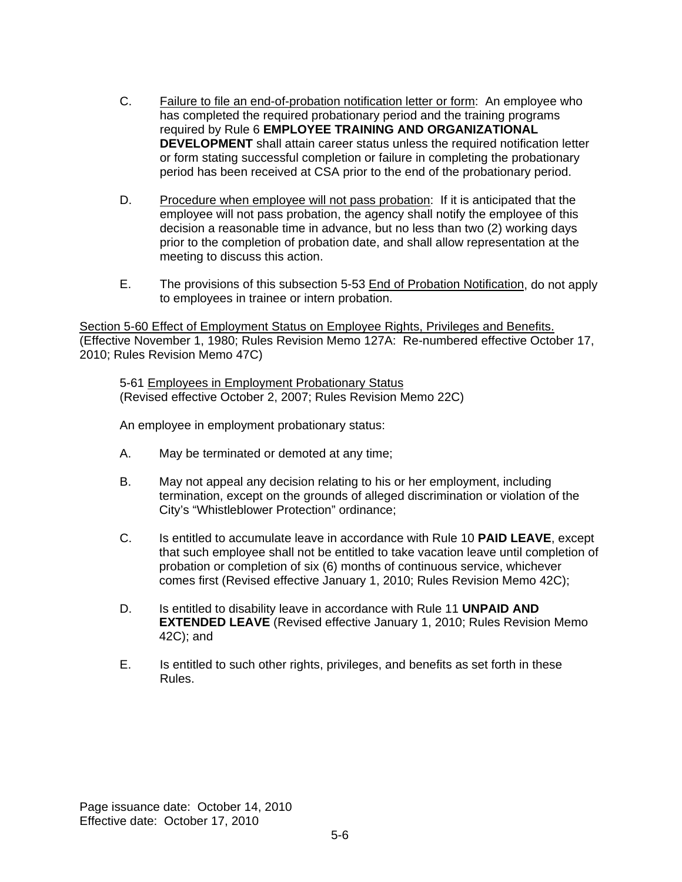C. Failure to file an end-of-probation notification letter or form: An employee who has completed the required probationary period and the training programs required by Rule 6 **EMPLOYEE TRAINING AND ORGANIZATIONAL DEVELOPMENT** shall attain career status unless the required notification letter or form stating successful completion or failure in completing the probationary period has been received at CSA prior to the end of the probationary period.

D. Procedure when employee will not pass probation: If it is anticipated that the employee will not pass probation, the agency shall notify the employee of this decision a reasonable time in advance, but no less than two (2) working days prior to the completion of probation date, and shall allow representation at the meeting to discuss this action.

E. The provisions of this subsection 5-53 End of Probation Notification, do not apply to employees in trainee or intern probation.

Section 5-60 Effect of Employment Status on Employee Rights, Privileges and Benefits.
(Effective November 1, 1980; Rules Revision Memo 127A: Re-numbered effective October 17, 2010; Rules Revision Memo 47C)

5-61 Employees in Employment Probationary Status
(Revised effective October 2, 2007; Rules Revision Memo 22C)

An employee in employment probationary status:

A. May be terminated or demoted at any time;

B. May not appeal any decision relating to his or her employment, including termination, except on the grounds of alleged discrimination or violation of the City's "Whistleblower Protection" ordinance;

C. Is entitled to accumulate leave in accordance with Rule 10 **PAID LEAVE**, except that such employee shall not be entitled to take vacation leave until completion of probation or completion of six (6) months of continuous service, whichever comes first (Revised effective January 1, 2010; Rules Revision Memo 42C);

D. Is entitled to disability leave in accordance with Rule 11 **UNPAID AND EXTENDED LEAVE** (Revised effective January 1, 2010; Rules Revision Memo 42C); and

E. Is entitled to such other rights, privileges, and benefits as set forth in these Rules.

Page issuance date: October 14, 2010
Effective date: October 17, 2010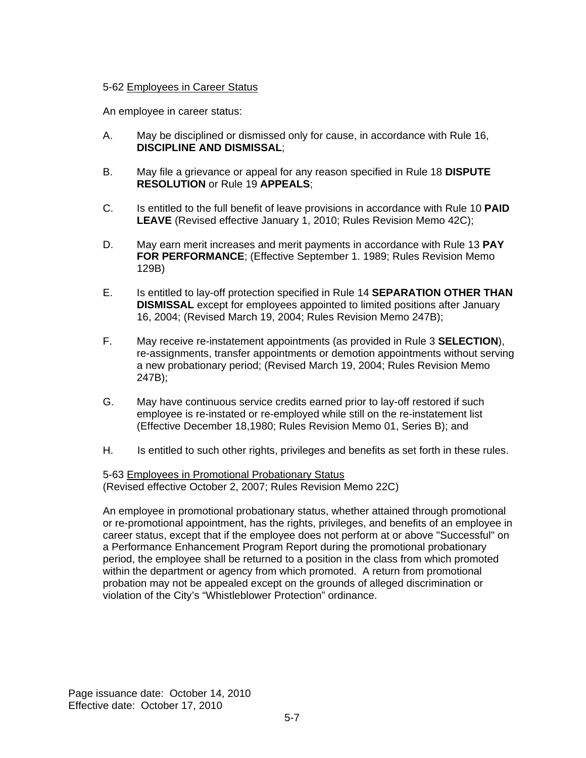5-62 <u>Employees in Career Status</u>

An employee in career status:

A. May be disciplined or dismissed only for cause, in accordance with Rule 16, **DISCIPLINE AND DISMISSAL**;

B. May file a grievance or appeal for any reason specified in Rule 18 **DISPUTE RESOLUTION** or Rule 19 **APPEALS**;

C. Is entitled to the full benefit of leave provisions in accordance with Rule 10 **PAID LEAVE** (Revised effective January 1, 2010; Rules Revision Memo 42C);

D. May earn merit increases and merit payments in accordance with Rule 13 **PAY FOR PERFORMANCE**; (Effective September 1. 1989; Rules Revision Memo 129B)

E. Is entitled to lay-off protection specified in Rule 14 **SEPARATION OTHER THAN DISMISSAL** except for employees appointed to limited positions after January 16, 2004; (Revised March 19, 2004; Rules Revision Memo 247B);

F. May receive re-instatement appointments (as provided in Rule 3 **SELECTION**), re-assignments, transfer appointments or demotion appointments without serving a new probationary period; (Revised March 19, 2004; Rules Revision Memo 247B);

G. May have continuous service credits earned prior to lay-off restored if such employee is re-instated or re-employed while still on the re-instatement list (Effective December 18,1980; Rules Revision Memo 01, Series B); and

H. Is entitled to such other rights, privileges and benefits as set forth in these rules.

5-63 <u>Employees in Promotional Probationary Status</u>
(Revised effective October 2, 2007; Rules Revision Memo 22C)

An employee in promotional probationary status, whether attained through promotional or re-promotional appointment, has the rights, privileges, and benefits of an employee in career status, except that if the employee does not perform at or above "Successful" on a Performance Enhancement Program Report during the promotional probationary period, the employee shall be returned to a position in the class from which promoted within the department or agency from which promoted. A return from promotional probation may not be appealed except on the grounds of alleged discrimination or violation of the City's "Whistleblower Protection" ordinance.

Page issuance date: October 14, 2010
Effective date: October 17, 2010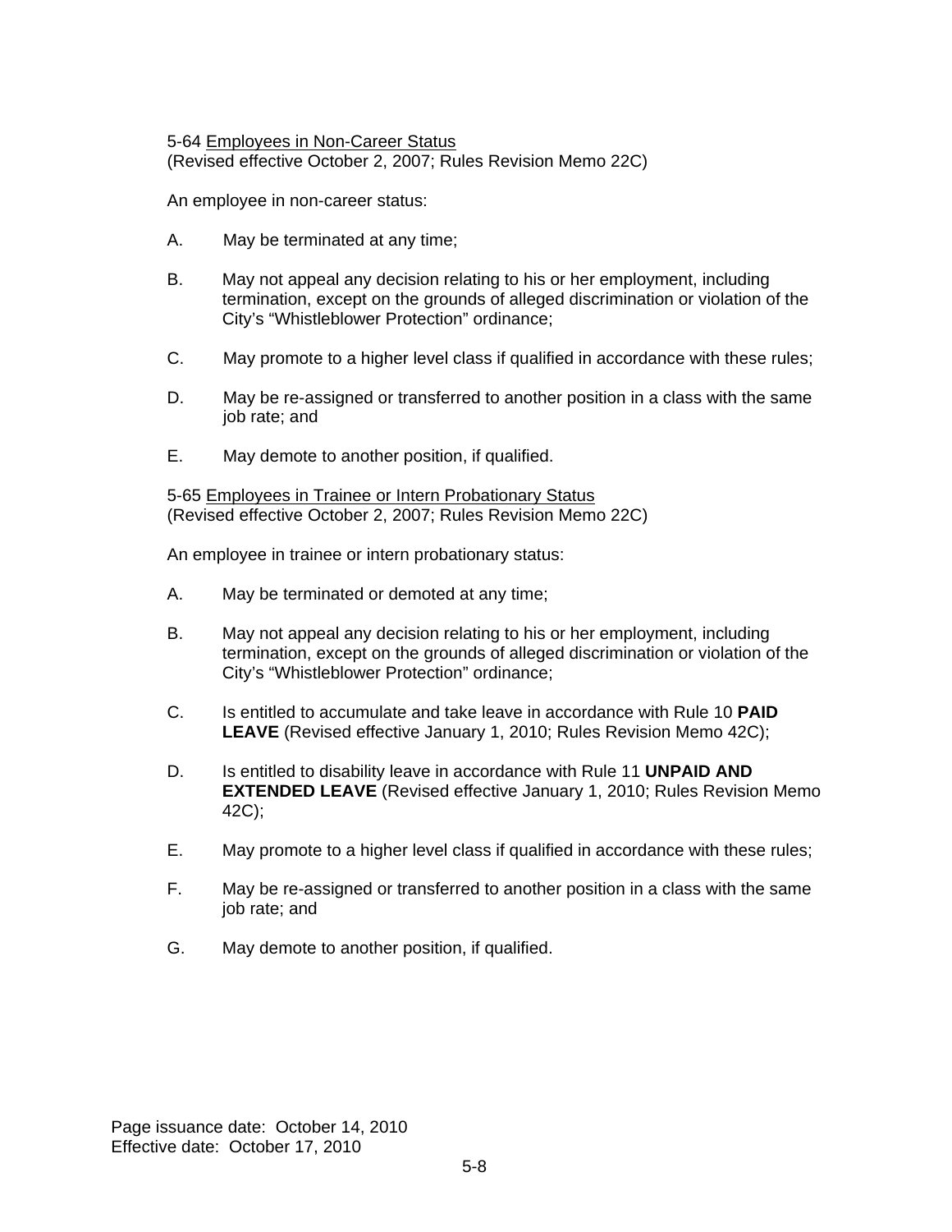5-64 <u>Employees in Non-Career Status</u>
(Revised effective October 2, 2007; Rules Revision Memo 22C)

An employee in non-career status:

A. May be terminated at any time;

B. May not appeal any decision relating to his or her employment, including termination, except on the grounds of alleged discrimination or violation of the City's "Whistleblower Protection" ordinance;

C. May promote to a higher level class if qualified in accordance with these rules;

D. May be re-assigned or transferred to another position in a class with the same job rate; and

E. May demote to another position, if qualified.

5-65 <u>Employees in Trainee or Intern Probationary Status</u>
(Revised effective October 2, 2007; Rules Revision Memo 22C)

An employee in trainee or intern probationary status:

A. May be terminated or demoted at any time;

B. May not appeal any decision relating to his or her employment, including termination, except on the grounds of alleged discrimination or violation of the City's "Whistleblower Protection" ordinance;

C. Is entitled to accumulate and take leave in accordance with Rule 10 **PAID LEAVE** (Revised effective January 1, 2010; Rules Revision Memo 42C);

D. Is entitled to disability leave in accordance with Rule 11 **UNPAID AND EXTENDED LEAVE** (Revised effective January 1, 2010; Rules Revision Memo 42C);

E. May promote to a higher level class if qualified in accordance with these rules;

F. May be re-assigned or transferred to another position in a class with the same job rate; and

G. May demote to another position, if qualified.

Page issuance date: October 14, 2010
Effective date: October 17, 2010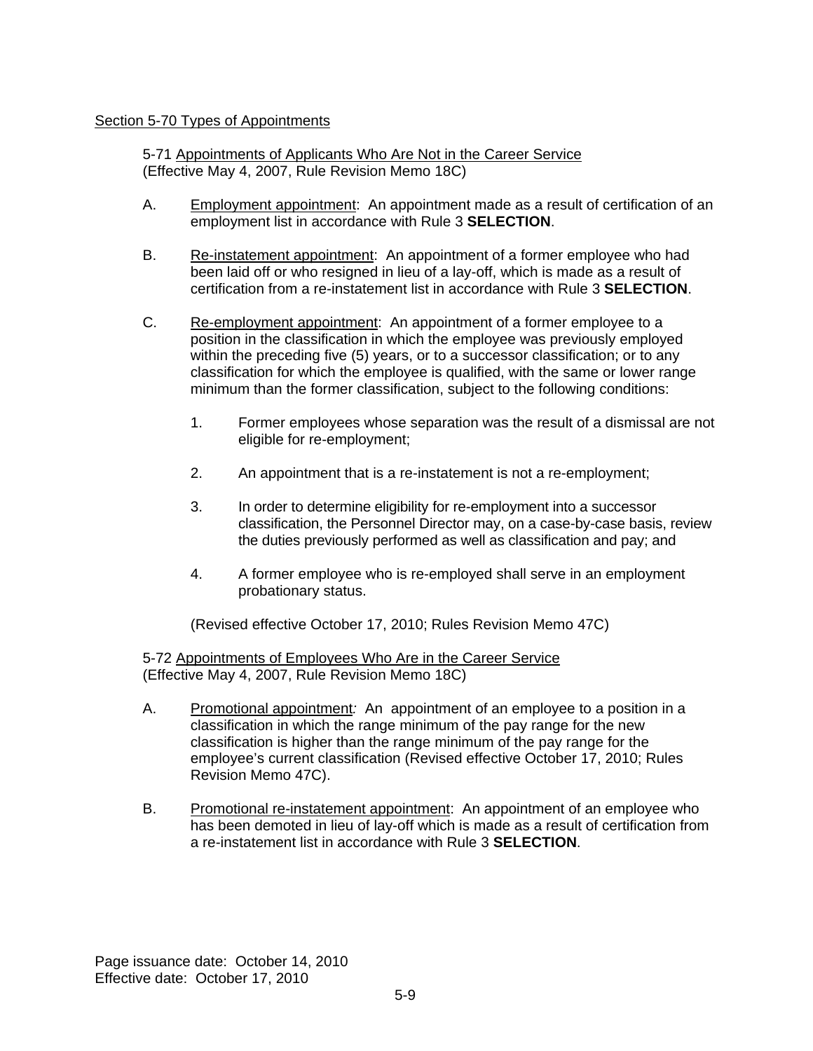## Section 5-70 Types of Appointments

### 5-71 Appointments of Applicants Who Are Not in the Career Service
(Effective May 4, 2007, Rule Revision Memo 18C)

A. Employment appointment: An appointment made as a result of certification of an employment list in accordance with Rule 3 **SELECTION**.

B. Re-instatement appointment: An appointment of a former employee who had been laid off or who resigned in lieu of a lay-off, which is made as a result of certification from a re-instatement list in accordance with Rule 3 **SELECTION**.

C. Re-employment appointment: An appointment of a former employee to a position in the classification in which the employee was previously employed within the preceding five (5) years, or to a successor classification; or to any classification for which the employee is qualified, with the same or lower range minimum than the former classification, subject to the following conditions:

   1. Former employees whose separation was the result of a dismissal are not eligible for re-employment;

   2. An appointment that is a re-instatement is not a re-employment;

   3. In order to determine eligibility for re-employment into a successor classification, the Personnel Director may, on a case-by-case basis, review the duties previously performed as well as classification and pay; and

   4. A former employee who is re-employed shall serve in an employment probationary status.

   (Revised effective October 17, 2010; Rules Revision Memo 47C)

### 5-72 Appointments of Employees Who Are in the Career Service
(Effective May 4, 2007, Rule Revision Memo 18C)

A. Promotional appointment*:* An appointment of an employee to a position in a classification in which the range minimum of the pay range for the new classification is higher than the range minimum of the pay range for the employee's current classification (Revised effective October 17, 2010; Rules Revision Memo 47C).

B. Promotional re-instatement appointment: An appointment of an employee who has been demoted in lieu of lay-off which is made as a result of certification from a re-instatement list in accordance with Rule 3 **SELECTION**.

Page issuance date: October 14, 2010
Effective date: October 17, 2010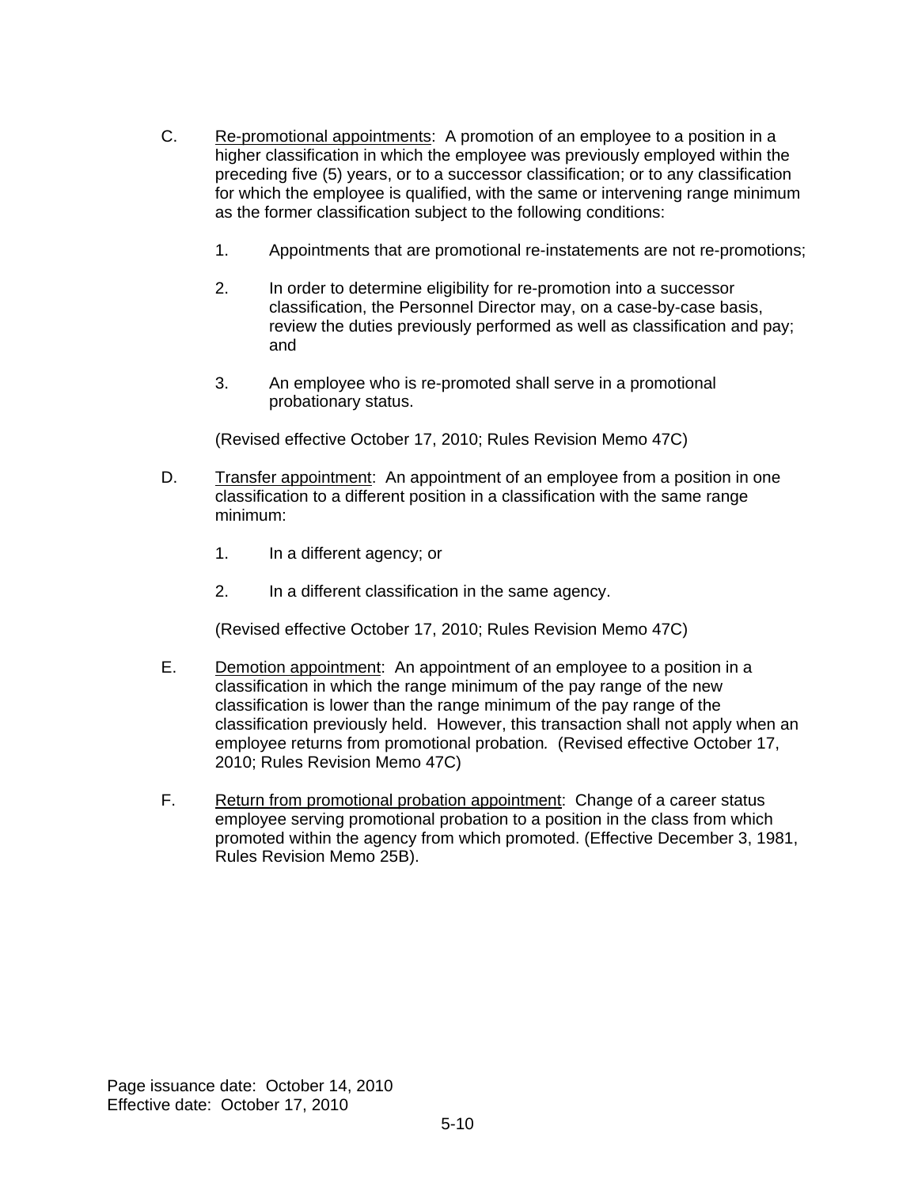C. <u>Re-promotional appointments</u>: A promotion of an employee to a position in a higher classification in which the employee was previously employed within the preceding five (5) years, or to a successor classification; or to any classification for which the employee is qualified, with the same or intervening range minimum as the former classification subject to the following conditions:

   1. Appointments that are promotional re-instatements are not re-promotions;

   2. In order to determine eligibility for re-promotion into a successor classification, the Personnel Director may, on a case-by-case basis, review the duties previously performed as well as classification and pay; and

   3. An employee who is re-promoted shall serve in a promotional probationary status.

   (Revised effective October 17, 2010; Rules Revision Memo 47C)

D. <u>Transfer appointment</u>: An appointment of an employee from a position in one classification to a different position in a classification with the same range minimum:

   1. In a different agency; or

   2. In a different classification in the same agency.

   (Revised effective October 17, 2010; Rules Revision Memo 47C)

E. <u>Demotion appointment</u>: An appointment of an employee to a position in a classification in which the range minimum of the pay range of the new classification is lower than the range minimum of the pay range of the classification previously held. However, this transaction shall not apply when an employee returns from promotional probation*.* (Revised effective October 17, 2010; Rules Revision Memo 47C)

F. <u>Return from promotional probation appointment</u>: Change of a career status employee serving promotional probation to a position in the class from which promoted within the agency from which promoted. (Effective December 3, 1981, Rules Revision Memo 25B).

Page issuance date: October 14, 2010
Effective date: October 17, 2010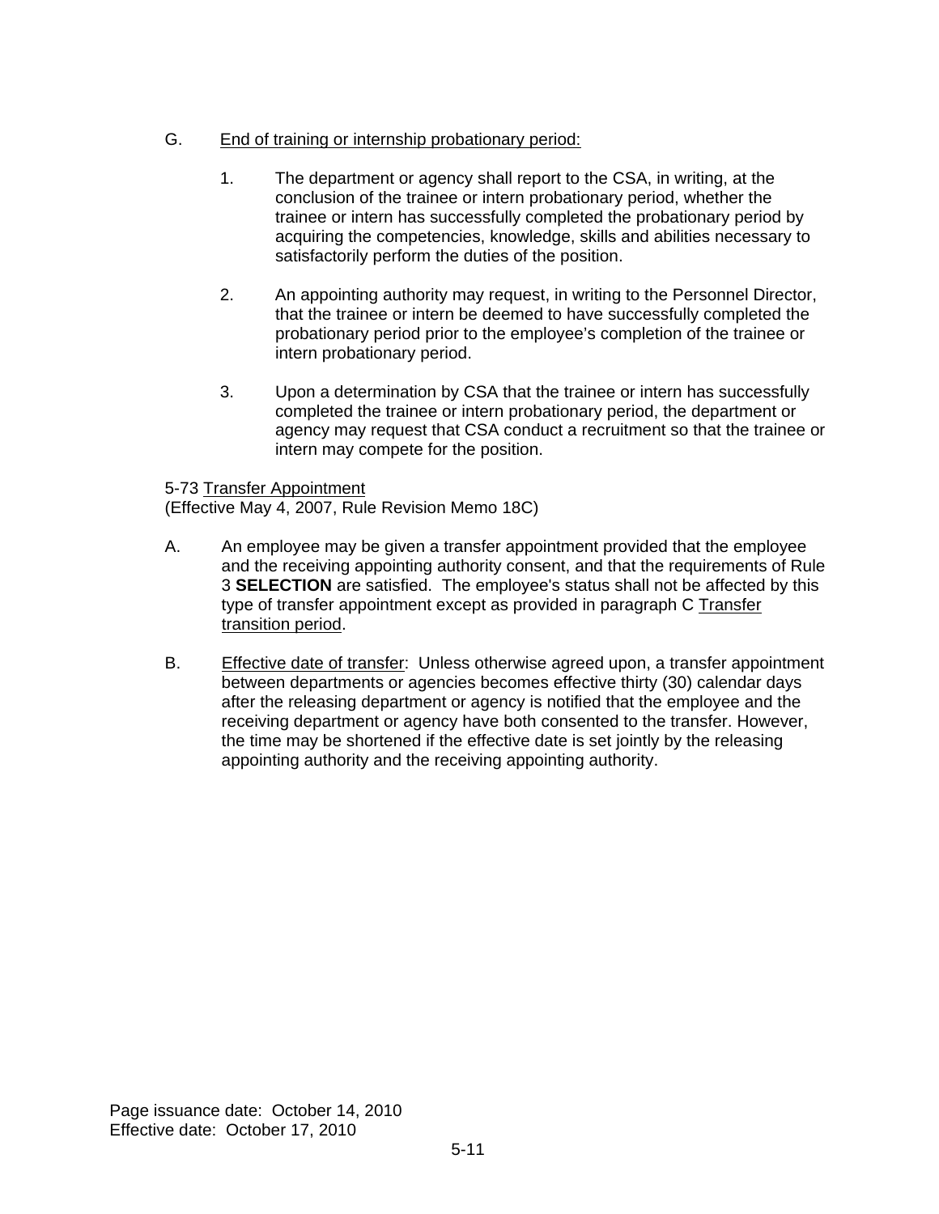G. <u>End of training or internship probationary period:</u>

1. The department or agency shall report to the CSA, in writing, at the conclusion of the trainee or intern probationary period, whether the trainee or intern has successfully completed the probationary period by acquiring the competencies, knowledge, skills and abilities necessary to satisfactorily perform the duties of the position.

2. An appointing authority may request, in writing to the Personnel Director, that the trainee or intern be deemed to have successfully completed the probationary period prior to the employee's completion of the trainee or intern probationary period.

3. Upon a determination by CSA that the trainee or intern has successfully completed the trainee or intern probationary period, the department or agency may request that CSA conduct a recruitment so that the trainee or intern may compete for the position.

5-73 <u>Transfer Appointment</u>
(Effective May 4, 2007, Rule Revision Memo 18C)

A. An employee may be given a transfer appointment provided that the employee and the receiving appointing authority consent, and that the requirements of Rule 3 **SELECTION** are satisfied. The employee's status shall not be affected by this type of transfer appointment except as provided in paragraph C <u>Transfer transition period</u>.

B. <u>Effective date of transfer</u>: Unless otherwise agreed upon, a transfer appointment between departments or agencies becomes effective thirty (30) calendar days after the releasing department or agency is notified that the employee and the receiving department or agency have both consented to the transfer. However, the time may be shortened if the effective date is set jointly by the releasing appointing authority and the receiving appointing authority.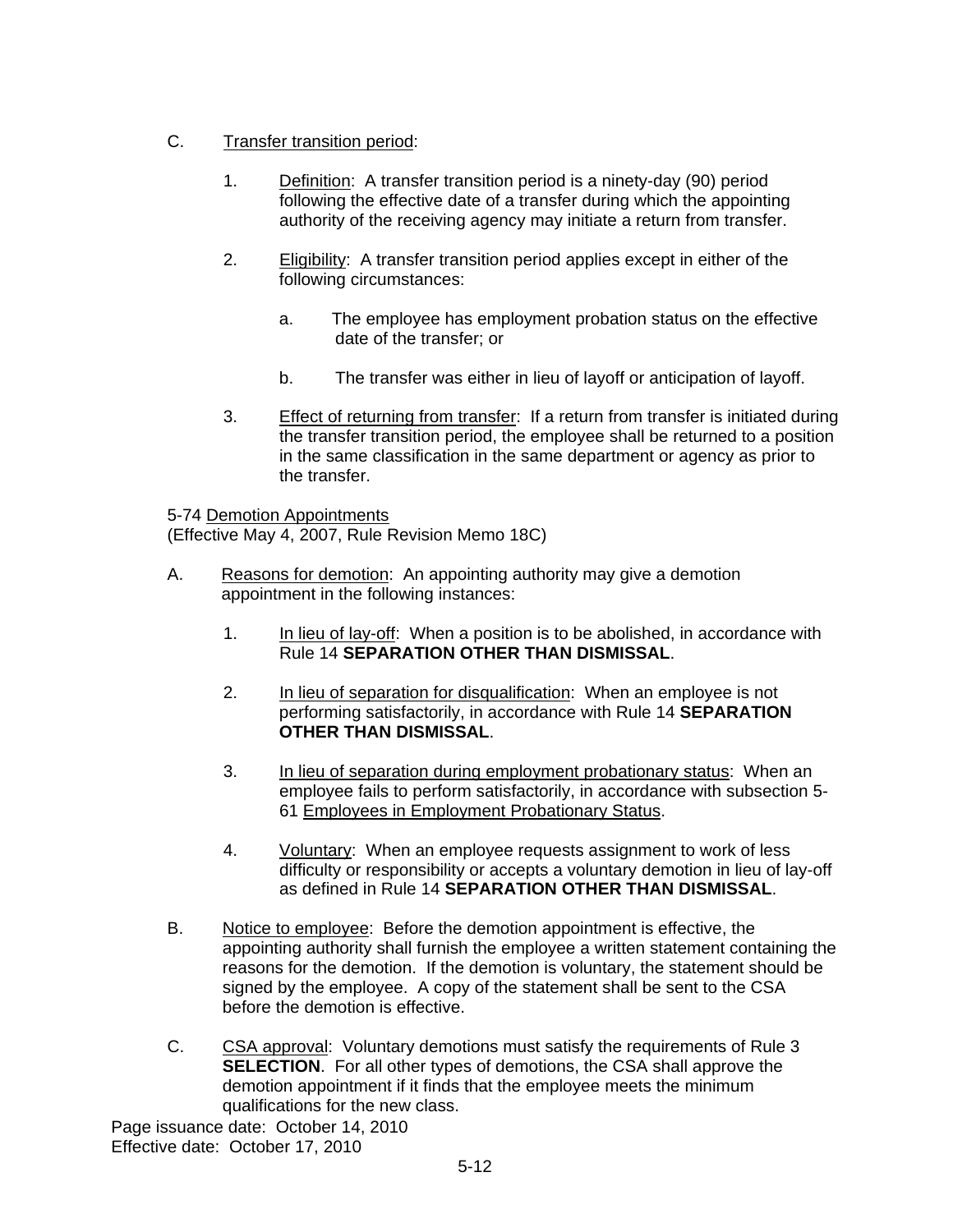C. Transfer transition period:

1. Definition: A transfer transition period is a ninety-day (90) period following the effective date of a transfer during which the appointing authority of the receiving agency may initiate a return from transfer.

2. Eligibility: A transfer transition period applies except in either of the following circumstances:

   a. The employee has employment probation status on the effective date of the transfer; or

   b. The transfer was either in lieu of layoff or anticipation of layoff.

3. Effect of returning from transfer: If a return from transfer is initiated during the transfer transition period, the employee shall be returned to a position in the same classification in the same department or agency as prior to the transfer.

5-74 Demotion Appointments
(Effective May 4, 2007, Rule Revision Memo 18C)

A. Reasons for demotion: An appointing authority may give a demotion appointment in the following instances:

1. In lieu of lay-off: When a position is to be abolished, in accordance with Rule 14 **SEPARATION OTHER THAN DISMISSAL**.

2. In lieu of separation for disqualification: When an employee is not performing satisfactorily, in accordance with Rule 14 **SEPARATION OTHER THAN DISMISSAL**.

3. In lieu of separation during employment probationary status: When an employee fails to perform satisfactorily, in accordance with subsection 5-61 Employees in Employment Probationary Status.

4. Voluntary: When an employee requests assignment to work of less difficulty or responsibility or accepts a voluntary demotion in lieu of lay-off as defined in Rule 14 **SEPARATION OTHER THAN DISMISSAL**.

B. Notice to employee: Before the demotion appointment is effective, the appointing authority shall furnish the employee a written statement containing the reasons for the demotion. If the demotion is voluntary, the statement should be signed by the employee. A copy of the statement shall be sent to the CSA before the demotion is effective.

C. CSA approval: Voluntary demotions must satisfy the requirements of Rule 3 **SELECTION**. For all other types of demotions, the CSA shall approve the demotion appointment if it finds that the employee meets the minimum qualifications for the new class.

Page issuance date: October 14, 2010
Effective date: October 17, 2010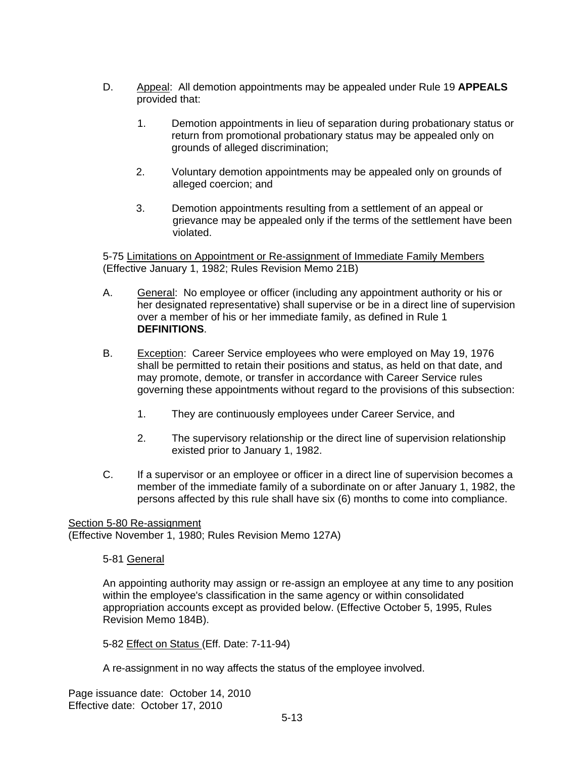D. Appeal: All demotion appointments may be appealed under Rule 19 **APPEALS** provided that:

1. Demotion appointments in lieu of separation during probationary status or return from promotional probationary status may be appealed only on grounds of alleged discrimination;

2. Voluntary demotion appointments may be appealed only on grounds of alleged coercion; and

3. Demotion appointments resulting from a settlement of an appeal or grievance may be appealed only if the terms of the settlement have been violated.

5-75 Limitations on Appointment or Re-assignment of Immediate Family Members (Effective January 1, 1982; Rules Revision Memo 21B)

A. General: No employee or officer (including any appointment authority or his or her designated representative) shall supervise or be in a direct line of supervision over a member of his or her immediate family, as defined in Rule 1 **DEFINITIONS**.

B. Exception: Career Service employees who were employed on May 19, 1976 shall be permitted to retain their positions and status, as held on that date, and may promote, demote, or transfer in accordance with Career Service rules governing these appointments without regard to the provisions of this subsection:

1. They are continuously employees under Career Service, and

2. The supervisory relationship or the direct line of supervision relationship existed prior to January 1, 1982.

C. If a supervisor or an employee or officer in a direct line of supervision becomes a member of the immediate family of a subordinate on or after January 1, 1982, the persons affected by this rule shall have six (6) months to come into compliance.

## Section 5-80 Re-assignment

(Effective November 1, 1980; Rules Revision Memo 127A)

5-81 General

An appointing authority may assign or re-assign an employee at any time to any position within the employee's classification in the same agency or within consolidated appropriation accounts except as provided below. (Effective October 5, 1995, Rules Revision Memo 184B).

5-82 Effect on Status (Eff. Date: 7-11-94)

A re-assignment in no way affects the status of the employee involved.

Page issuance date: October 14, 2010
Effective date: October 17, 2010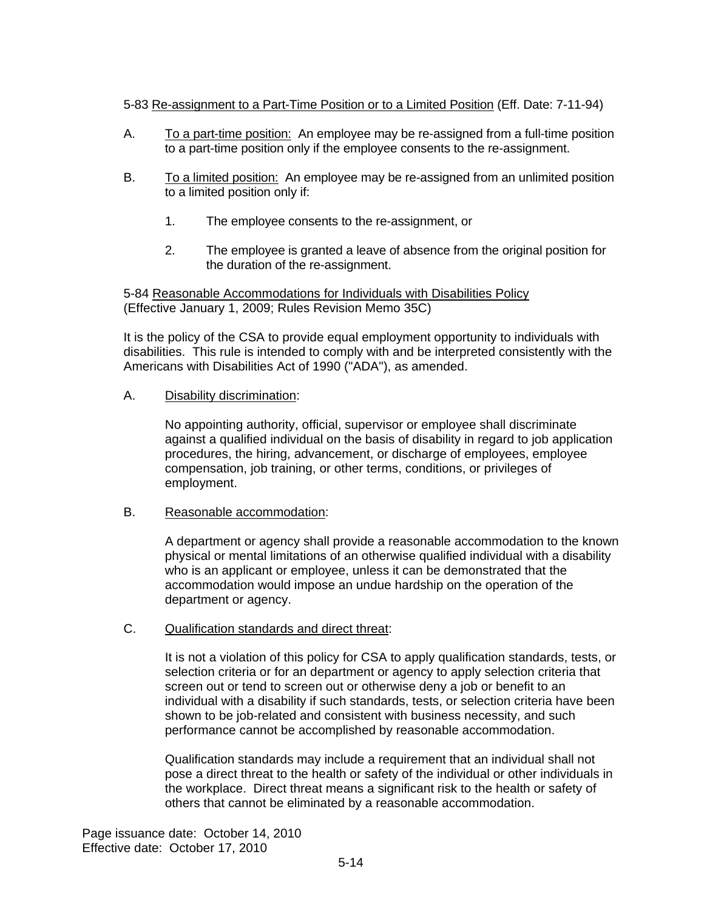5-83 Re-assignment to a Part-Time Position or to a Limited Position (Eff. Date: 7-11-94)

A. To a part-time position: An employee may be re-assigned from a full-time position to a part-time position only if the employee consents to the re-assignment.

B. To a limited position: An employee may be re-assigned from an unlimited position to a limited position only if:

1. The employee consents to the re-assignment, or

2. The employee is granted a leave of absence from the original position for the duration of the re-assignment.

5-84 Reasonable Accommodations for Individuals with Disabilities Policy (Effective January 1, 2009; Rules Revision Memo 35C)

It is the policy of the CSA to provide equal employment opportunity to individuals with disabilities. This rule is intended to comply with and be interpreted consistently with the Americans with Disabilities Act of 1990 ("ADA"), as amended.

A. Disability discrimination:

No appointing authority, official, supervisor or employee shall discriminate against a qualified individual on the basis of disability in regard to job application procedures, the hiring, advancement, or discharge of employees, employee compensation, job training, or other terms, conditions, or privileges of employment.

B. Reasonable accommodation:

A department or agency shall provide a reasonable accommodation to the known physical or mental limitations of an otherwise qualified individual with a disability who is an applicant or employee, unless it can be demonstrated that the accommodation would impose an undue hardship on the operation of the department or agency.

C. Qualification standards and direct threat:

It is not a violation of this policy for CSA to apply qualification standards, tests, or selection criteria or for an department or agency to apply selection criteria that screen out or tend to screen out or otherwise deny a job or benefit to an individual with a disability if such standards, tests, or selection criteria have been shown to be job-related and consistent with business necessity, and such performance cannot be accomplished by reasonable accommodation.

Qualification standards may include a requirement that an individual shall not pose a direct threat to the health or safety of the individual or other individuals in the workplace. Direct threat means a significant risk to the health or safety of others that cannot be eliminated by a reasonable accommodation.

Page issuance date: October 14, 2010
Effective date: October 17, 2010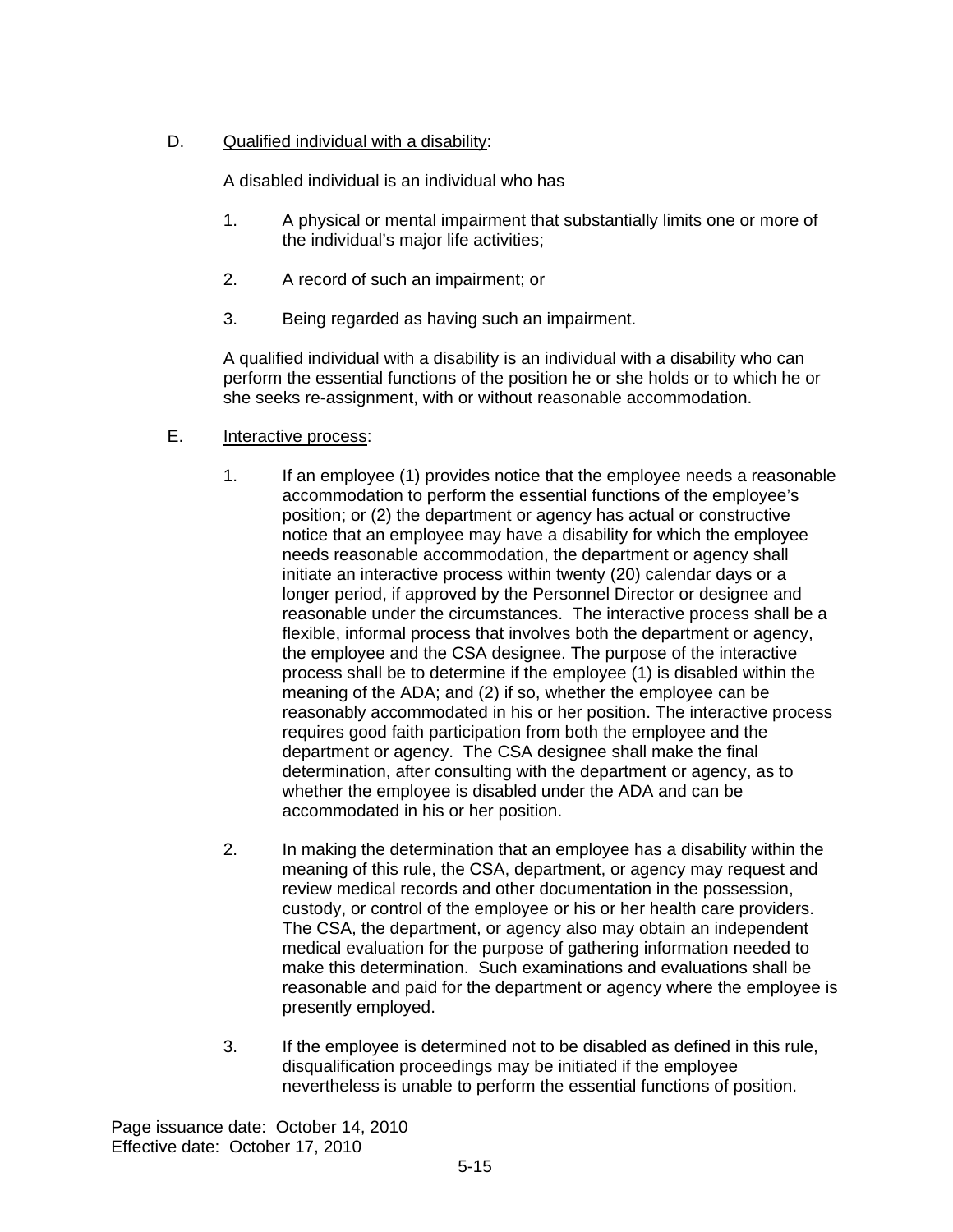D. <u>Qualified individual with a disability</u>:

A disabled individual is an individual who has

1. A physical or mental impairment that substantially limits one or more of the individual's major life activities;

2. A record of such an impairment; or

3. Being regarded as having such an impairment.

A qualified individual with a disability is an individual with a disability who can perform the essential functions of the position he or she holds or to which he or she seeks re-assignment, with or without reasonable accommodation.

E. <u>Interactive process</u>:

1. If an employee (1) provides notice that the employee needs a reasonable accommodation to perform the essential functions of the employee's position; or (2) the department or agency has actual or constructive notice that an employee may have a disability for which the employee needs reasonable accommodation, the department or agency shall initiate an interactive process within twenty (20) calendar days or a longer period, if approved by the Personnel Director or designee and reasonable under the circumstances. The interactive process shall be a flexible, informal process that involves both the department or agency, the employee and the CSA designee. The purpose of the interactive process shall be to determine if the employee (1) is disabled within the meaning of the ADA; and (2) if so, whether the employee can be reasonably accommodated in his or her position. The interactive process requires good faith participation from both the employee and the department or agency. The CSA designee shall make the final determination, after consulting with the department or agency, as to whether the employee is disabled under the ADA and can be accommodated in his or her position.

2. In making the determination that an employee has a disability within the meaning of this rule, the CSA, department, or agency may request and review medical records and other documentation in the possession, custody, or control of the employee or his or her health care providers. The CSA, the department, or agency also may obtain an independent medical evaluation for the purpose of gathering information needed to make this determination. Such examinations and evaluations shall be reasonable and paid for the department or agency where the employee is presently employed.

3. If the employee is determined not to be disabled as defined in this rule, disqualification proceedings may be initiated if the employee nevertheless is unable to perform the essential functions of position.

Page issuance date: October 14, 2010
Effective date: October 17, 2010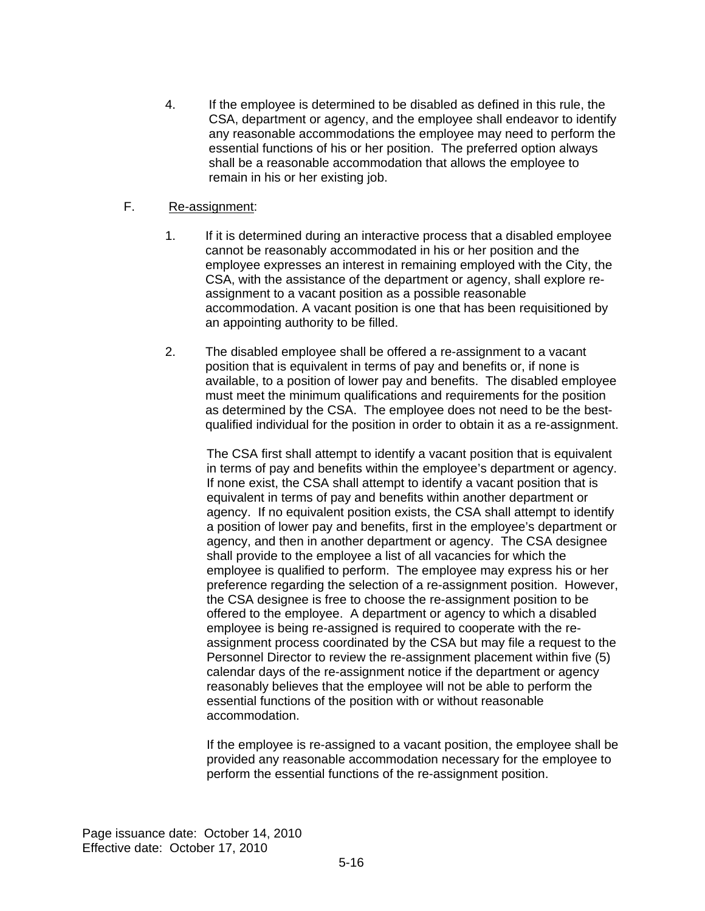4. If the employee is determined to be disabled as defined in this rule, the CSA, department or agency, and the employee shall endeavor to identify any reasonable accommodations the employee may need to perform the essential functions of his or her position. The preferred option always shall be a reasonable accommodation that allows the employee to remain in his or her existing job.

F. Re-assignment:

1. If it is determined during an interactive process that a disabled employee cannot be reasonably accommodated in his or her position and the employee expresses an interest in remaining employed with the City, the CSA, with the assistance of the department or agency, shall explore re-assignment to a vacant position as a possible reasonable accommodation. A vacant position is one that has been requisitioned by an appointing authority to be filled.

2. The disabled employee shall be offered a re-assignment to a vacant position that is equivalent in terms of pay and benefits or, if none is available, to a position of lower pay and benefits. The disabled employee must meet the minimum qualifications and requirements for the position as determined by the CSA. The employee does not need to be the best-qualified individual for the position in order to obtain it as a re-assignment.

   The CSA first shall attempt to identify a vacant position that is equivalent in terms of pay and benefits within the employee's department or agency. If none exist, the CSA shall attempt to identify a vacant position that is equivalent in terms of pay and benefits within another department or agency. If no equivalent position exists, the CSA shall attempt to identify a position of lower pay and benefits, first in the employee's department or agency, and then in another department or agency. The CSA designee shall provide to the employee a list of all vacancies for which the employee is qualified to perform. The employee may express his or her preference regarding the selection of a re-assignment position. However, the CSA designee is free to choose the re-assignment position to be offered to the employee. A department or agency to which a disabled employee is being re-assigned is required to cooperate with the re-assignment process coordinated by the CSA but may file a request to the Personnel Director to review the re-assignment placement within five (5) calendar days of the re-assignment notice if the department or agency reasonably believes that the employee will not be able to perform the essential functions of the position with or without reasonable accommodation.

   If the employee is re-assigned to a vacant position, the employee shall be provided any reasonable accommodation necessary for the employee to perform the essential functions of the re-assignment position.

Page issuance date: October 14, 2010
Effective date: October 17, 2010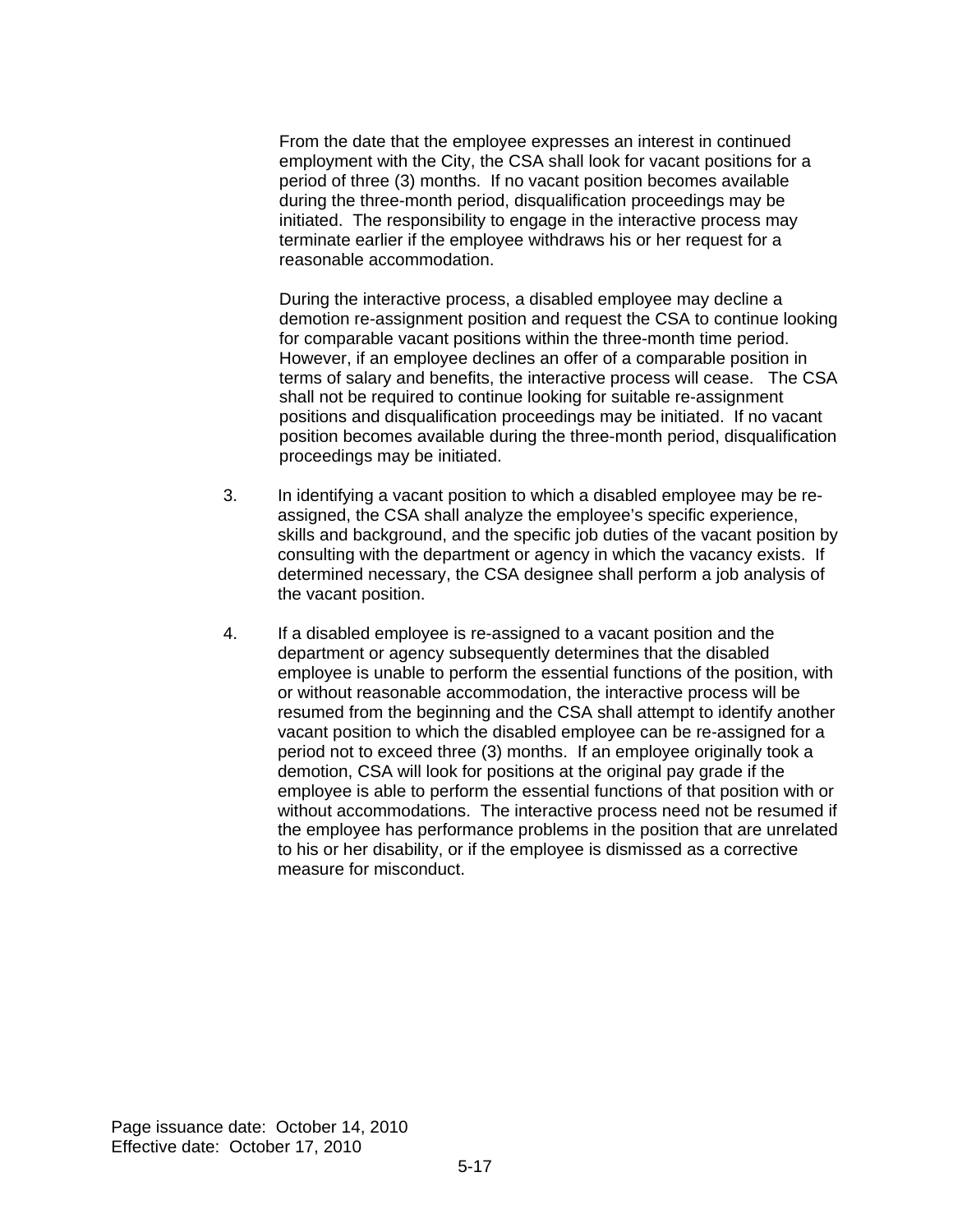From the date that the employee expresses an interest in continued employment with the City, the CSA shall look for vacant positions for a period of three (3) months. If no vacant position becomes available during the three-month period, disqualification proceedings may be initiated. The responsibility to engage in the interactive process may terminate earlier if the employee withdraws his or her request for a reasonable accommodation.

During the interactive process, a disabled employee may decline a demotion re-assignment position and request the CSA to continue looking for comparable vacant positions within the three-month time period. However, if an employee declines an offer of a comparable position in terms of salary and benefits, the interactive process will cease. The CSA shall not be required to continue looking for suitable re-assignment positions and disqualification proceedings may be initiated. If no vacant position becomes available during the three-month period, disqualification proceedings may be initiated.

3. In identifying a vacant position to which a disabled employee may be re-assigned, the CSA shall analyze the employee's specific experience, skills and background, and the specific job duties of the vacant position by consulting with the department or agency in which the vacancy exists. If determined necessary, the CSA designee shall perform a job analysis of the vacant position.

4. If a disabled employee is re-assigned to a vacant position and the department or agency subsequently determines that the disabled employee is unable to perform the essential functions of the position, with or without reasonable accommodation, the interactive process will be resumed from the beginning and the CSA shall attempt to identify another vacant position to which the disabled employee can be re-assigned for a period not to exceed three (3) months. If an employee originally took a demotion, CSA will look for positions at the original pay grade if the employee is able to perform the essential functions of that position with or without accommodations. The interactive process need not be resumed if the employee has performance problems in the position that are unrelated to his or her disability, or if the employee is dismissed as a corrective measure for misconduct.

Page issuance date: October 14, 2010
Effective date: October 17, 2010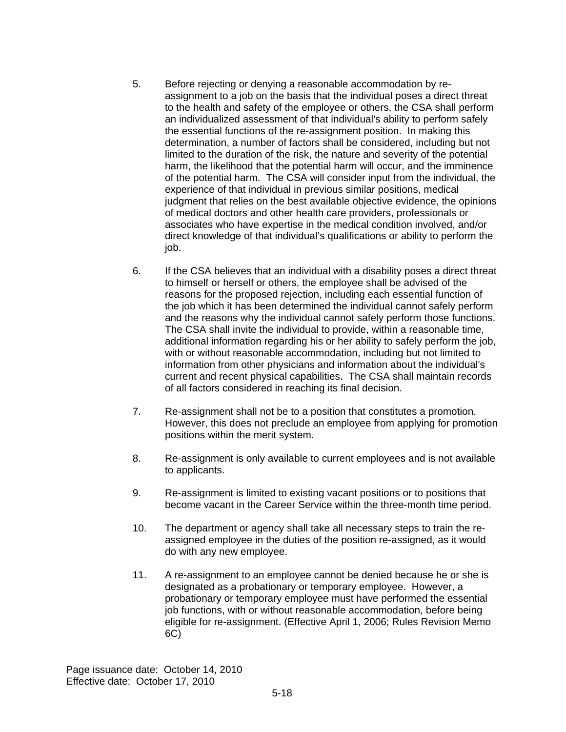5. Before rejecting or denying a reasonable accommodation by re-assignment to a job on the basis that the individual poses a direct threat to the health and safety of the employee or others, the CSA shall perform an individualized assessment of that individual's ability to perform safely the essential functions of the re-assignment position. In making this determination, a number of factors shall be considered, including but not limited to the duration of the risk, the nature and severity of the potential harm, the likelihood that the potential harm will occur, and the imminence of the potential harm. The CSA will consider input from the individual, the experience of that individual in previous similar positions, medical judgment that relies on the best available objective evidence, the opinions of medical doctors and other health care providers, professionals or associates who have expertise in the medical condition involved, and/or direct knowledge of that individual's qualifications or ability to perform the job.

6. If the CSA believes that an individual with a disability poses a direct threat to himself or herself or others, the employee shall be advised of the reasons for the proposed rejection, including each essential function of the job which it has been determined the individual cannot safely perform and the reasons why the individual cannot safely perform those functions. The CSA shall invite the individual to provide, within a reasonable time, additional information regarding his or her ability to safely perform the job, with or without reasonable accommodation, including but not limited to information from other physicians and information about the individual's current and recent physical capabilities. The CSA shall maintain records of all factors considered in reaching its final decision.

7. Re-assignment shall not be to a position that constitutes a promotion. However, this does not preclude an employee from applying for promotion positions within the merit system.

8. Re-assignment is only available to current employees and is not available to applicants.

9. Re-assignment is limited to existing vacant positions or to positions that become vacant in the Career Service within the three-month time period.

10. The department or agency shall take all necessary steps to train the re-assigned employee in the duties of the position re-assigned, as it would do with any new employee.

11. A re-assignment to an employee cannot be denied because he or she is designated as a probationary or temporary employee. However, a probationary or temporary employee must have performed the essential job functions, with or without reasonable accommodation, before being eligible for re-assignment. (Effective April 1, 2006; Rules Revision Memo 6C)

Page issuance date: October 14, 2010
Effective date: October 17, 2010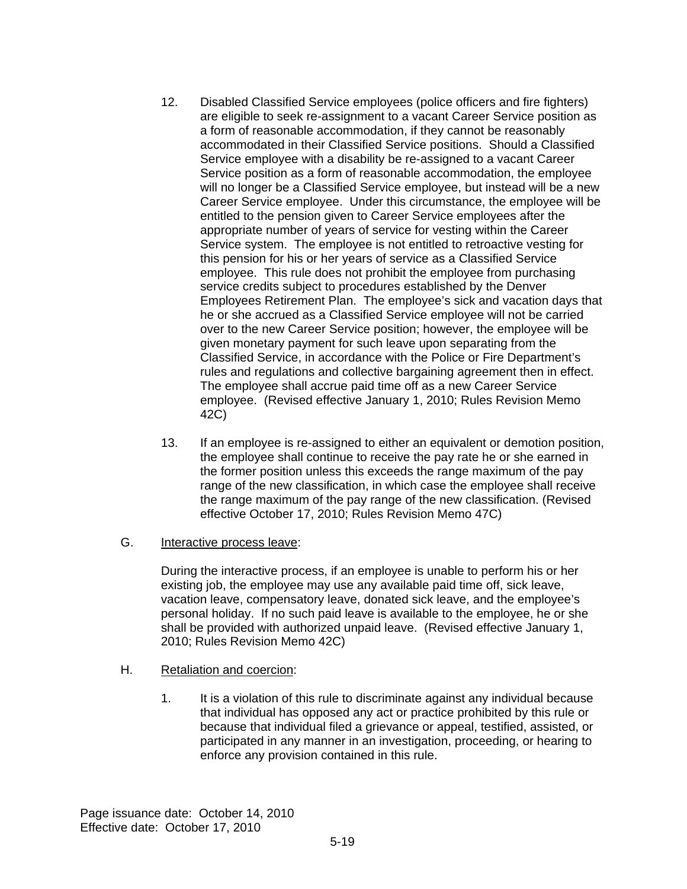12. Disabled Classified Service employees (police officers and fire fighters) are eligible to seek re-assignment to a vacant Career Service position as a form of reasonable accommodation, if they cannot be reasonably accommodated in their Classified Service positions. Should a Classified Service employee with a disability be re-assigned to a vacant Career Service position as a form of reasonable accommodation, the employee will no longer be a Classified Service employee, but instead will be a new Career Service employee. Under this circumstance, the employee will be entitled to the pension given to Career Service employees after the appropriate number of years of service for vesting within the Career Service system. The employee is not entitled to retroactive vesting for this pension for his or her years of service as a Classified Service employee. This rule does not prohibit the employee from purchasing service credits subject to procedures established by the Denver Employees Retirement Plan. The employee's sick and vacation days that he or she accrued as a Classified Service employee will not be carried over to the new Career Service position; however, the employee will be given monetary payment for such leave upon separating from the Classified Service, in accordance with the Police or Fire Department's rules and regulations and collective bargaining agreement then in effect. The employee shall accrue paid time off as a new Career Service employee. (Revised effective January 1, 2010; Rules Revision Memo 42C)

13. If an employee is re-assigned to either an equivalent or demotion position, the employee shall continue to receive the pay rate he or she earned in the former position unless this exceeds the range maximum of the pay range of the new classification, in which case the employee shall receive the range maximum of the pay range of the new classification. (Revised effective October 17, 2010; Rules Revision Memo 47C)

G. Interactive process leave:

During the interactive process, if an employee is unable to perform his or her existing job, the employee may use any available paid time off, sick leave, vacation leave, compensatory leave, donated sick leave, and the employee's personal holiday. If no such paid leave is available to the employee, he or she shall be provided with authorized unpaid leave. (Revised effective January 1, 2010; Rules Revision Memo 42C)

H. Retaliation and coercion:

1. It is a violation of this rule to discriminate against any individual because that individual has opposed any act or practice prohibited by this rule or because that individual filed a grievance or appeal, testified, assisted, or participated in any manner in an investigation, proceeding, or hearing to enforce any provision contained in this rule.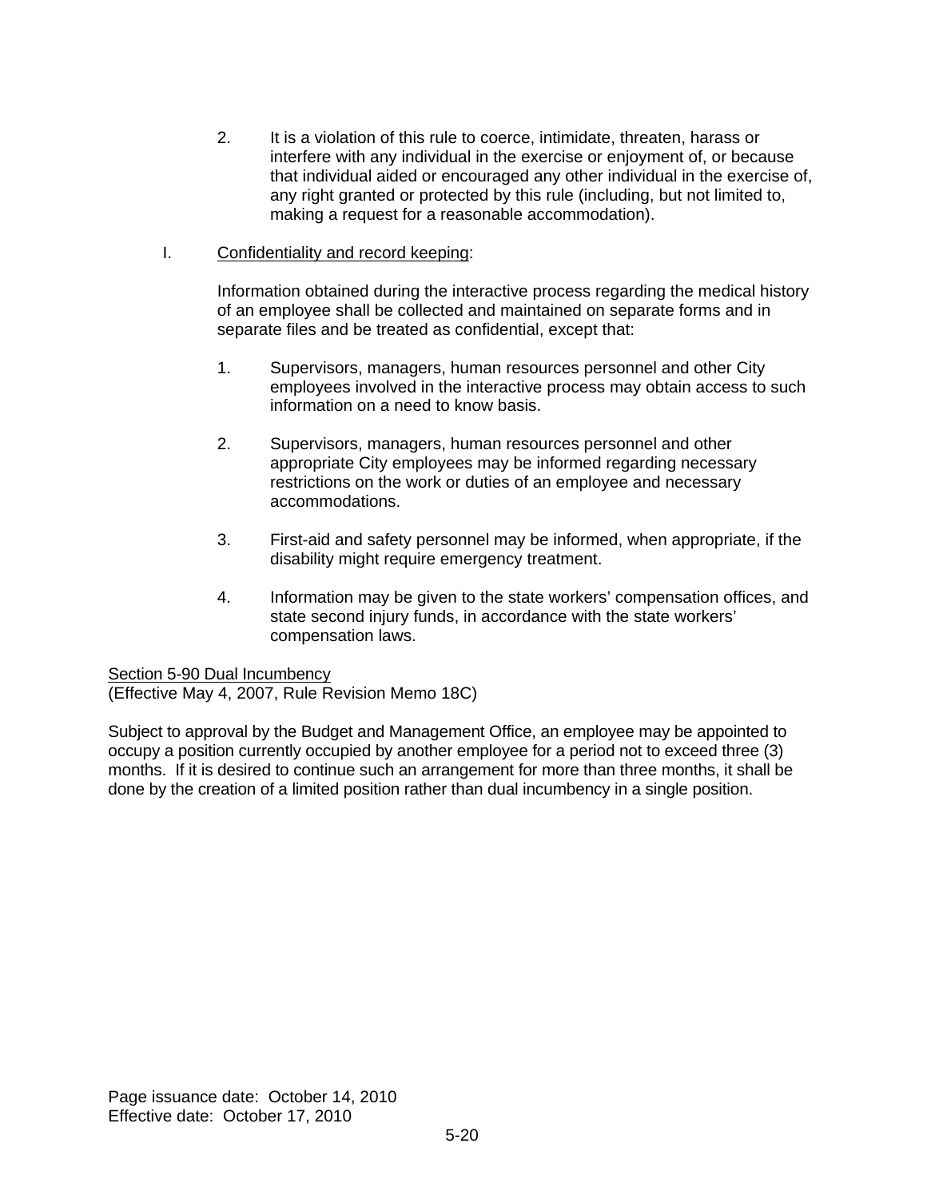2. It is a violation of this rule to coerce, intimidate, threaten, harass or interfere with any individual in the exercise or enjoyment of, or because that individual aided or encouraged any other individual in the exercise of, any right granted or protected by this rule (including, but not limited to, making a request for a reasonable accommodation).

I. Confidentiality and record keeping:

Information obtained during the interactive process regarding the medical history of an employee shall be collected and maintained on separate forms and in separate files and be treated as confidential, except that:

1. Supervisors, managers, human resources personnel and other City employees involved in the interactive process may obtain access to such information on a need to know basis.

2. Supervisors, managers, human resources personnel and other appropriate City employees may be informed regarding necessary restrictions on the work or duties of an employee and necessary accommodations.

3. First-aid and safety personnel may be informed, when appropriate, if the disability might require emergency treatment.

4. Information may be given to the state workers' compensation offices, and state second injury funds, in accordance with the state workers' compensation laws.

## Section 5-90 Dual Incumbency

(Effective May 4, 2007, Rule Revision Memo 18C)

Subject to approval by the Budget and Management Office, an employee may be appointed to occupy a position currently occupied by another employee for a period not to exceed three (3) months. If it is desired to continue such an arrangement for more than three months, it shall be done by the creation of a limited position rather than dual incumbency in a single position.

Page issuance date: October 14, 2010
Effective date: October 17, 2010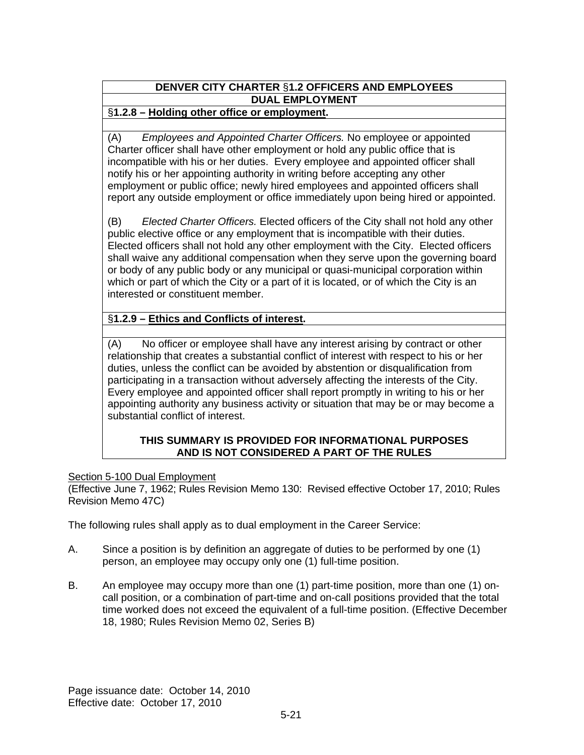**DENVER CITY CHARTER §1.2 OFFICERS AND EMPLOYEES**
**DUAL EMPLOYMENT**

§**1.2.8 – <u>Holding other office or employment</u>.**

(A) *Employees and Appointed Charter Officers.* No employee or appointed Charter officer shall have other employment or hold any public office that is incompatible with his or her duties. Every employee and appointed officer shall notify his or her appointing authority in writing before accepting any other employment or public office; newly hired employees and appointed officers shall report any outside employment or office immediately upon being hired or appointed.

(B) *Elected Charter Officers.* Elected officers of the City shall not hold any other public elective office or any employment that is incompatible with their duties. Elected officers shall not hold any other employment with the City. Elected officers shall waive any additional compensation when they serve upon the governing board or body of any public body or any municipal or quasi-municipal corporation within which or part of which the City or a part of it is located, or of which the City is an interested or constituent member.

§**1.2.9 – <u>Ethics and Conflicts of interest</u>.**

(A) No officer or employee shall have any interest arising by contract or other relationship that creates a substantial conflict of interest with respect to his or her duties, unless the conflict can be avoided by abstention or disqualification from participating in a transaction without adversely affecting the interests of the City. Every employee and appointed officer shall report promptly in writing to his or her appointing authority any business activity or situation that may be or may become a substantial conflict of interest.

**THIS SUMMARY IS PROVIDED FOR INFORMATIONAL PURPOSES AND IS NOT CONSIDERED A PART OF THE RULES**

<u>Section 5-100 Dual Employment</u>
(Effective June 7, 1962; Rules Revision Memo 130: Revised effective October 17, 2010; Rules Revision Memo 47C)

The following rules shall apply as to dual employment in the Career Service:

A. Since a position is by definition an aggregate of duties to be performed by one (1) person, an employee may occupy only one (1) full-time position.

B. An employee may occupy more than one (1) part-time position, more than one (1) on-call position, or a combination of part-time and on-call positions provided that the total time worked does not exceed the equivalent of a full-time position. (Effective December 18, 1980; Rules Revision Memo 02, Series B)

Page issuance date: October 14, 2010
Effective date: October 17, 2010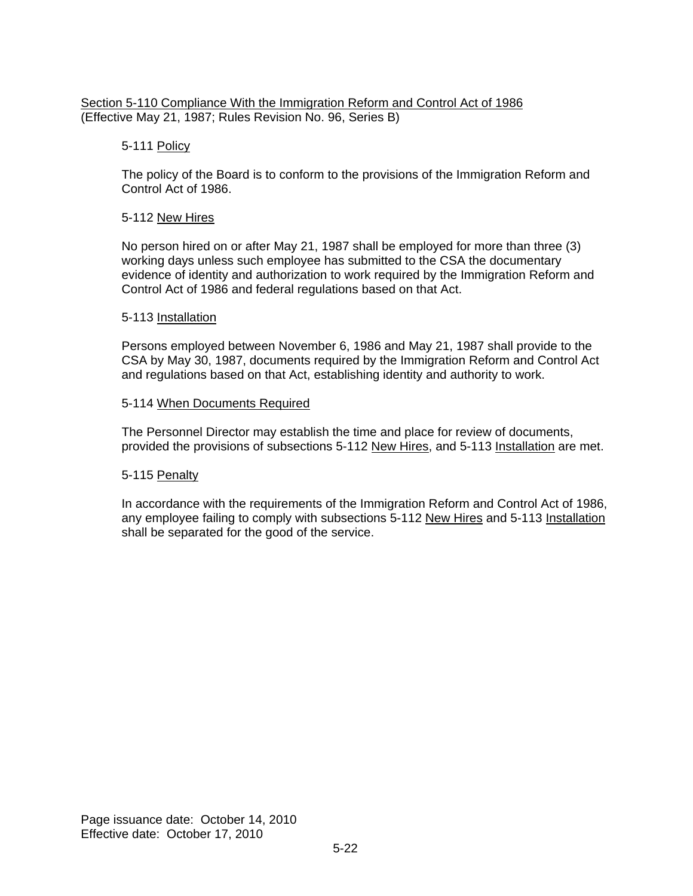## Section 5-110 Compliance With the Immigration Reform and Control Act of 1986

(Effective May 21, 1987; Rules Revision No. 96, Series B)

### 5-111 Policy

The policy of the Board is to conform to the provisions of the Immigration Reform and Control Act of 1986.

### 5-112 New Hires

No person hired on or after May 21, 1987 shall be employed for more than three (3) working days unless such employee has submitted to the CSA the documentary evidence of identity and authorization to work required by the Immigration Reform and Control Act of 1986 and federal regulations based on that Act.

### 5-113 Installation

Persons employed between November 6, 1986 and May 21, 1987 shall provide to the CSA by May 30, 1987, documents required by the Immigration Reform and Control Act and regulations based on that Act, establishing identity and authority to work.

### 5-114 When Documents Required

The Personnel Director may establish the time and place for review of documents, provided the provisions of subsections 5-112 New Hires, and 5-113 Installation are met.

### 5-115 Penalty

In accordance with the requirements of the Immigration Reform and Control Act of 1986, any employee failing to comply with subsections 5-112 New Hires and 5-113 Installation shall be separated for the good of the service.

Page issuance date: October 14, 2010
Effective date: October 17, 2010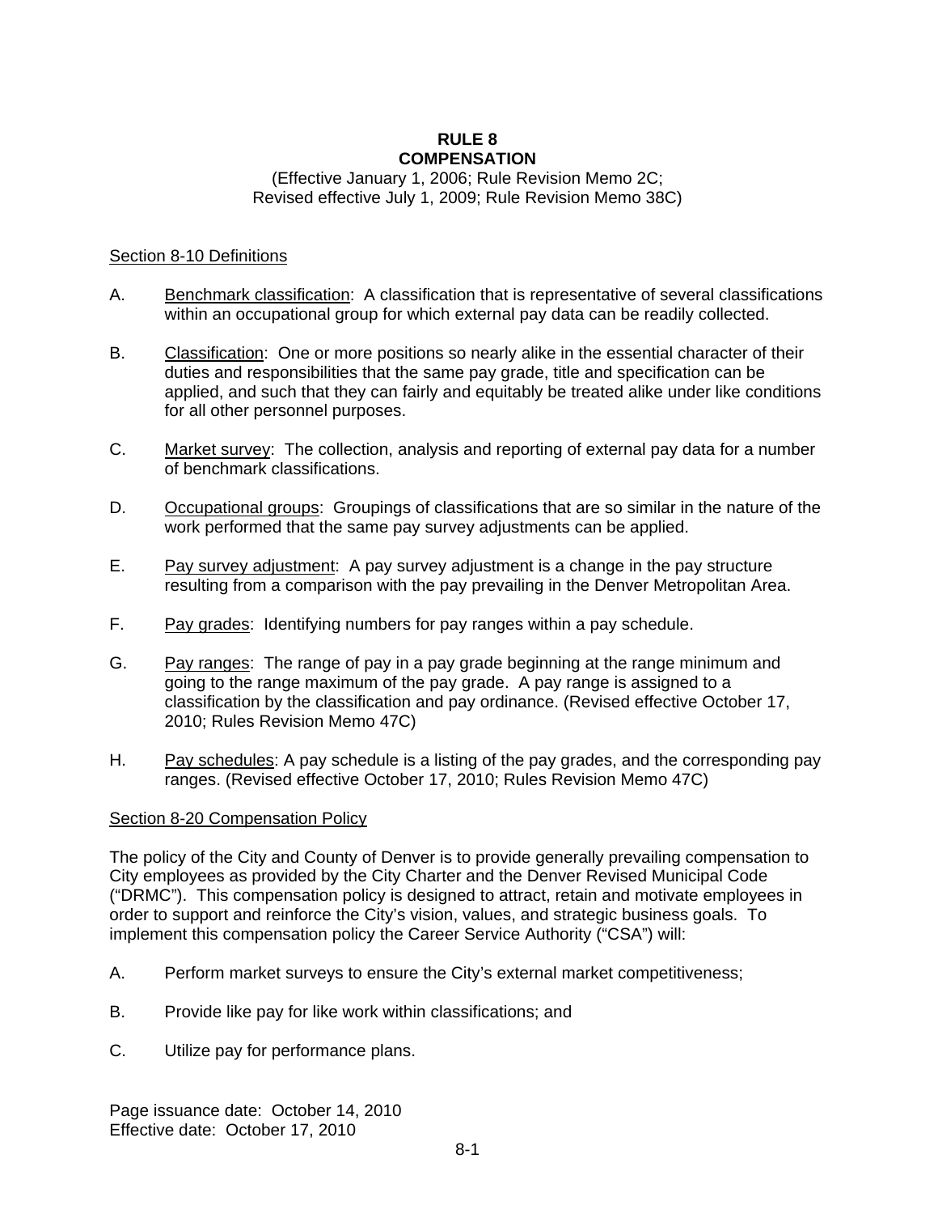# RULE 8
# COMPENSATION

(Effective January 1, 2006; Rule Revision Memo 2C;
Revised effective July 1, 2009; Rule Revision Memo 38C)

## Section 8-10 Definitions

A. Benchmark classification: A classification that is representative of several classifications within an occupational group for which external pay data can be readily collected.

B. Classification: One or more positions so nearly alike in the essential character of their duties and responsibilities that the same pay grade, title and specification can be applied, and such that they can fairly and equitably be treated alike under like conditions for all other personnel purposes.

C. Market survey: The collection, analysis and reporting of external pay data for a number of benchmark classifications.

D. Occupational groups: Groupings of classifications that are so similar in the nature of the work performed that the same pay survey adjustments can be applied.

E. Pay survey adjustment: A pay survey adjustment is a change in the pay structure resulting from a comparison with the pay prevailing in the Denver Metropolitan Area.

F. Pay grades: Identifying numbers for pay ranges within a pay schedule.

G. Pay ranges: The range of pay in a pay grade beginning at the range minimum and going to the range maximum of the pay grade. A pay range is assigned to a classification by the classification and pay ordinance. (Revised effective October 17, 2010; Rules Revision Memo 47C)

H. Pay schedules: A pay schedule is a listing of the pay grades, and the corresponding pay ranges. (Revised effective October 17, 2010; Rules Revision Memo 47C)

## Section 8-20 Compensation Policy

The policy of the City and County of Denver is to provide generally prevailing compensation to City employees as provided by the City Charter and the Denver Revised Municipal Code ("DRMC"). This compensation policy is designed to attract, retain and motivate employees in order to support and reinforce the City's vision, values, and strategic business goals. To implement this compensation policy the Career Service Authority ("CSA") will:

A. Perform market surveys to ensure the City's external market competitiveness;

B. Provide like pay for like work within classifications; and

C. Utilize pay for performance plans.

Page issuance date: October 14, 2010
Effective date: October 17, 2010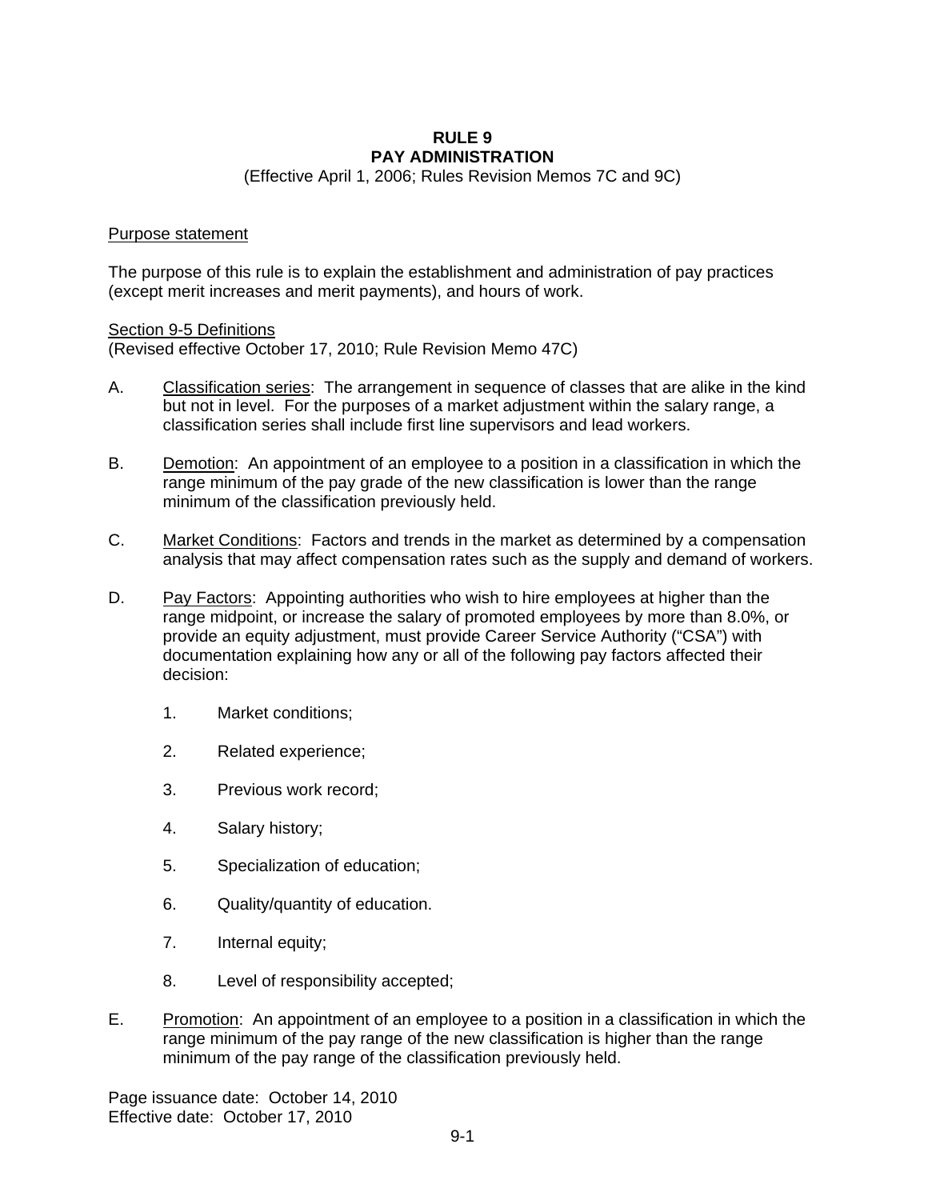# RULE 9
# PAY ADMINISTRATION

(Effective April 1, 2006; Rules Revision Memos 7C and 9C)

Purpose statement

The purpose of this rule is to explain the establishment and administration of pay practices (except merit increases and merit payments), and hours of work.

Section 9-5 Definitions
(Revised effective October 17, 2010; Rule Revision Memo 47C)

A. Classification series: The arrangement in sequence of classes that are alike in the kind but not in level. For the purposes of a market adjustment within the salary range, a classification series shall include first line supervisors and lead workers.

B. Demotion: An appointment of an employee to a position in a classification in which the range minimum of the pay grade of the new classification is lower than the range minimum of the classification previously held.

C. Market Conditions: Factors and trends in the market as determined by a compensation analysis that may affect compensation rates such as the supply and demand of workers.

D. Pay Factors: Appointing authorities who wish to hire employees at higher than the range midpoint, or increase the salary of promoted employees by more than 8.0%, or provide an equity adjustment, must provide Career Service Authority ("CSA") with documentation explaining how any or all of the following pay factors affected their decision:

   1. Market conditions;

   2. Related experience;

   3. Previous work record;

   4. Salary history;

   5. Specialization of education;

   6. Quality/quantity of education.

   7. Internal equity;

   8. Level of responsibility accepted;

E. Promotion: An appointment of an employee to a position in a classification in which the range minimum of the pay range of the new classification is higher than the range minimum of the pay range of the classification previously held.

Page issuance date: October 14, 2010
Effective date: October 17, 2010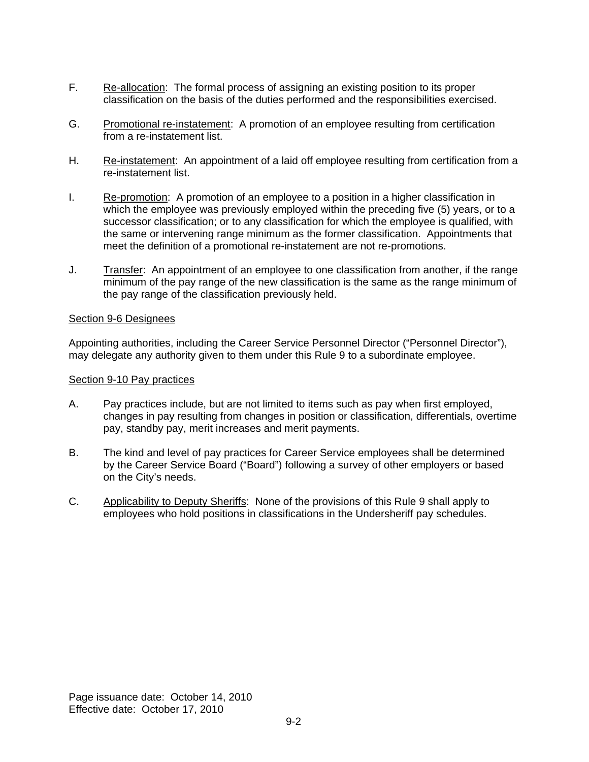F. Re-allocation: The formal process of assigning an existing position to its proper classification on the basis of the duties performed and the responsibilities exercised.

G. Promotional re-instatement: A promotion of an employee resulting from certification from a re-instatement list.

H. Re-instatement: An appointment of a laid off employee resulting from certification from a re-instatement list.

I. Re-promotion: A promotion of an employee to a position in a higher classification in which the employee was previously employed within the preceding five (5) years, or to a successor classification; or to any classification for which the employee is qualified, with the same or intervening range minimum as the former classification. Appointments that meet the definition of a promotional re-instatement are not re-promotions.

J. Transfer: An appointment of an employee to one classification from another, if the range minimum of the pay range of the new classification is the same as the range minimum of the pay range of the classification previously held.

## Section 9-6 Designees

Appointing authorities, including the Career Service Personnel Director ("Personnel Director"), may delegate any authority given to them under this Rule 9 to a subordinate employee.

## Section 9-10 Pay practices

A. Pay practices include, but are not limited to items such as pay when first employed, changes in pay resulting from changes in position or classification, differentials, overtime pay, standby pay, merit increases and merit payments.

B. The kind and level of pay practices for Career Service employees shall be determined by the Career Service Board ("Board") following a survey of other employers or based on the City's needs.

C. Applicability to Deputy Sheriffs: None of the provisions of this Rule 9 shall apply to employees who hold positions in classifications in the Undersheriff pay schedules.

Page issuance date: October 14, 2010
Effective date: October 17, 2010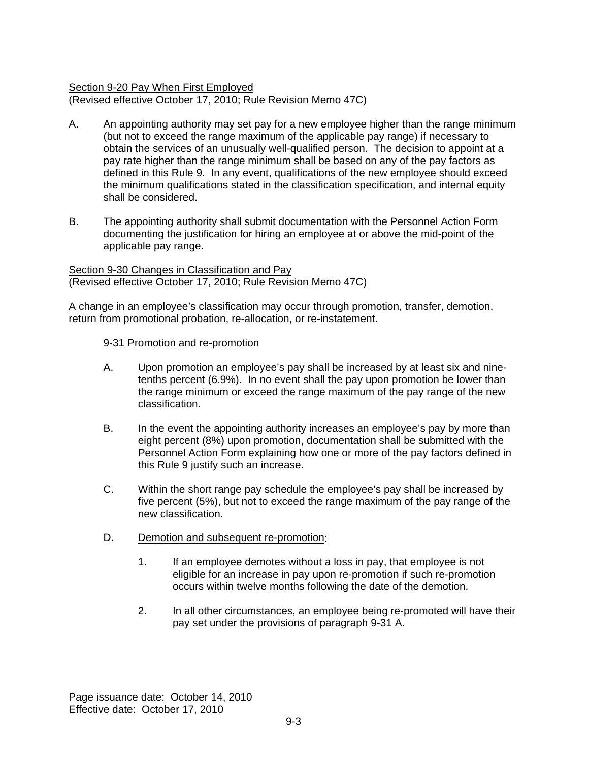Section 9-20 Pay When First Employed
(Revised effective October 17, 2010; Rule Revision Memo 47C)

A. An appointing authority may set pay for a new employee higher than the range minimum (but not to exceed the range maximum of the applicable pay range) if necessary to obtain the services of an unusually well-qualified person. The decision to appoint at a pay rate higher than the range minimum shall be based on any of the pay factors as defined in this Rule 9. In any event, qualifications of the new employee should exceed the minimum qualifications stated in the classification specification, and internal equity shall be considered.

B. The appointing authority shall submit documentation with the Personnel Action Form documenting the justification for hiring an employee at or above the mid-point of the applicable pay range.

Section 9-30 Changes in Classification and Pay
(Revised effective October 17, 2010; Rule Revision Memo 47C)

A change in an employee's classification may occur through promotion, transfer, demotion, return from promotional probation, re-allocation, or re-instatement.

9-31 Promotion and re-promotion

A. Upon promotion an employee's pay shall be increased by at least six and nine-tenths percent (6.9%). In no event shall the pay upon promotion be lower than the range minimum or exceed the range maximum of the pay range of the new classification.

B. In the event the appointing authority increases an employee's pay by more than eight percent (8%) upon promotion, documentation shall be submitted with the Personnel Action Form explaining how one or more of the pay factors defined in this Rule 9 justify such an increase.

C. Within the short range pay schedule the employee's pay shall be increased by five percent (5%), but not to exceed the range maximum of the pay range of the new classification.

D. Demotion and subsequent re-promotion:

1. If an employee demotes without a loss in pay, that employee is not eligible for an increase in pay upon re-promotion if such re-promotion occurs within twelve months following the date of the demotion.

2. In all other circumstances, an employee being re-promoted will have their pay set under the provisions of paragraph 9-31 A.

Page issuance date: October 14, 2010
Effective date: October 17, 2010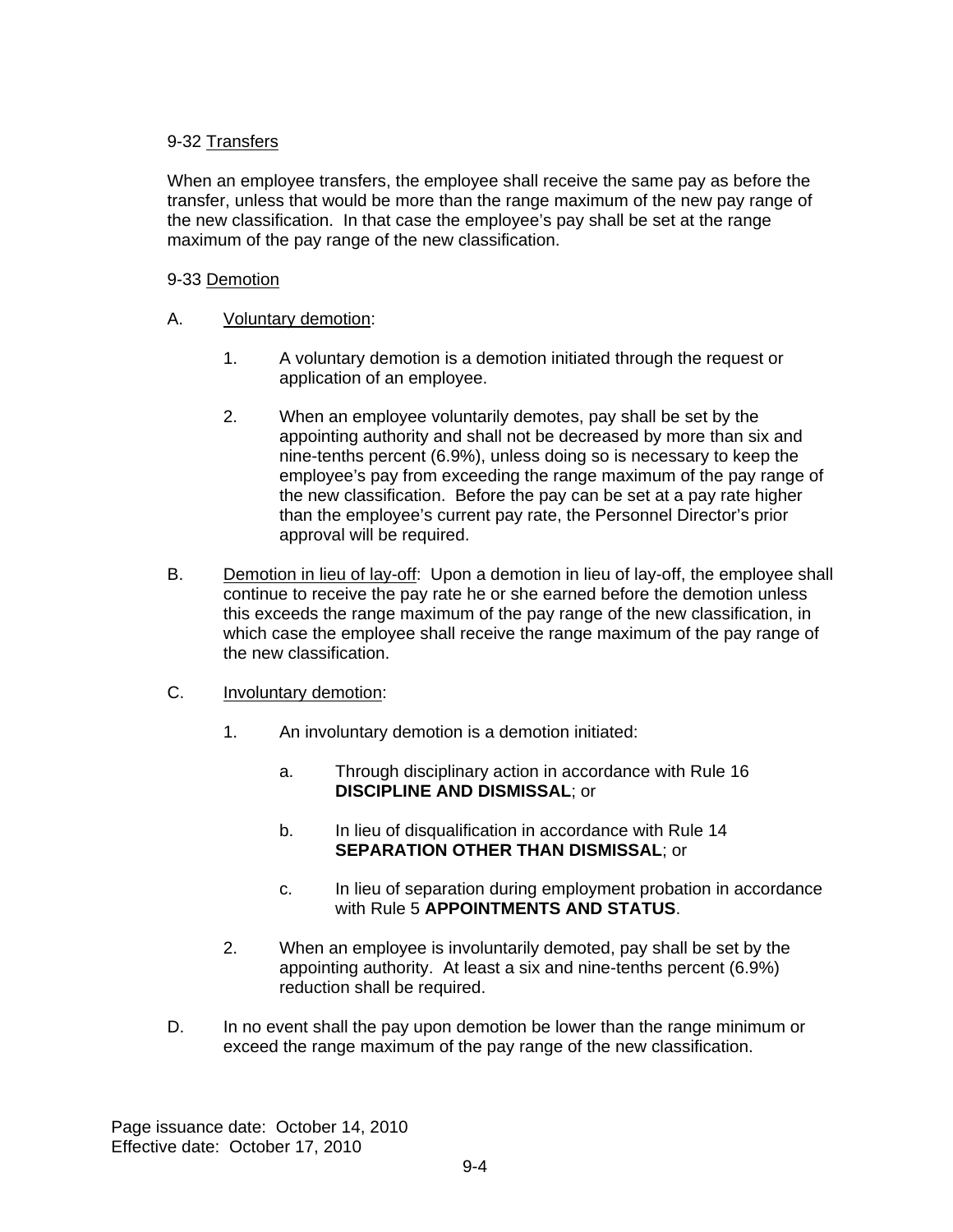### 9-32 <u>Transfers</u>

When an employee transfers, the employee shall receive the same pay as before the transfer, unless that would be more than the range maximum of the new pay range of the new classification. In that case the employee's pay shall be set at the range maximum of the pay range of the new classification.

### 9-33 <u>Demotion</u>

A. <u>Voluntary demotion</u>:

1. A voluntary demotion is a demotion initiated through the request or application of an employee.

2. When an employee voluntarily demotes, pay shall be set by the appointing authority and shall not be decreased by more than six and nine-tenths percent (6.9%), unless doing so is necessary to keep the employee's pay from exceeding the range maximum of the pay range of the new classification. Before the pay can be set at a pay rate higher than the employee's current pay rate, the Personnel Director's prior approval will be required.

B. <u>Demotion in lieu of lay-off</u>: Upon a demotion in lieu of lay-off, the employee shall continue to receive the pay rate he or she earned before the demotion unless this exceeds the range maximum of the pay range of the new classification, in which case the employee shall receive the range maximum of the pay range of the new classification.

C. <u>Involuntary demotion</u>:

1. An involuntary demotion is a demotion initiated:

   a. Through disciplinary action in accordance with Rule 16 **DISCIPLINE AND DISMISSAL**; or

   b. In lieu of disqualification in accordance with Rule 14 **SEPARATION OTHER THAN DISMISSAL**; or

   c. In lieu of separation during employment probation in accordance with Rule 5 **APPOINTMENTS AND STATUS**.

2. When an employee is involuntarily demoted, pay shall be set by the appointing authority. At least a six and nine-tenths percent (6.9%) reduction shall be required.

D. In no event shall the pay upon demotion be lower than the range minimum or exceed the range maximum of the pay range of the new classification.

Page issuance date: October 14, 2010
Effective date: October 17, 2010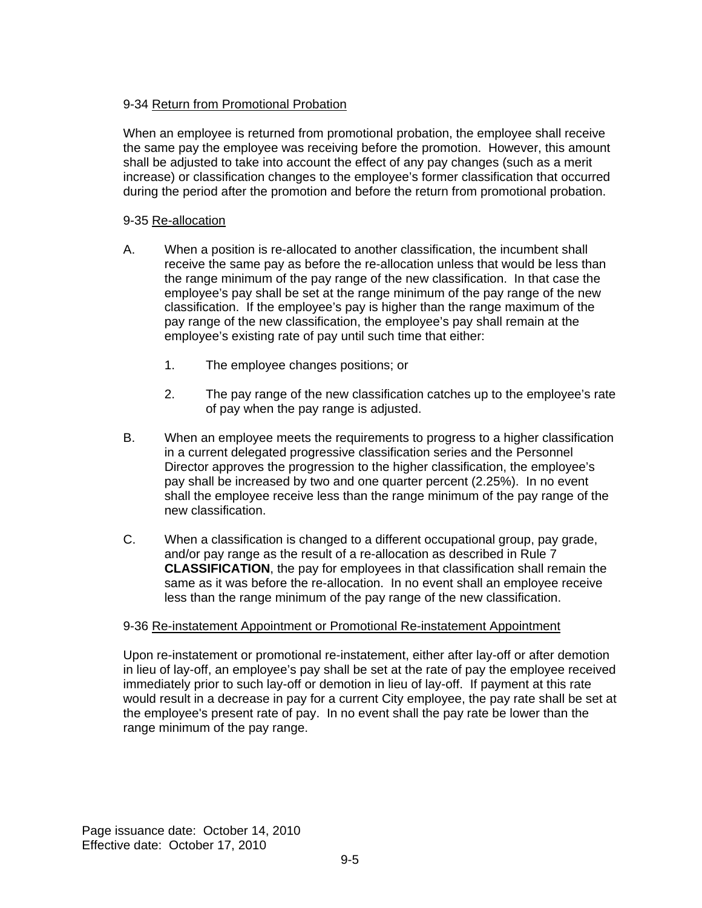9-34 Return from Promotional Probation

When an employee is returned from promotional probation, the employee shall receive the same pay the employee was receiving before the promotion. However, this amount shall be adjusted to take into account the effect of any pay changes (such as a merit increase) or classification changes to the employee's former classification that occurred during the period after the promotion and before the return from promotional probation.

9-35 Re-allocation

A. When a position is re-allocated to another classification, the incumbent shall receive the same pay as before the re-allocation unless that would be less than the range minimum of the pay range of the new classification. In that case the employee's pay shall be set at the range minimum of the pay range of the new classification. If the employee's pay is higher than the range maximum of the pay range of the new classification, the employee's pay shall remain at the employee's existing rate of pay until such time that either:

   1. The employee changes positions; or

   2. The pay range of the new classification catches up to the employee's rate of pay when the pay range is adjusted.

B. When an employee meets the requirements to progress to a higher classification in a current delegated progressive classification series and the Personnel Director approves the progression to the higher classification, the employee's pay shall be increased by two and one quarter percent (2.25%). In no event shall the employee receive less than the range minimum of the pay range of the new classification.

C. When a classification is changed to a different occupational group, pay grade, and/or pay range as the result of a re-allocation as described in Rule 7 **CLASSIFICATION**, the pay for employees in that classification shall remain the same as it was before the re-allocation. In no event shall an employee receive less than the range minimum of the pay range of the new classification.

9-36 Re-instatement Appointment or Promotional Re-instatement Appointment

Upon re-instatement or promotional re-instatement, either after lay-off or after demotion in lieu of lay-off, an employee's pay shall be set at the rate of pay the employee received immediately prior to such lay-off or demotion in lieu of lay-off. If payment at this rate would result in a decrease in pay for a current City employee, the pay rate shall be set at the employee's present rate of pay. In no event shall the pay rate be lower than the range minimum of the pay range.

Page issuance date: October 14, 2010
Effective date: October 17, 2010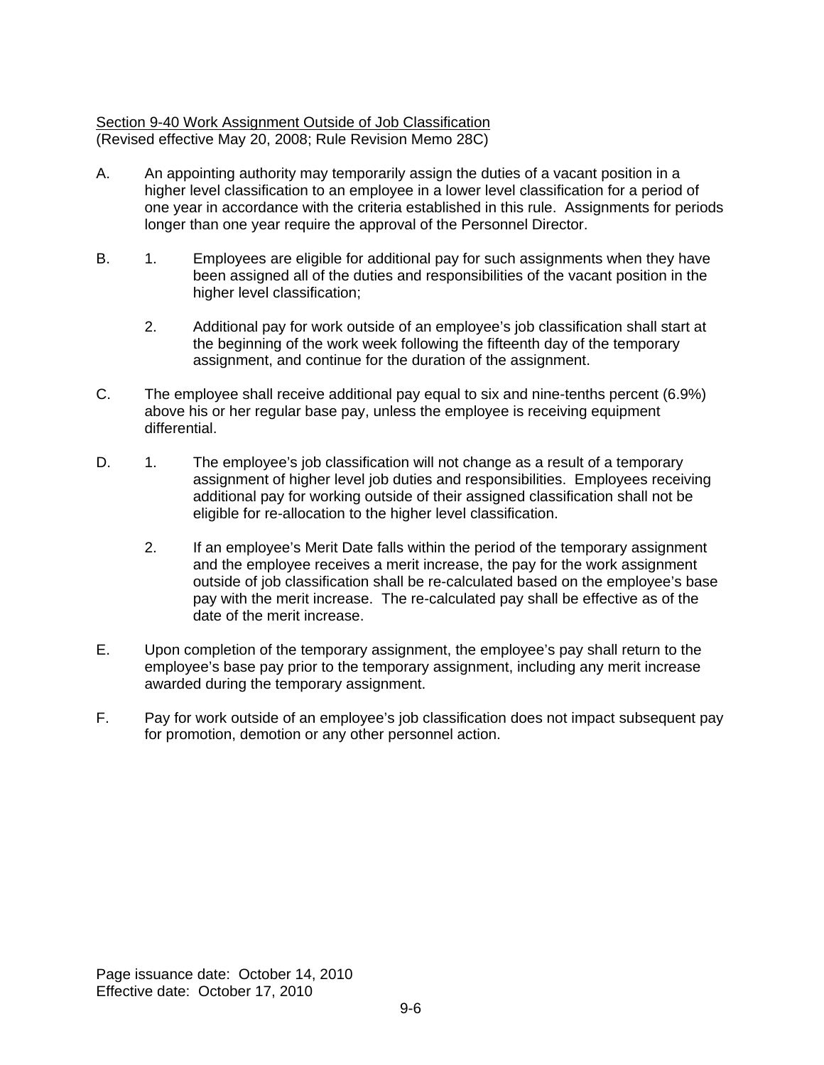## Section 9-40 Work Assignment Outside of Job Classification

(Revised effective May 20, 2008; Rule Revision Memo 28C)

A. An appointing authority may temporarily assign the duties of a vacant position in a higher level classification to an employee in a lower level classification for a period of one year in accordance with the criteria established in this rule. Assignments for periods longer than one year require the approval of the Personnel Director.

B. 1. Employees are eligible for additional pay for such assignments when they have been assigned all of the duties and responsibilities of the vacant position in the higher level classification;

 2. Additional pay for work outside of an employee's job classification shall start at the beginning of the work week following the fifteenth day of the temporary assignment, and continue for the duration of the assignment.

C. The employee shall receive additional pay equal to six and nine-tenths percent (6.9%) above his or her regular base pay, unless the employee is receiving equipment differential.

D. 1. The employee's job classification will not change as a result of a temporary assignment of higher level job duties and responsibilities. Employees receiving additional pay for working outside of their assigned classification shall not be eligible for re-allocation to the higher level classification.

 2. If an employee's Merit Date falls within the period of the temporary assignment and the employee receives a merit increase, the pay for the work assignment outside of job classification shall be re-calculated based on the employee's base pay with the merit increase. The re-calculated pay shall be effective as of the date of the merit increase.

E. Upon completion of the temporary assignment, the employee's pay shall return to the employee's base pay prior to the temporary assignment, including any merit increase awarded during the temporary assignment.

F. Pay for work outside of an employee's job classification does not impact subsequent pay for promotion, demotion or any other personnel action.

Page issuance date: October 14, 2010
Effective date: October 17, 2010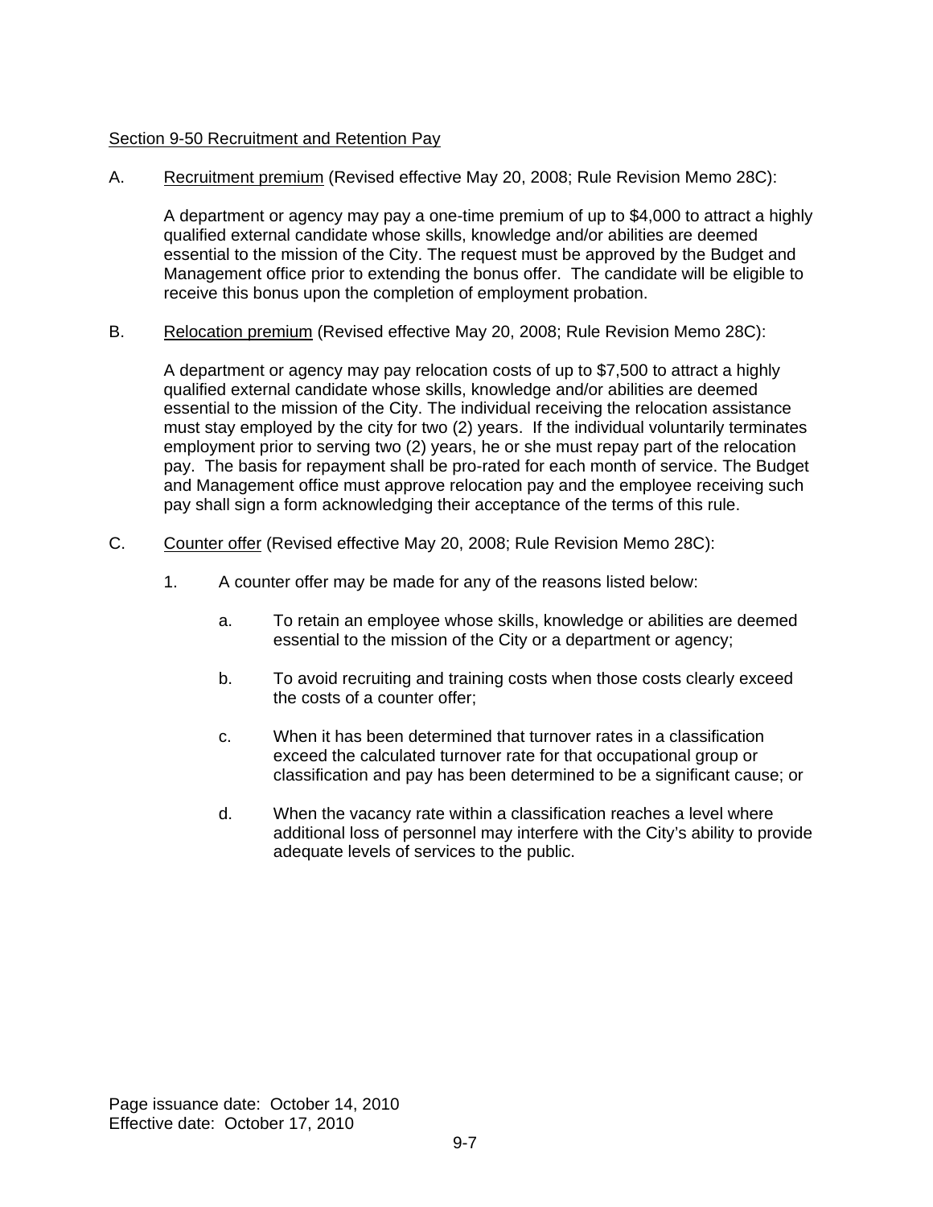## Section 9-50 Recruitment and Retention Pay

A. Recruitment premium (Revised effective May 20, 2008; Rule Revision Memo 28C):

A department or agency may pay a one-time premium of up to $4,000 to attract a highly qualified external candidate whose skills, knowledge and/or abilities are deemed essential to the mission of the City. The request must be approved by the Budget and Management office prior to extending the bonus offer. The candidate will be eligible to receive this bonus upon the completion of employment probation.

B. Relocation premium (Revised effective May 20, 2008; Rule Revision Memo 28C):

A department or agency may pay relocation costs of up to $7,500 to attract a highly qualified external candidate whose skills, knowledge and/or abilities are deemed essential to the mission of the City. The individual receiving the relocation assistance must stay employed by the city for two (2) years. If the individual voluntarily terminates employment prior to serving two (2) years, he or she must repay part of the relocation pay. The basis for repayment shall be pro-rated for each month of service. The Budget and Management office must approve relocation pay and the employee receiving such pay shall sign a form acknowledging their acceptance of the terms of this rule.

C. Counter offer (Revised effective May 20, 2008; Rule Revision Memo 28C):

1. A counter offer may be made for any of the reasons listed below:

   a. To retain an employee whose skills, knowledge or abilities are deemed essential to the mission of the City or a department or agency;

   b. To avoid recruiting and training costs when those costs clearly exceed the costs of a counter offer;

   c. When it has been determined that turnover rates in a classification exceed the calculated turnover rate for that occupational group or classification and pay has been determined to be a significant cause; or

   d. When the vacancy rate within a classification reaches a level where additional loss of personnel may interfere with the City's ability to provide adequate levels of services to the public.

Page issuance date: October 14, 2010
Effective date: October 17, 2010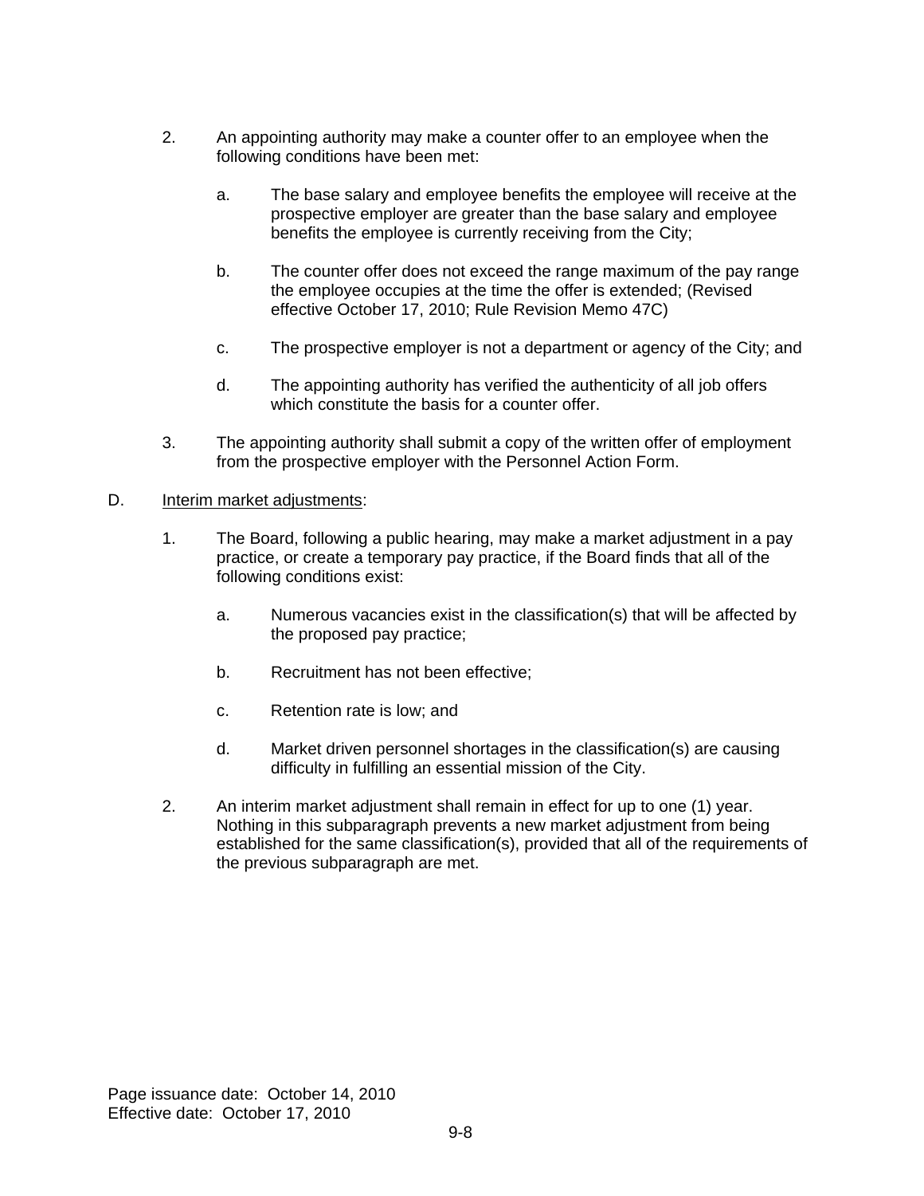2. An appointing authority may make a counter offer to an employee when the following conditions have been met:

   a. The base salary and employee benefits the employee will receive at the prospective employer are greater than the base salary and employee benefits the employee is currently receiving from the City;

   b. The counter offer does not exceed the range maximum of the pay range the employee occupies at the time the offer is extended; (Revised effective October 17, 2010; Rule Revision Memo 47C)

   c. The prospective employer is not a department or agency of the City; and

   d. The appointing authority has verified the authenticity of all job offers which constitute the basis for a counter offer.

3. The appointing authority shall submit a copy of the written offer of employment from the prospective employer with the Personnel Action Form.

D. Interim market adjustments:

1. The Board, following a public hearing, may make a market adjustment in a pay practice, or create a temporary pay practice, if the Board finds that all of the following conditions exist:

   a. Numerous vacancies exist in the classification(s) that will be affected by the proposed pay practice;

   b. Recruitment has not been effective;

   c. Retention rate is low; and

   d. Market driven personnel shortages in the classification(s) are causing difficulty in fulfilling an essential mission of the City.

2. An interim market adjustment shall remain in effect for up to one (1) year. Nothing in this subparagraph prevents a new market adjustment from being established for the same classification(s), provided that all of the requirements of the previous subparagraph are met.

Page issuance date: October 14, 2010
Effective date: October 17, 2010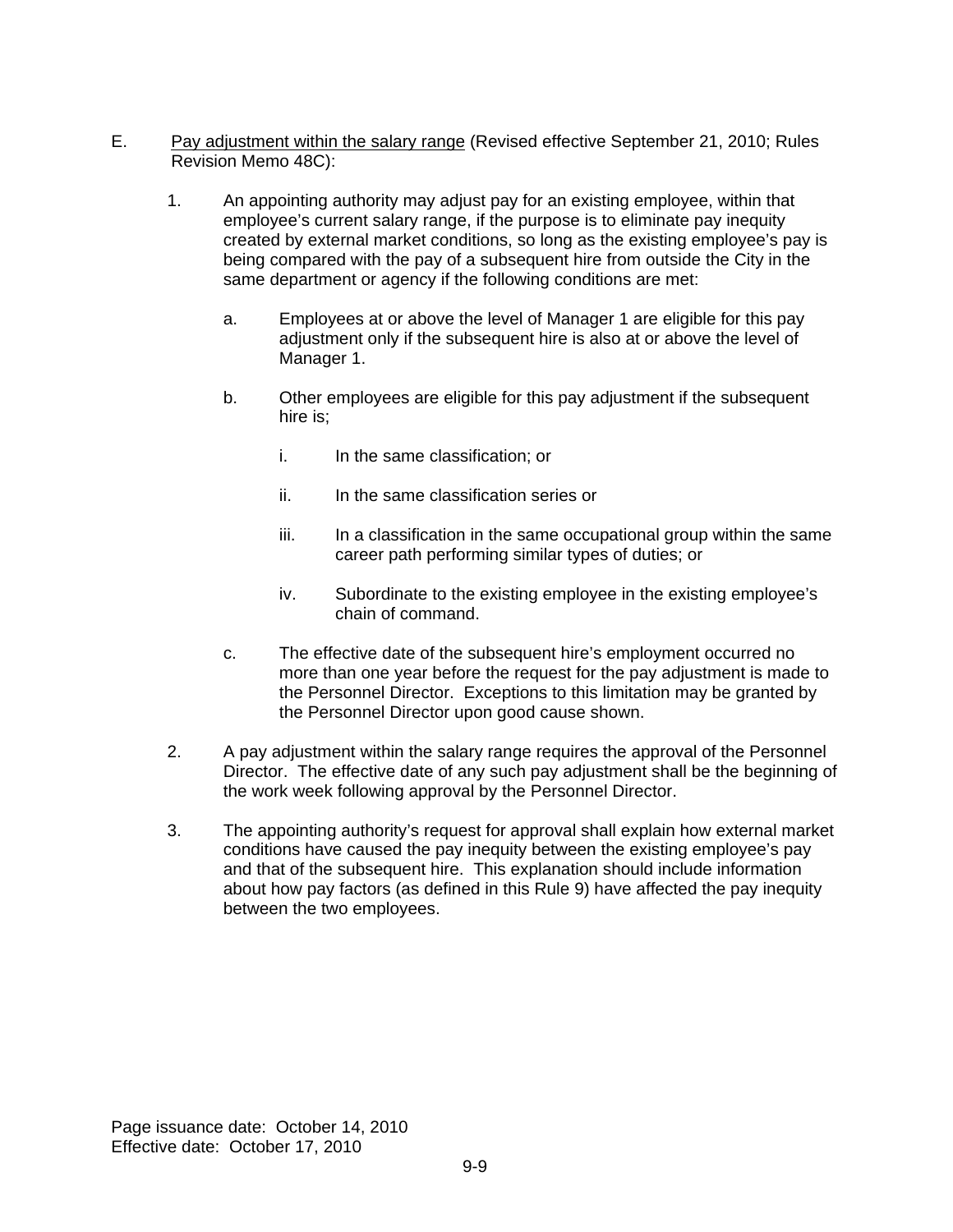E. <u>Pay adjustment within the salary range</u> (Revised effective September 21, 2010; Rules Revision Memo 48C):

1. An appointing authority may adjust pay for an existing employee, within that employee's current salary range, if the purpose is to eliminate pay inequity created by external market conditions, so long as the existing employee's pay is being compared with the pay of a subsequent hire from outside the City in the same department or agency if the following conditions are met:

   a. Employees at or above the level of Manager 1 are eligible for this pay adjustment only if the subsequent hire is also at or above the level of Manager 1.

   b. Other employees are eligible for this pay adjustment if the subsequent hire is;

      i. In the same classification; or

      ii. In the same classification series or

      iii. In a classification in the same occupational group within the same career path performing similar types of duties; or

      iv. Subordinate to the existing employee in the existing employee's chain of command.

   c. The effective date of the subsequent hire's employment occurred no more than one year before the request for the pay adjustment is made to the Personnel Director. Exceptions to this limitation may be granted by the Personnel Director upon good cause shown.

2. A pay adjustment within the salary range requires the approval of the Personnel Director. The effective date of any such pay adjustment shall be the beginning of the work week following approval by the Personnel Director.

3. The appointing authority's request for approval shall explain how external market conditions have caused the pay inequity between the existing employee's pay and that of the subsequent hire. This explanation should include information about how pay factors (as defined in this Rule 9) have affected the pay inequity between the two employees.

Page issuance date: October 14, 2010
Effective date: October 17, 2010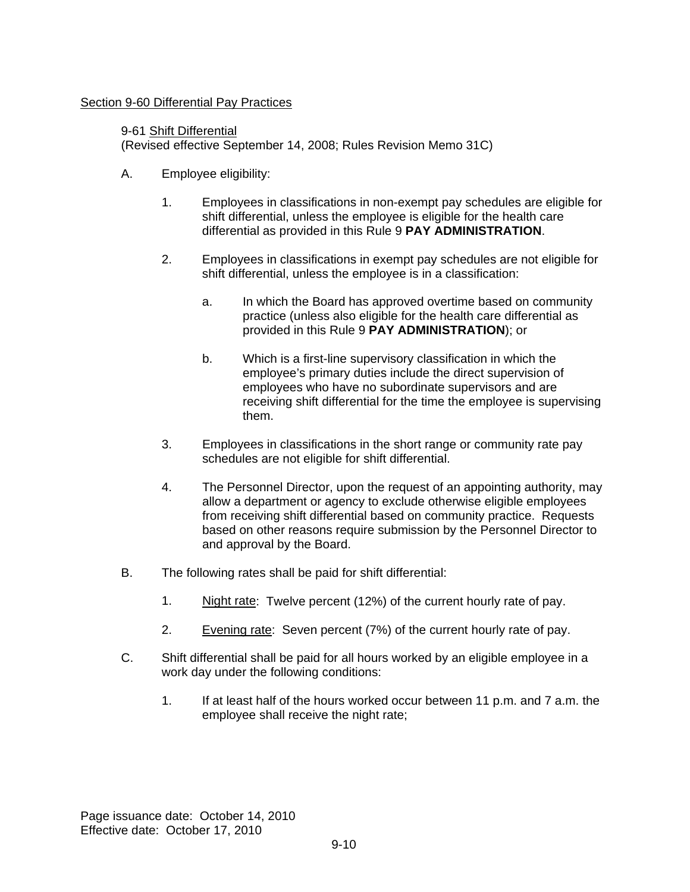## Section 9-60 Differential Pay Practices

### 9-61 Shift Differential

(Revised effective September 14, 2008; Rules Revision Memo 31C)

A. Employee eligibility:

   1. Employees in classifications in non-exempt pay schedules are eligible for shift differential, unless the employee is eligible for the health care differential as provided in this Rule 9 **PAY ADMINISTRATION**.

   2. Employees in classifications in exempt pay schedules are not eligible for shift differential, unless the employee is in a classification:

      a. In which the Board has approved overtime based on community practice (unless also eligible for the health care differential as provided in this Rule 9 **PAY ADMINISTRATION**); or

      b. Which is a first-line supervisory classification in which the employee's primary duties include the direct supervision of employees who have no subordinate supervisors and are receiving shift differential for the time the employee is supervising them.

   3. Employees in classifications in the short range or community rate pay schedules are not eligible for shift differential.

   4. The Personnel Director, upon the request of an appointing authority, may allow a department or agency to exclude otherwise eligible employees from receiving shift differential based on community practice. Requests based on other reasons require submission by the Personnel Director to and approval by the Board.

B. The following rates shall be paid for shift differential:

   1. Night rate: Twelve percent (12%) of the current hourly rate of pay.

   2. Evening rate: Seven percent (7%) of the current hourly rate of pay.

C. Shift differential shall be paid for all hours worked by an eligible employee in a work day under the following conditions:

   1. If at least half of the hours worked occur between 11 p.m. and 7 a.m. the employee shall receive the night rate;

Page issuance date: October 14, 2010
Effective date: October 17, 2010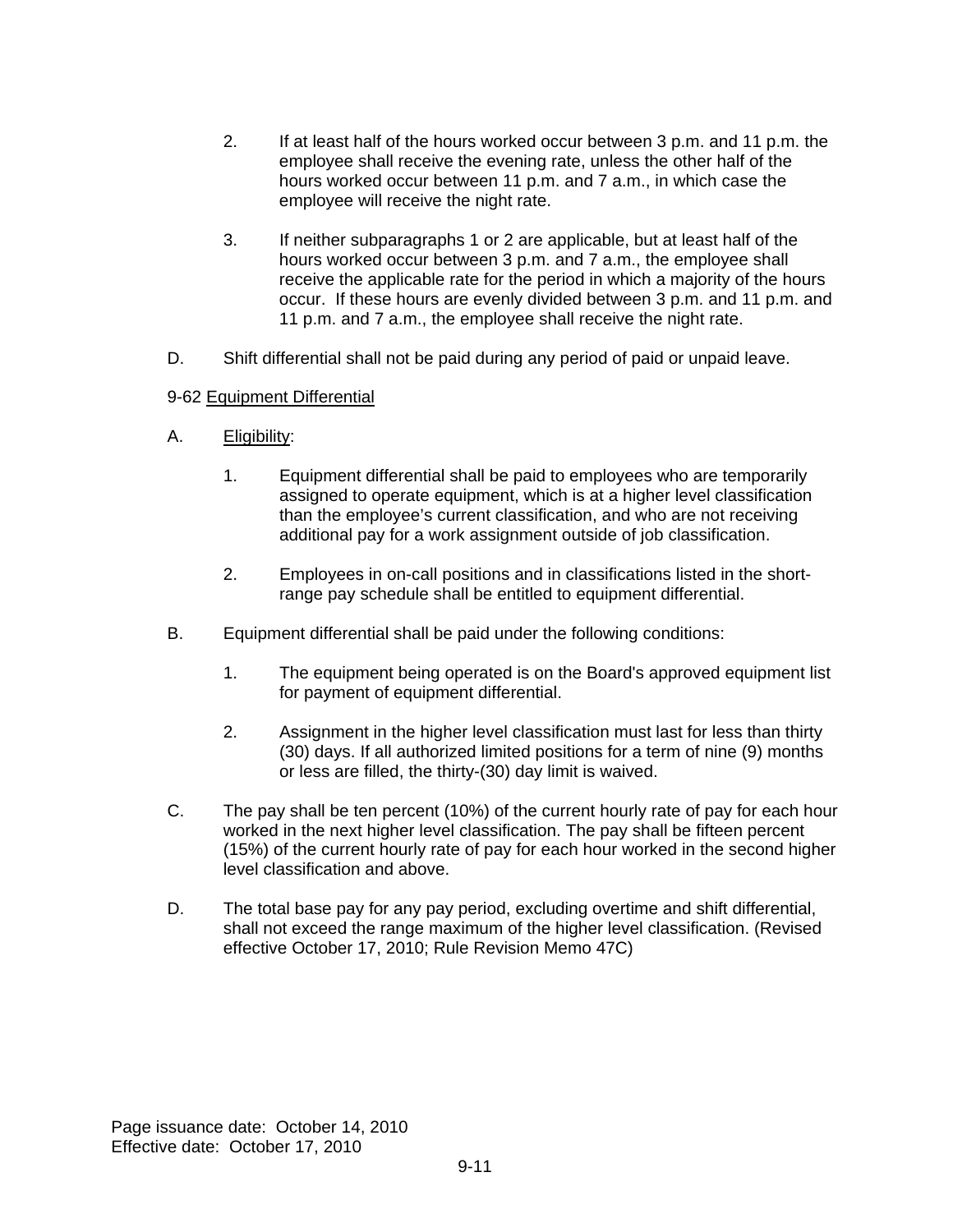2. If at least half of the hours worked occur between 3 p.m. and 11 p.m. the employee shall receive the evening rate, unless the other half of the hours worked occur between 11 p.m. and 7 a.m., in which case the employee will receive the night rate.

3. If neither subparagraphs 1 or 2 are applicable, but at least half of the hours worked occur between 3 p.m. and 7 a.m., the employee shall receive the applicable rate for the period in which a majority of the hours occur. If these hours are evenly divided between 3 p.m. and 11 p.m. and 11 p.m. and 7 a.m., the employee shall receive the night rate.

D. Shift differential shall not be paid during any period of paid or unpaid leave.

9-62 Equipment Differential

A. Eligibility:

1. Equipment differential shall be paid to employees who are temporarily assigned to operate equipment, which is at a higher level classification than the employee's current classification, and who are not receiving additional pay for a work assignment outside of job classification.

2. Employees in on-call positions and in classifications listed in the short-range pay schedule shall be entitled to equipment differential.

B. Equipment differential shall be paid under the following conditions:

1. The equipment being operated is on the Board's approved equipment list for payment of equipment differential.

2. Assignment in the higher level classification must last for less than thirty (30) days. If all authorized limited positions for a term of nine (9) months or less are filled, the thirty-(30) day limit is waived.

C. The pay shall be ten percent (10%) of the current hourly rate of pay for each hour worked in the next higher level classification. The pay shall be fifteen percent (15%) of the current hourly rate of pay for each hour worked in the second higher level classification and above.

D. The total base pay for any pay period, excluding overtime and shift differential, shall not exceed the range maximum of the higher level classification. (Revised effective October 17, 2010; Rule Revision Memo 47C)

Page issuance date: October 14, 2010
Effective date: October 17, 2010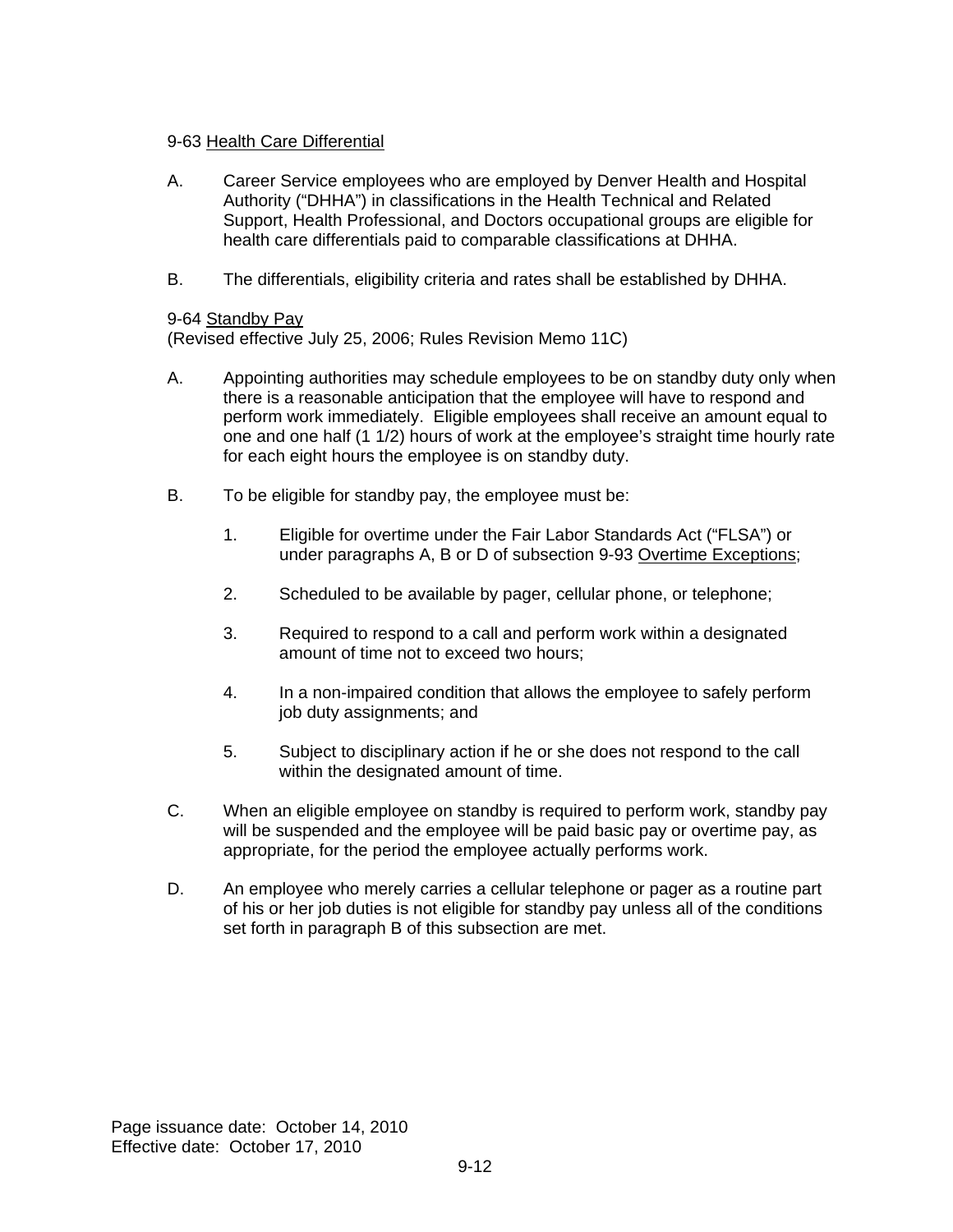9-63 <u>Health Care Differential</u>

A. Career Service employees who are employed by Denver Health and Hospital Authority ("DHHA") in classifications in the Health Technical and Related Support, Health Professional, and Doctors occupational groups are eligible for health care differentials paid to comparable classifications at DHHA.

B. The differentials, eligibility criteria and rates shall be established by DHHA.

9-64 <u>Standby Pay</u>
(Revised effective July 25, 2006; Rules Revision Memo 11C)

A. Appointing authorities may schedule employees to be on standby duty only when there is a reasonable anticipation that the employee will have to respond and perform work immediately. Eligible employees shall receive an amount equal to one and one half (1 1/2) hours of work at the employee's straight time hourly rate for each eight hours the employee is on standby duty.

B. To be eligible for standby pay, the employee must be:

1. Eligible for overtime under the Fair Labor Standards Act ("FLSA") or under paragraphs A, B or D of subsection 9-93 <u>Overtime Exceptions</u>;

2. Scheduled to be available by pager, cellular phone, or telephone;

3. Required to respond to a call and perform work within a designated amount of time not to exceed two hours;

4. In a non-impaired condition that allows the employee to safely perform job duty assignments; and

5. Subject to disciplinary action if he or she does not respond to the call within the designated amount of time.

C. When an eligible employee on standby is required to perform work, standby pay will be suspended and the employee will be paid basic pay or overtime pay, as appropriate, for the period the employee actually performs work.

D. An employee who merely carries a cellular telephone or pager as a routine part of his or her job duties is not eligible for standby pay unless all of the conditions set forth in paragraph B of this subsection are met.

Page issuance date: October 14, 2010
Effective date: October 17, 2010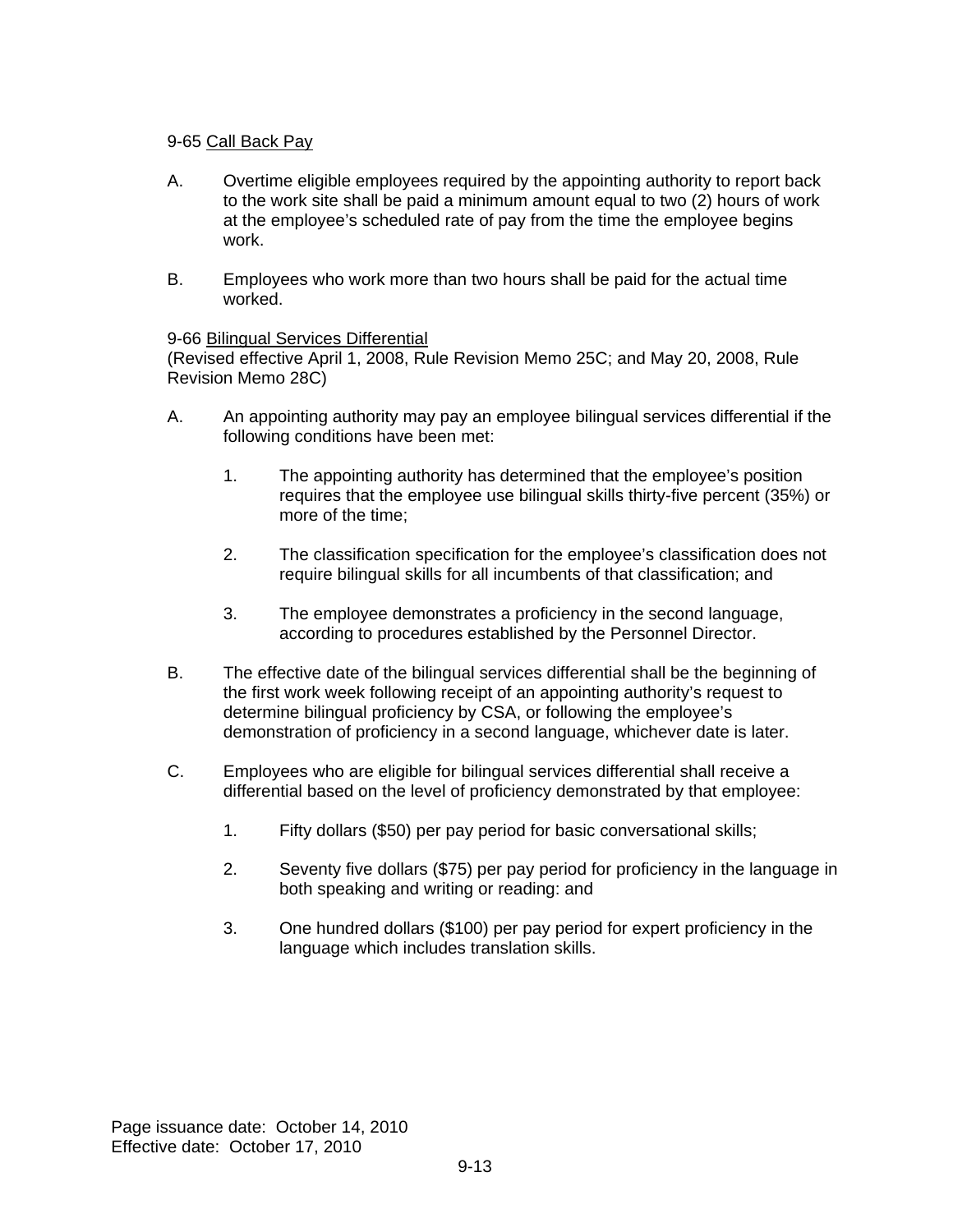9-65 Call Back Pay

A. Overtime eligible employees required by the appointing authority to report back to the work site shall be paid a minimum amount equal to two (2) hours of work at the employee's scheduled rate of pay from the time the employee begins work.

B. Employees who work more than two hours shall be paid for the actual time worked.

9-66 Bilingual Services Differential
(Revised effective April 1, 2008, Rule Revision Memo 25C; and May 20, 2008, Rule Revision Memo 28C)

A. An appointing authority may pay an employee bilingual services differential if the following conditions have been met:

   1. The appointing authority has determined that the employee's position requires that the employee use bilingual skills thirty-five percent (35%) or more of the time;

   2. The classification specification for the employee's classification does not require bilingual skills for all incumbents of that classification; and

   3. The employee demonstrates a proficiency in the second language, according to procedures established by the Personnel Director.

B. The effective date of the bilingual services differential shall be the beginning of the first work week following receipt of an appointing authority's request to determine bilingual proficiency by CSA, or following the employee's demonstration of proficiency in a second language, whichever date is later.

C. Employees who are eligible for bilingual services differential shall receive a differential based on the level of proficiency demonstrated by that employee:

   1. Fifty dollars ($50) per pay period for basic conversational skills;

   2. Seventy five dollars ($75) per pay period for proficiency in the language in both speaking and writing or reading: and

   3. One hundred dollars ($100) per pay period for expert proficiency in the language which includes translation skills.

Page issuance date: October 14, 2010
Effective date: October 17, 2010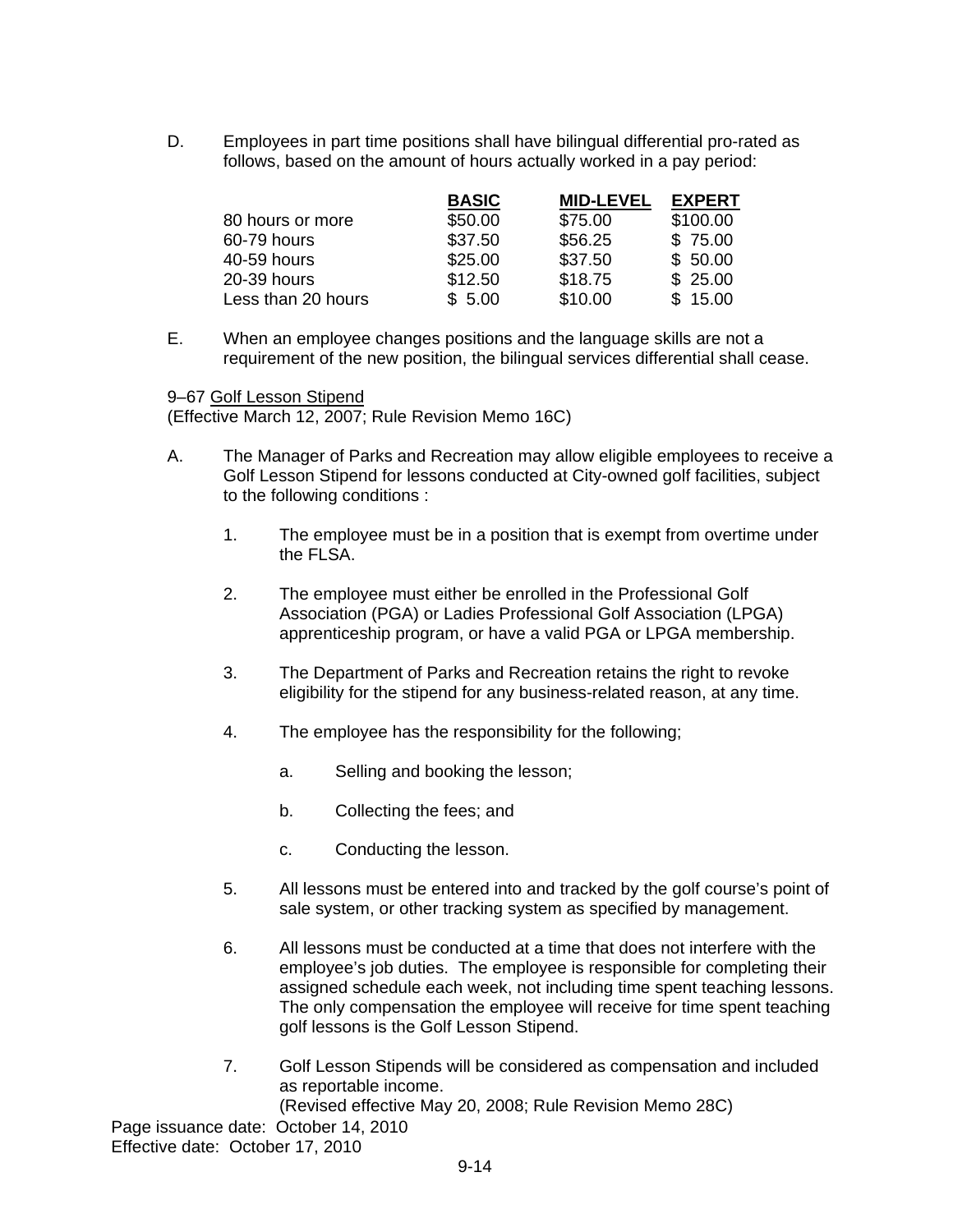D. Employees in part time positions shall have bilingual differential pro-rated as follows, based on the amount of hours actually worked in a pay period:

| | **BASIC** | **MID-LEVEL** | **EXPERT** |
|---|---|---|---|
| 80 hours or more | $50.00 | $75.00 | $100.00 |
| 60-79 hours | $37.50 | $56.25 | $ 75.00 |
| 40-59 hours | $25.00 | $37.50 | $ 50.00 |
| 20-39 hours | $12.50 | $18.75 | $ 25.00 |
| Less than 20 hours | $ 5.00 | $10.00 | $ 15.00 |

E. When an employee changes positions and the language skills are not a requirement of the new position, the bilingual services differential shall cease.

9–67 Golf Lesson Stipend
(Effective March 12, 2007; Rule Revision Memo 16C)

A. The Manager of Parks and Recreation may allow eligible employees to receive a Golf Lesson Stipend for lessons conducted at City-owned golf facilities, subject to the following conditions :

1. The employee must be in a position that is exempt from overtime under the FLSA.

2. The employee must either be enrolled in the Professional Golf Association (PGA) or Ladies Professional Golf Association (LPGA) apprenticeship program, or have a valid PGA or LPGA membership.

3. The Department of Parks and Recreation retains the right to revoke eligibility for the stipend for any business-related reason, at any time.

4. The employee has the responsibility for the following;

   a. Selling and booking the lesson;

   b. Collecting the fees; and

   c. Conducting the lesson.

5. All lessons must be entered into and tracked by the golf course's point of sale system, or other tracking system as specified by management.

6. All lessons must be conducted at a time that does not interfere with the employee's job duties. The employee is responsible for completing their assigned schedule each week, not including time spent teaching lessons. The only compensation the employee will receive for time spent teaching golf lessons is the Golf Lesson Stipend.

7. Golf Lesson Stipends will be considered as compensation and included as reportable income.
(Revised effective May 20, 2008; Rule Revision Memo 28C)

Page issuance date: October 14, 2010
Effective date: October 17, 2010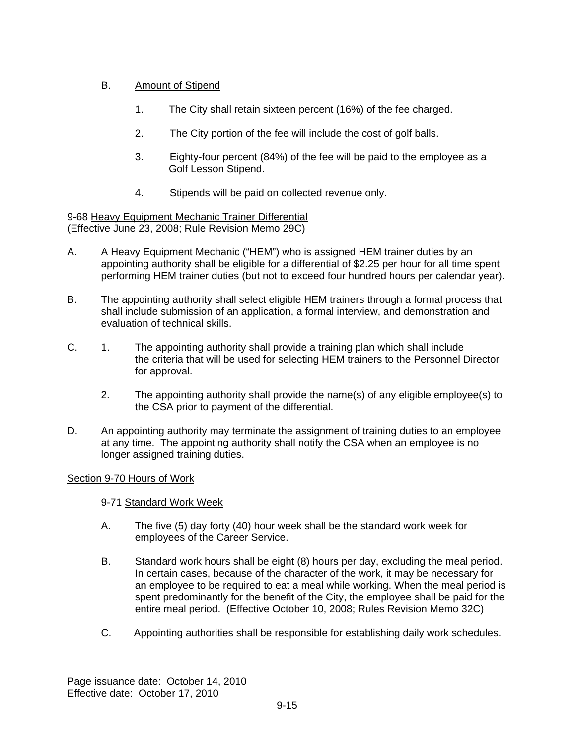B. Amount of Stipend

1. The City shall retain sixteen percent (16%) of the fee charged.

2. The City portion of the fee will include the cost of golf balls.

3. Eighty-four percent (84%) of the fee will be paid to the employee as a Golf Lesson Stipend.

4. Stipends will be paid on collected revenue only.

9-68 Heavy Equipment Mechanic Trainer Differential
(Effective June 23, 2008; Rule Revision Memo 29C)

A. A Heavy Equipment Mechanic ("HEM") who is assigned HEM trainer duties by an appointing authority shall be eligible for a differential of $2.25 per hour for all time spent performing HEM trainer duties (but not to exceed four hundred hours per calendar year).

B. The appointing authority shall select eligible HEM trainers through a formal process that shall include submission of an application, a formal interview, and demonstration and evaluation of technical skills.

C. 1. The appointing authority shall provide a training plan which shall include the criteria that will be used for selecting HEM trainers to the Personnel Director for approval.

2. The appointing authority shall provide the name(s) of any eligible employee(s) to the CSA prior to payment of the differential.

D. An appointing authority may terminate the assignment of training duties to an employee at any time. The appointing authority shall notify the CSA when an employee is no longer assigned training duties.

## Section 9-70 Hours of Work

9-71 Standard Work Week

A. The five (5) day forty (40) hour week shall be the standard work week for employees of the Career Service.

B. Standard work hours shall be eight (8) hours per day, excluding the meal period. In certain cases, because of the character of the work, it may be necessary for an employee to be required to eat a meal while working. When the meal period is spent predominantly for the benefit of the City, the employee shall be paid for the entire meal period. (Effective October 10, 2008; Rules Revision Memo 32C)

C. Appointing authorities shall be responsible for establishing daily work schedules.

Page issuance date: October 14, 2010
Effective date: October 17, 2010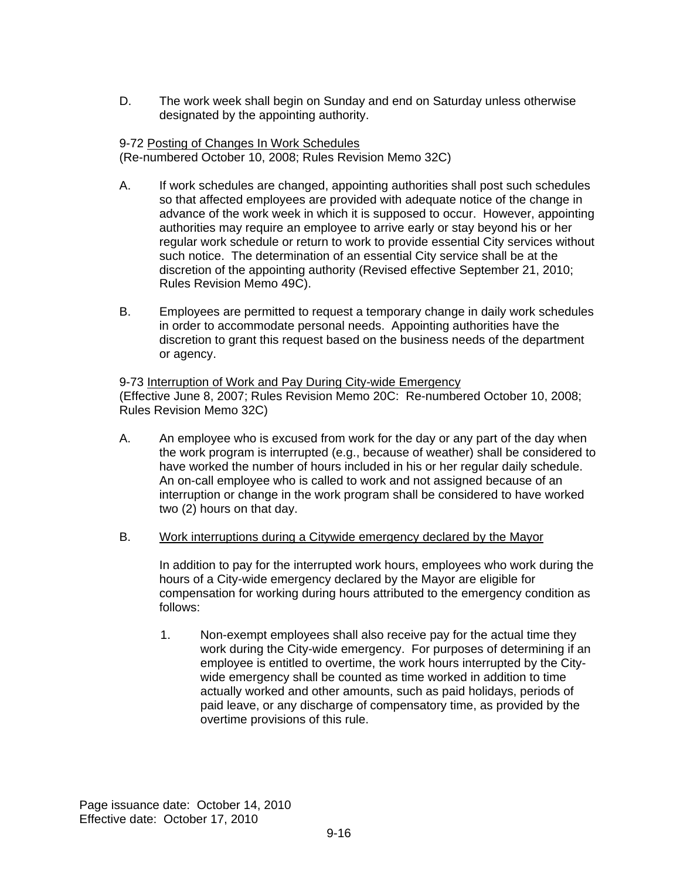D. The work week shall begin on Sunday and end on Saturday unless otherwise designated by the appointing authority.

9-72 Posting of Changes In Work Schedules
(Re-numbered October 10, 2008; Rules Revision Memo 32C)

A. If work schedules are changed, appointing authorities shall post such schedules so that affected employees are provided with adequate notice of the change in advance of the work week in which it is supposed to occur. However, appointing authorities may require an employee to arrive early or stay beyond his or her regular work schedule or return to work to provide essential City services without such notice. The determination of an essential City service shall be at the discretion of the appointing authority (Revised effective September 21, 2010; Rules Revision Memo 49C).

B. Employees are permitted to request a temporary change in daily work schedules in order to accommodate personal needs. Appointing authorities have the discretion to grant this request based on the business needs of the department or agency.

9-73 Interruption of Work and Pay During City-wide Emergency
(Effective June 8, 2007; Rules Revision Memo 20C: Re-numbered October 10, 2008; Rules Revision Memo 32C)

A. An employee who is excused from work for the day or any part of the day when the work program is interrupted (e.g., because of weather) shall be considered to have worked the number of hours included in his or her regular daily schedule. An on-call employee who is called to work and not assigned because of an interruption or change in the work program shall be considered to have worked two (2) hours on that day.

B. Work interruptions during a Citywide emergency declared by the Mayor

In addition to pay for the interrupted work hours, employees who work during the hours of a City-wide emergency declared by the Mayor are eligible for compensation for working during hours attributed to the emergency condition as follows:

1. Non-exempt employees shall also receive pay for the actual time they work during the City-wide emergency. For purposes of determining if an employee is entitled to overtime, the work hours interrupted by the City-wide emergency shall be counted as time worked in addition to time actually worked and other amounts, such as paid holidays, periods of paid leave, or any discharge of compensatory time, as provided by the overtime provisions of this rule.

Page issuance date: October 14, 2010
Effective date: October 17, 2010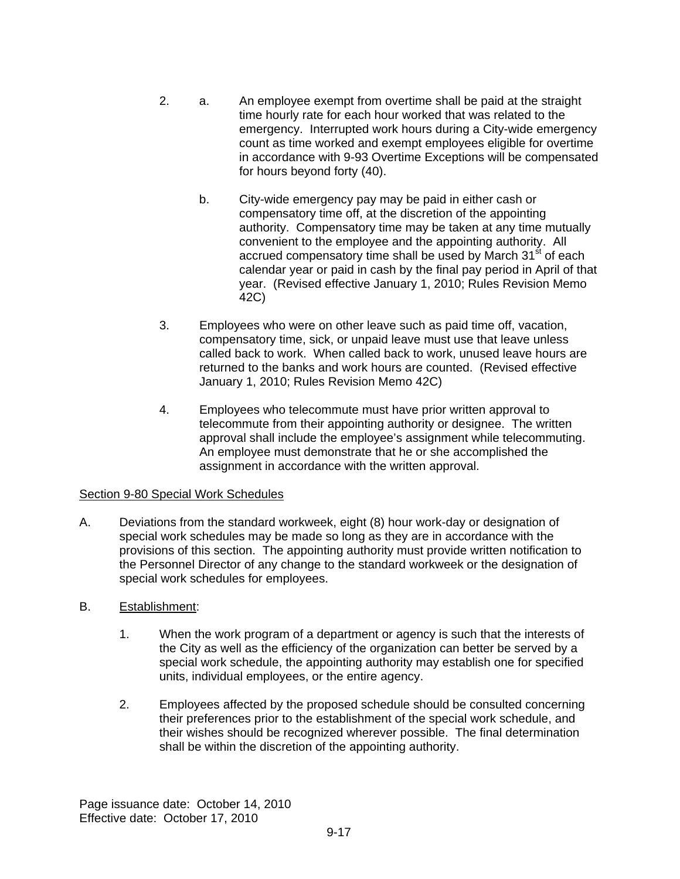2. a. An employee exempt from overtime shall be paid at the straight time hourly rate for each hour worked that was related to the emergency. Interrupted work hours during a City-wide emergency count as time worked and exempt employees eligible for overtime in accordance with 9-93 Overtime Exceptions will be compensated for hours beyond forty (40).

   b. City-wide emergency pay may be paid in either cash or compensatory time off, at the discretion of the appointing authority. Compensatory time may be taken at any time mutually convenient to the employee and the appointing authority. All accrued compensatory time shall be used by March 31st of each calendar year or paid in cash by the final pay period in April of that year. (Revised effective January 1, 2010; Rules Revision Memo 42C)

3. Employees who were on other leave such as paid time off, vacation, compensatory time, sick, or unpaid leave must use that leave unless called back to work. When called back to work, unused leave hours are returned to the banks and work hours are counted. (Revised effective January 1, 2010; Rules Revision Memo 42C)

4. Employees who telecommute must have prior written approval to telecommute from their appointing authority or designee. The written approval shall include the employee's assignment while telecommuting. An employee must demonstrate that he or she accomplished the assignment in accordance with the written approval.

<u>Section 9-80 Special Work Schedules</u>

A. Deviations from the standard workweek, eight (8) hour work-day or designation of special work schedules may be made so long as they are in accordance with the provisions of this section. The appointing authority must provide written notification to the Personnel Director of any change to the standard workweek or the designation of special work schedules for employees.

B. <u>Establishment</u>:

   1. When the work program of a department or agency is such that the interests of the City as well as the efficiency of the organization can better be served by a special work schedule, the appointing authority may establish one for specified units, individual employees, or the entire agency.

   2. Employees affected by the proposed schedule should be consulted concerning their preferences prior to the establishment of the special work schedule, and their wishes should be recognized wherever possible. The final determination shall be within the discretion of the appointing authority.

Page issuance date: October 14, 2010
Effective date: October 17, 2010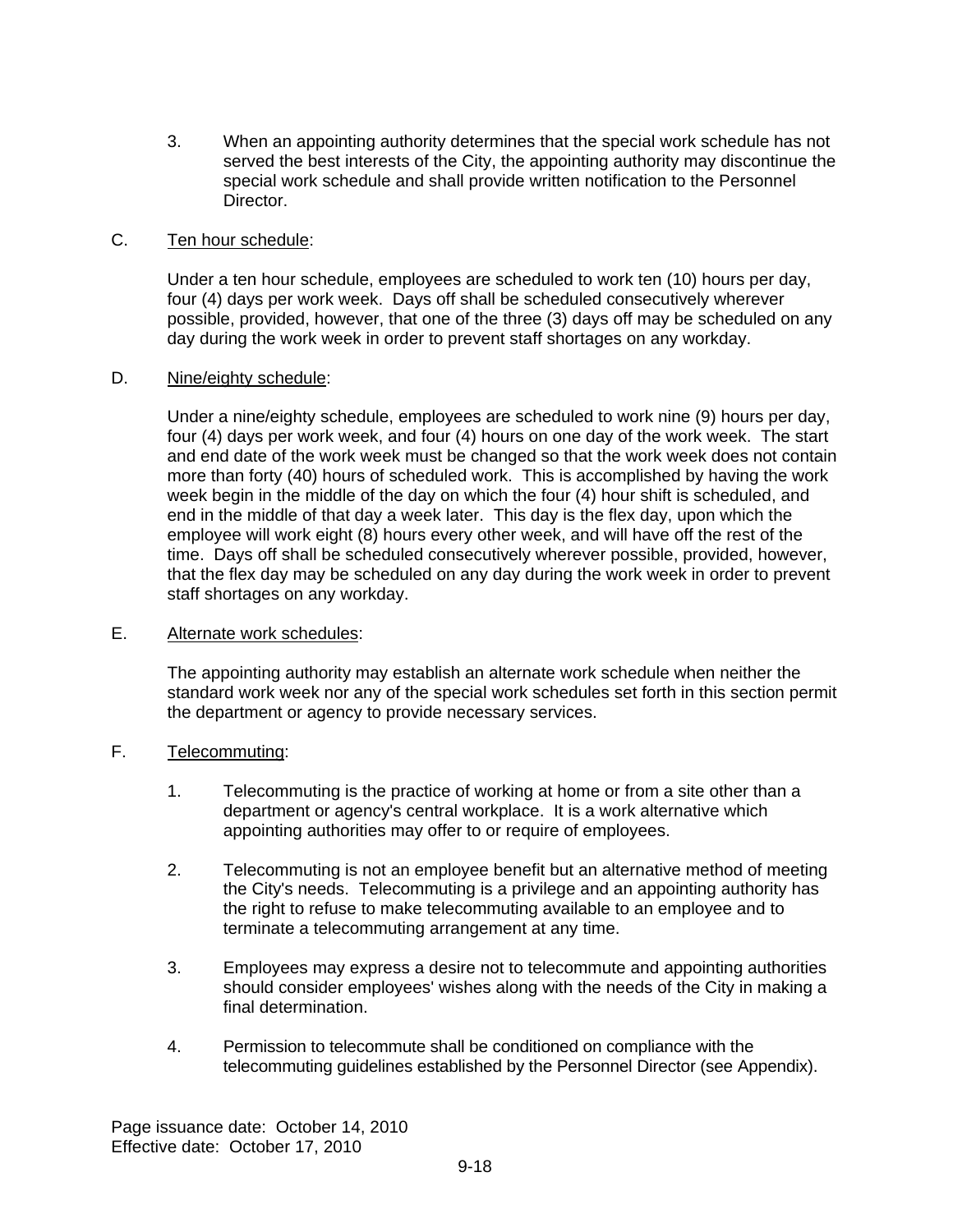3. When an appointing authority determines that the special work schedule has not served the best interests of the City, the appointing authority may discontinue the special work schedule and shall provide written notification to the Personnel Director.

C. Ten hour schedule:

Under a ten hour schedule, employees are scheduled to work ten (10) hours per day, four (4) days per work week. Days off shall be scheduled consecutively wherever possible, provided, however, that one of the three (3) days off may be scheduled on any day during the work week in order to prevent staff shortages on any workday.

D. Nine/eighty schedule:

Under a nine/eighty schedule, employees are scheduled to work nine (9) hours per day, four (4) days per work week, and four (4) hours on one day of the work week. The start and end date of the work week must be changed so that the work week does not contain more than forty (40) hours of scheduled work. This is accomplished by having the work week begin in the middle of the day on which the four (4) hour shift is scheduled, and end in the middle of that day a week later. This day is the flex day, upon which the employee will work eight (8) hours every other week, and will have off the rest of the time. Days off shall be scheduled consecutively wherever possible, provided, however, that the flex day may be scheduled on any day during the work week in order to prevent staff shortages on any workday.

E. Alternate work schedules:

The appointing authority may establish an alternate work schedule when neither the standard work week nor any of the special work schedules set forth in this section permit the department or agency to provide necessary services.

F. Telecommuting:

1. Telecommuting is the practice of working at home or from a site other than a department or agency's central workplace. It is a work alternative which appointing authorities may offer to or require of employees.

2. Telecommuting is not an employee benefit but an alternative method of meeting the City's needs. Telecommuting is a privilege and an appointing authority has the right to refuse to make telecommuting available to an employee and to terminate a telecommuting arrangement at any time.

3. Employees may express a desire not to telecommute and appointing authorities should consider employees' wishes along with the needs of the City in making a final determination.

4. Permission to telecommute shall be conditioned on compliance with the telecommuting guidelines established by the Personnel Director (see Appendix).

Page issuance date: October 14, 2010
Effective date: October 17, 2010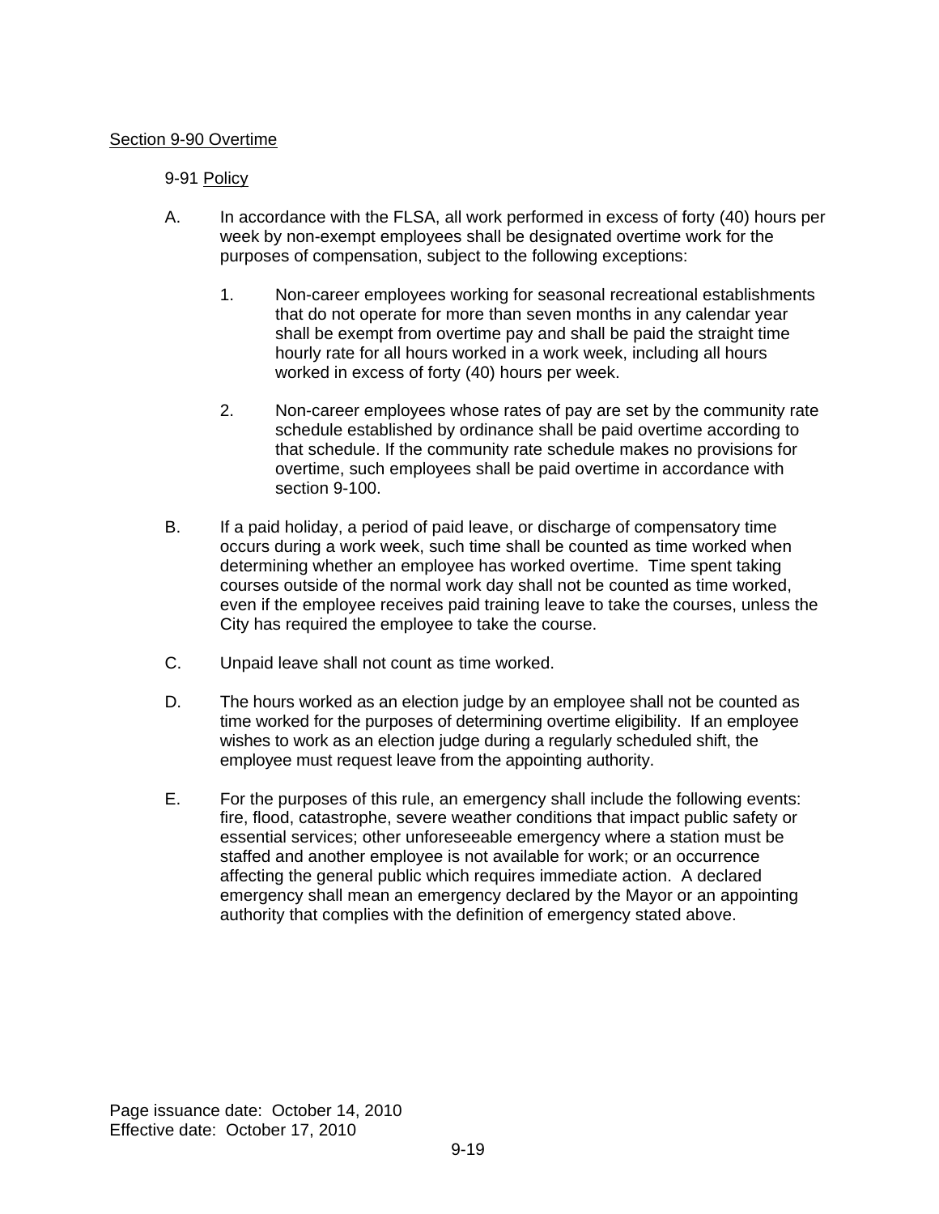## Section 9-90 Overtime

### 9-91 Policy

A. In accordance with the FLSA, all work performed in excess of forty (40) hours per week by non-exempt employees shall be designated overtime work for the purposes of compensation, subject to the following exceptions:

   1. Non-career employees working for seasonal recreational establishments that do not operate for more than seven months in any calendar year shall be exempt from overtime pay and shall be paid the straight time hourly rate for all hours worked in a work week, including all hours worked in excess of forty (40) hours per week.

   2. Non-career employees whose rates of pay are set by the community rate schedule established by ordinance shall be paid overtime according to that schedule. If the community rate schedule makes no provisions for overtime, such employees shall be paid overtime in accordance with section 9-100.

B. If a paid holiday, a period of paid leave, or discharge of compensatory time occurs during a work week, such time shall be counted as time worked when determining whether an employee has worked overtime. Time spent taking courses outside of the normal work day shall not be counted as time worked, even if the employee receives paid training leave to take the courses, unless the City has required the employee to take the course.

C. Unpaid leave shall not count as time worked.

D. The hours worked as an election judge by an employee shall not be counted as time worked for the purposes of determining overtime eligibility. If an employee wishes to work as an election judge during a regularly scheduled shift, the employee must request leave from the appointing authority.

E. For the purposes of this rule, an emergency shall include the following events: fire, flood, catastrophe, severe weather conditions that impact public safety or essential services; other unforeseeable emergency where a station must be staffed and another employee is not available for work; or an occurrence affecting the general public which requires immediate action. A declared emergency shall mean an emergency declared by the Mayor or an appointing authority that complies with the definition of emergency stated above.

Page issuance date: October 14, 2010
Effective date: October 17, 2010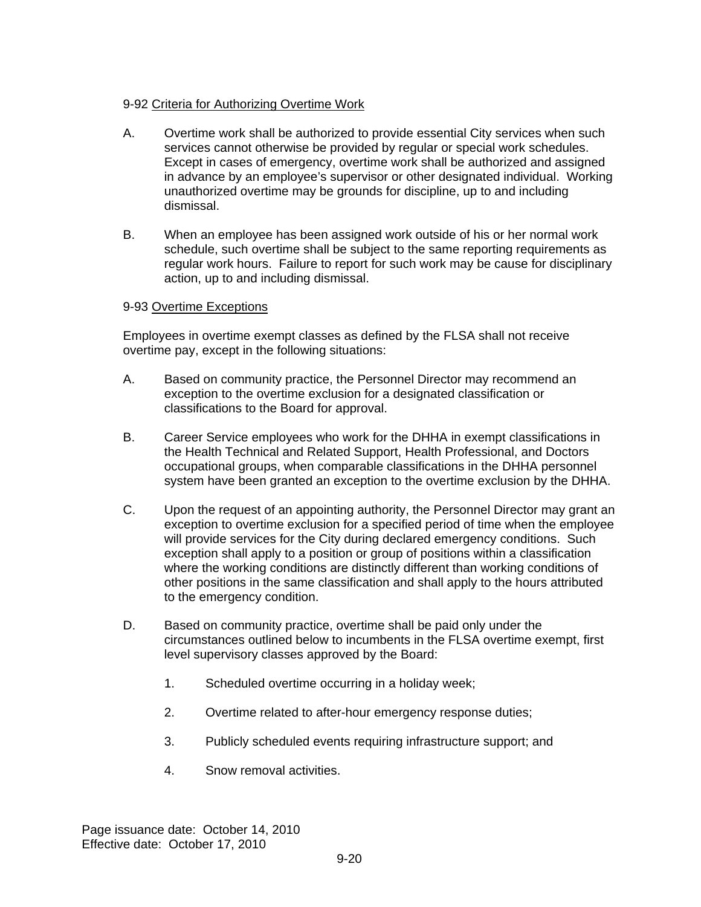9-92 Criteria for Authorizing Overtime Work

A. Overtime work shall be authorized to provide essential City services when such services cannot otherwise be provided by regular or special work schedules. Except in cases of emergency, overtime work shall be authorized and assigned in advance by an employee's supervisor or other designated individual. Working unauthorized overtime may be grounds for discipline, up to and including dismissal.

B. When an employee has been assigned work outside of his or her normal work schedule, such overtime shall be subject to the same reporting requirements as regular work hours. Failure to report for such work may be cause for disciplinary action, up to and including dismissal.

9-93 Overtime Exceptions

Employees in overtime exempt classes as defined by the FLSA shall not receive overtime pay, except in the following situations:

A. Based on community practice, the Personnel Director may recommend an exception to the overtime exclusion for a designated classification or classifications to the Board for approval.

B. Career Service employees who work for the DHHA in exempt classifications in the Health Technical and Related Support, Health Professional, and Doctors occupational groups, when comparable classifications in the DHHA personnel system have been granted an exception to the overtime exclusion by the DHHA.

C. Upon the request of an appointing authority, the Personnel Director may grant an exception to overtime exclusion for a specified period of time when the employee will provide services for the City during declared emergency conditions. Such exception shall apply to a position or group of positions within a classification where the working conditions are distinctly different than working conditions of other positions in the same classification and shall apply to the hours attributed to the emergency condition.

D. Based on community practice, overtime shall be paid only under the circumstances outlined below to incumbents in the FLSA overtime exempt, first level supervisory classes approved by the Board:

   1. Scheduled overtime occurring in a holiday week;

   2. Overtime related to after-hour emergency response duties;

   3. Publicly scheduled events requiring infrastructure support; and

   4. Snow removal activities.

Page issuance date: October 14, 2010
Effective date: October 17, 2010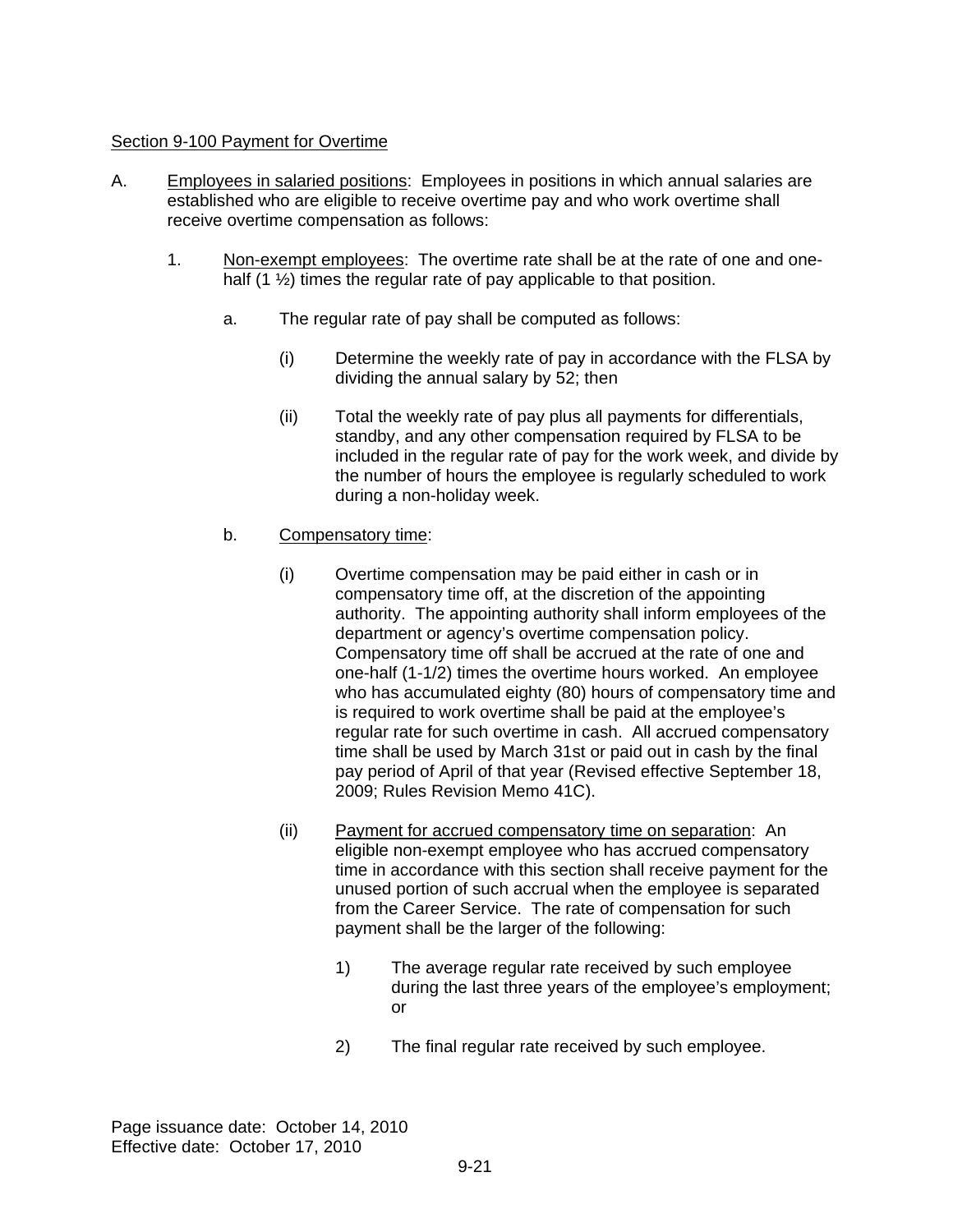Section 9-100 Payment for Overtime

A. Employees in salaried positions: Employees in positions in which annual salaries are established who are eligible to receive overtime pay and who work overtime shall receive overtime compensation as follows:

   1. Non-exempt employees: The overtime rate shall be at the rate of one and one-half (1 ½) times the regular rate of pay applicable to that position.

      a. The regular rate of pay shall be computed as follows:

         (i) Determine the weekly rate of pay in accordance with the FLSA by dividing the annual salary by 52; then

         (ii) Total the weekly rate of pay plus all payments for differentials, standby, and any other compensation required by FLSA to be included in the regular rate of pay for the work week, and divide by the number of hours the employee is regularly scheduled to work during a non-holiday week.

      b. Compensatory time:

         (i) Overtime compensation may be paid either in cash or in compensatory time off, at the discretion of the appointing authority. The appointing authority shall inform employees of the department or agency's overtime compensation policy. Compensatory time off shall be accrued at the rate of one and one-half (1-1/2) times the overtime hours worked. An employee who has accumulated eighty (80) hours of compensatory time and is required to work overtime shall be paid at the employee's regular rate for such overtime in cash. All accrued compensatory time shall be used by March 31st or paid out in cash by the final pay period of April of that year (Revised effective September 18, 2009; Rules Revision Memo 41C).

         (ii) Payment for accrued compensatory time on separation: An eligible non-exempt employee who has accrued compensatory time in accordance with this section shall receive payment for the unused portion of such accrual when the employee is separated from the Career Service. The rate of compensation for such payment shall be the larger of the following:

            1) The average regular rate received by such employee during the last three years of the employee's employment; or

            2) The final regular rate received by such employee.

Page issuance date: October 14, 2010
Effective date: October 17, 2010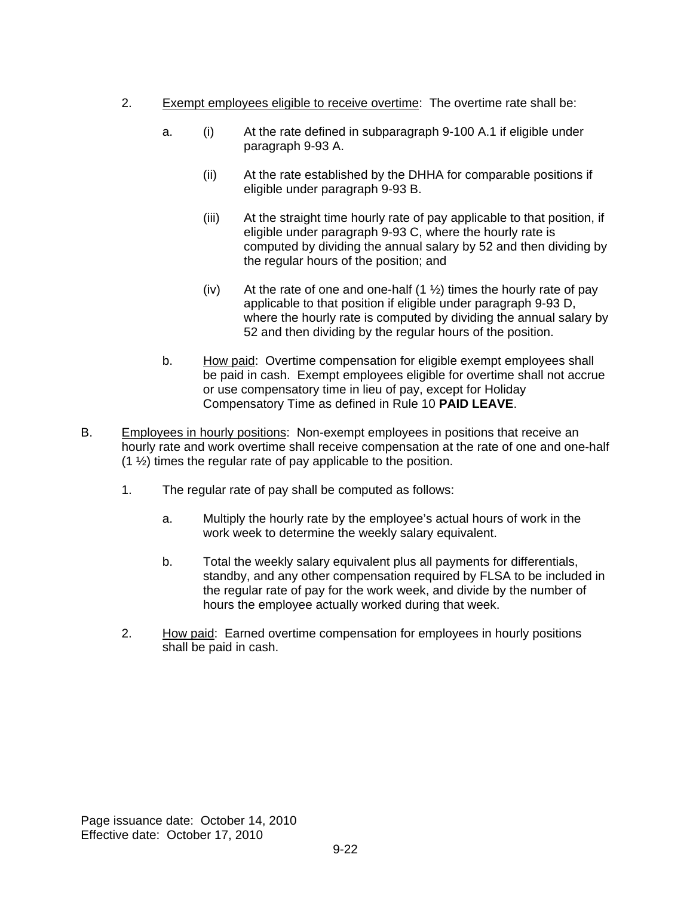2. <u>Exempt employees eligible to receive overtime</u>: The overtime rate shall be:

   a. (i) At the rate defined in subparagraph 9-100 A.1 if eligible under paragraph 9-93 A.

      (ii) At the rate established by the DHHA for comparable positions if eligible under paragraph 9-93 B.

      (iii) At the straight time hourly rate of pay applicable to that position, if eligible under paragraph 9-93 C, where the hourly rate is computed by dividing the annual salary by 52 and then dividing by the regular hours of the position; and

      (iv) At the rate of one and one-half (1 ½) times the hourly rate of pay applicable to that position if eligible under paragraph 9-93 D, where the hourly rate is computed by dividing the annual salary by 52 and then dividing by the regular hours of the position.

   b. <u>How paid</u>: Overtime compensation for eligible exempt employees shall be paid in cash. Exempt employees eligible for overtime shall not accrue or use compensatory time in lieu of pay, except for Holiday Compensatory Time as defined in Rule 10 **PAID LEAVE**.

B. <u>Employees in hourly positions</u>: Non-exempt employees in positions that receive an hourly rate and work overtime shall receive compensation at the rate of one and one-half (1 ½) times the regular rate of pay applicable to the position.

   1. The regular rate of pay shall be computed as follows:

      a. Multiply the hourly rate by the employee's actual hours of work in the work week to determine the weekly salary equivalent.

      b. Total the weekly salary equivalent plus all payments for differentials, standby, and any other compensation required by FLSA to be included in the regular rate of pay for the work week, and divide by the number of hours the employee actually worked during that week.

   2. <u>How paid</u>: Earned overtime compensation for employees in hourly positions shall be paid in cash.

Page issuance date: October 14, 2010
Effective date: October 17, 2010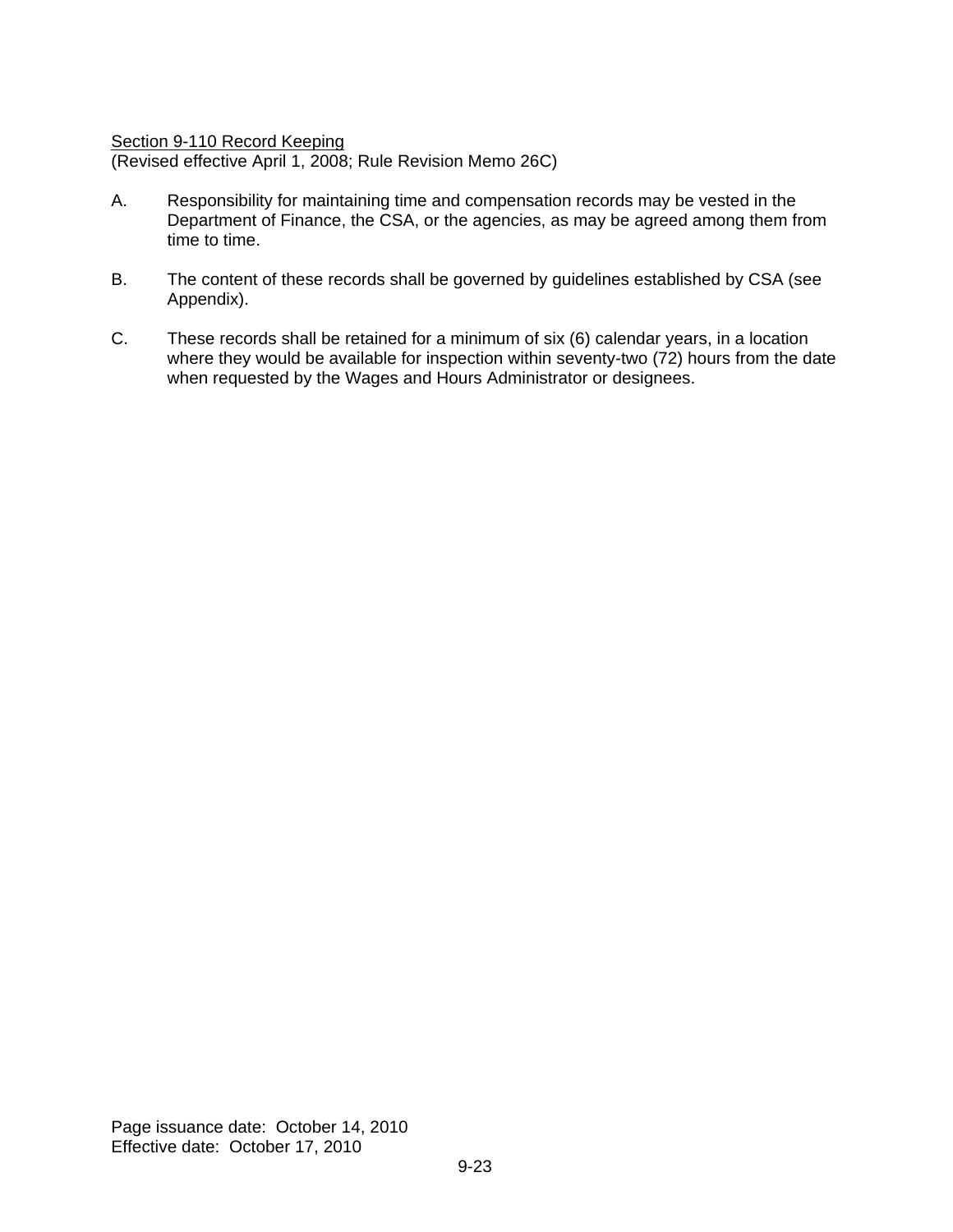Section 9-110 Record Keeping
(Revised effective April 1, 2008; Rule Revision Memo 26C)

A. Responsibility for maintaining time and compensation records may be vested in the Department of Finance, the CSA, or the agencies, as may be agreed among them from time to time.

B. The content of these records shall be governed by guidelines established by CSA (see Appendix).

C. These records shall be retained for a minimum of six (6) calendar years, in a location where they would be available for inspection within seventy-two (72) hours from the date when requested by the Wages and Hours Administrator or designees.

Page issuance date: October 14, 2010
Effective date: October 17, 2010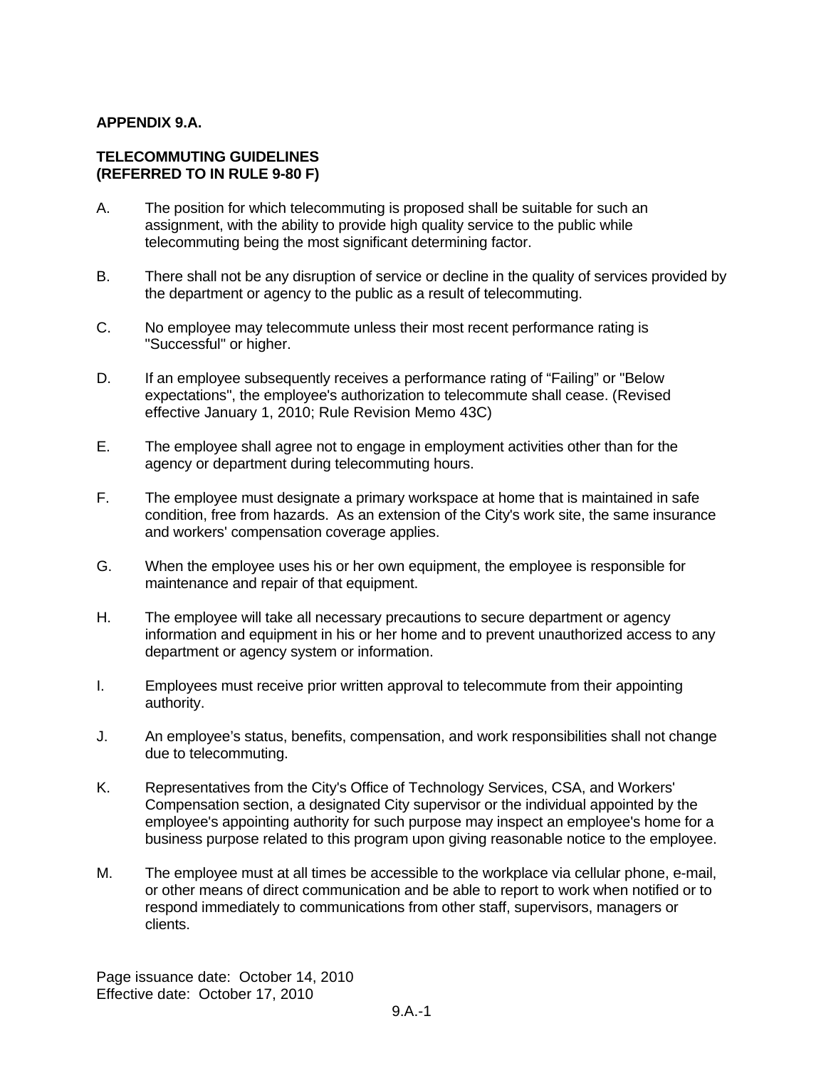**APPENDIX 9.A.**

**TELECOMMUTING GUIDELINES**
**(REFERRED TO IN RULE 9-80 F)**

A. The position for which telecommuting is proposed shall be suitable for such an assignment, with the ability to provide high quality service to the public while telecommuting being the most significant determining factor.

B. There shall not be any disruption of service or decline in the quality of services provided by the department or agency to the public as a result of telecommuting.

C. No employee may telecommute unless their most recent performance rating is "Successful" or higher.

D. If an employee subsequently receives a performance rating of “Failing” or "Below expectations", the employee's authorization to telecommute shall cease. (Revised effective January 1, 2010; Rule Revision Memo 43C)

E. The employee shall agree not to engage in employment activities other than for the agency or department during telecommuting hours.

F. The employee must designate a primary workspace at home that is maintained in safe condition, free from hazards. As an extension of the City's work site, the same insurance and workers' compensation coverage applies.

G. When the employee uses his or her own equipment, the employee is responsible for maintenance and repair of that equipment.

H. The employee will take all necessary precautions to secure department or agency information and equipment in his or her home and to prevent unauthorized access to any department or agency system or information.

I. Employees must receive prior written approval to telecommute from their appointing authority.

J. An employee’s status, benefits, compensation, and work responsibilities shall not change due to telecommuting.

K. Representatives from the City's Office of Technology Services, CSA, and Workers' Compensation section, a designated City supervisor or the individual appointed by the employee's appointing authority for such purpose may inspect an employee's home for a business purpose related to this program upon giving reasonable notice to the employee.

M. The employee must at all times be accessible to the workplace via cellular phone, e-mail, or other means of direct communication and be able to report to work when notified or to respond immediately to communications from other staff, supervisors, managers or clients.

Page issuance date: October 14, 2010
Effective date: October 17, 2010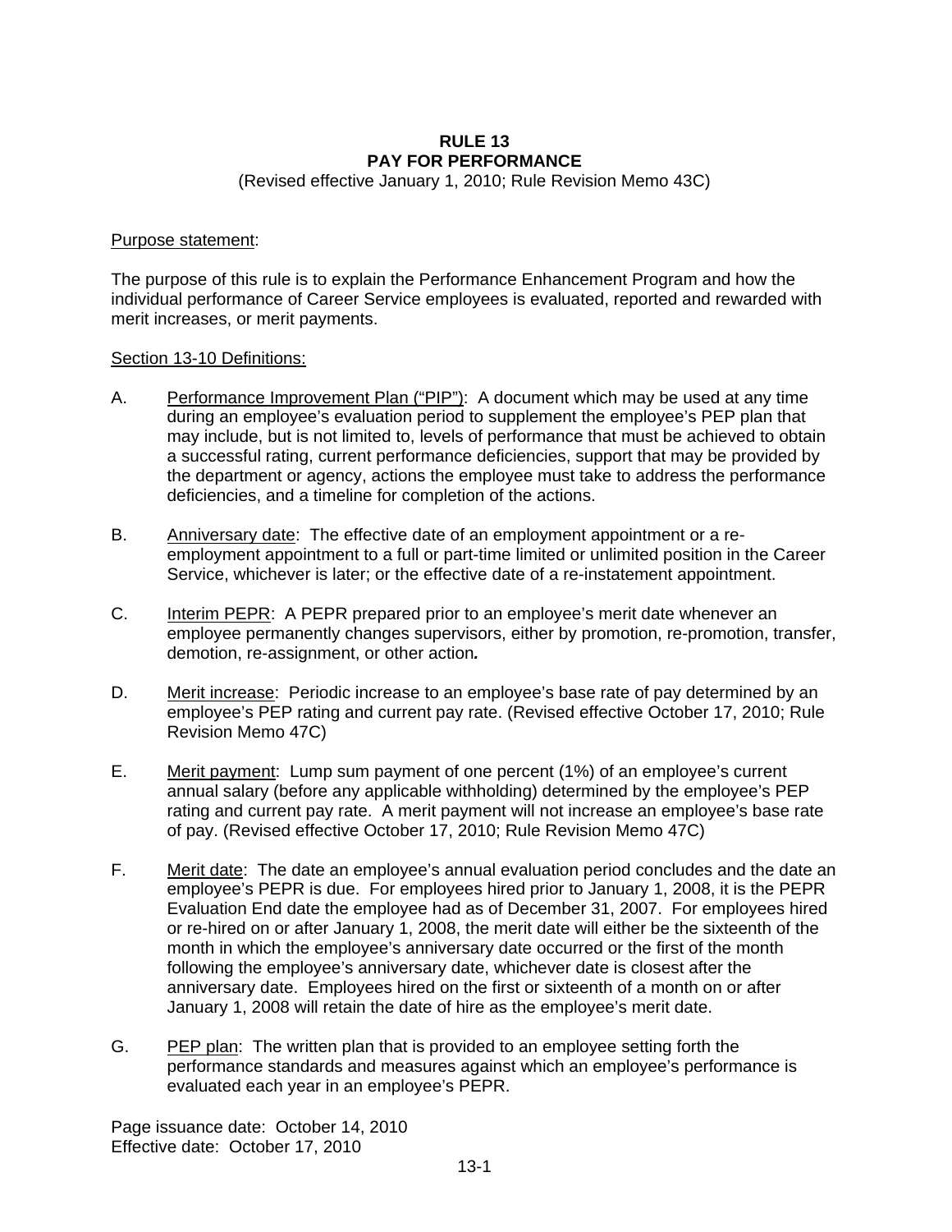# RULE 13
# PAY FOR PERFORMANCE

(Revised effective January 1, 2010; Rule Revision Memo 43C)

Purpose statement:

The purpose of this rule is to explain the Performance Enhancement Program and how the individual performance of Career Service employees is evaluated, reported and rewarded with merit increases, or merit payments.

Section 13-10 Definitions:

A. Performance Improvement Plan ("PIP"): A document which may be used at any time during an employee's evaluation period to supplement the employee's PEP plan that may include, but is not limited to, levels of performance that must be achieved to obtain a successful rating, current performance deficiencies, support that may be provided by the department or agency, actions the employee must take to address the performance deficiencies, and a timeline for completion of the actions.

B. Anniversary date: The effective date of an employment appointment or a re-employment appointment to a full or part-time limited or unlimited position in the Career Service, whichever is later; or the effective date of a re-instatement appointment.

C. Interim PEPR: A PEPR prepared prior to an employee's merit date whenever an employee permanently changes supervisors, either by promotion, re-promotion, transfer, demotion, re-assignment, or other action***.***

D. Merit increase: Periodic increase to an employee's base rate of pay determined by an employee's PEP rating and current pay rate. (Revised effective October 17, 2010; Rule Revision Memo 47C)

E. Merit payment: Lump sum payment of one percent (1%) of an employee's current annual salary (before any applicable withholding) determined by the employee's PEP rating and current pay rate. A merit payment will not increase an employee's base rate of pay. (Revised effective October 17, 2010; Rule Revision Memo 47C)

F. Merit date: The date an employee's annual evaluation period concludes and the date an employee's PEPR is due. For employees hired prior to January 1, 2008, it is the PEPR Evaluation End date the employee had as of December 31, 2007. For employees hired or re-hired on or after January 1, 2008, the merit date will either be the sixteenth of the month in which the employee's anniversary date occurred or the first of the month following the employee's anniversary date, whichever date is closest after the anniversary date. Employees hired on the first or sixteenth of a month on or after January 1, 2008 will retain the date of hire as the employee's merit date.

G. PEP plan: The written plan that is provided to an employee setting forth the performance standards and measures against which an employee's performance is evaluated each year in an employee's PEPR.

Page issuance date: October 14, 2010
Effective date: October 17, 2010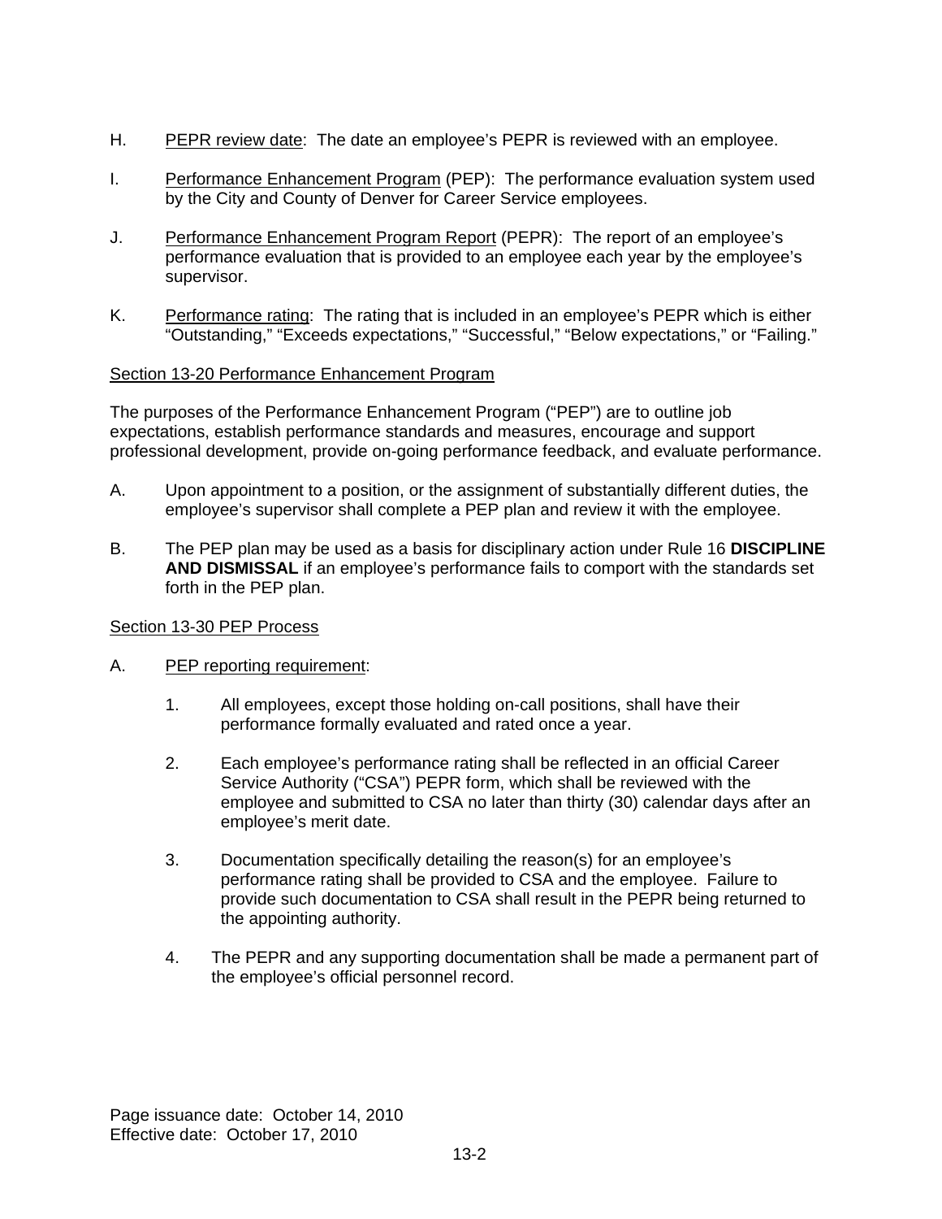H. <u>PEPR review date</u>: The date an employee's PEPR is reviewed with an employee.

I. <u>Performance Enhancement Program</u> (PEP): The performance evaluation system used by the City and County of Denver for Career Service employees.

J. <u>Performance Enhancement Program Report</u> (PEPR): The report of an employee's performance evaluation that is provided to an employee each year by the employee's supervisor.

K. <u>Performance rating</u>: The rating that is included in an employee's PEPR which is either "Outstanding," "Exceeds expectations," "Successful," "Below expectations," or "Failing."

## Section 13-20 Performance Enhancement Program

The purposes of the Performance Enhancement Program ("PEP") are to outline job expectations, establish performance standards and measures, encourage and support professional development, provide on-going performance feedback, and evaluate performance.

A. Upon appointment to a position, or the assignment of substantially different duties, the employee's supervisor shall complete a PEP plan and review it with the employee.

B. The PEP plan may be used as a basis for disciplinary action under Rule 16 **DISCIPLINE AND DISMISSAL** if an employee's performance fails to comport with the standards set forth in the PEP plan.

## Section 13-30 PEP Process

A. <u>PEP reporting requirement</u>:

1. All employees, except those holding on-call positions, shall have their performance formally evaluated and rated once a year.

2. Each employee's performance rating shall be reflected in an official Career Service Authority ("CSA") PEPR form, which shall be reviewed with the employee and submitted to CSA no later than thirty (30) calendar days after an employee's merit date.

3. Documentation specifically detailing the reason(s) for an employee's performance rating shall be provided to CSA and the employee. Failure to provide such documentation to CSA shall result in the PEPR being returned to the appointing authority.

4. The PEPR and any supporting documentation shall be made a permanent part of the employee's official personnel record.

Page issuance date: October 14, 2010
Effective date: October 17, 2010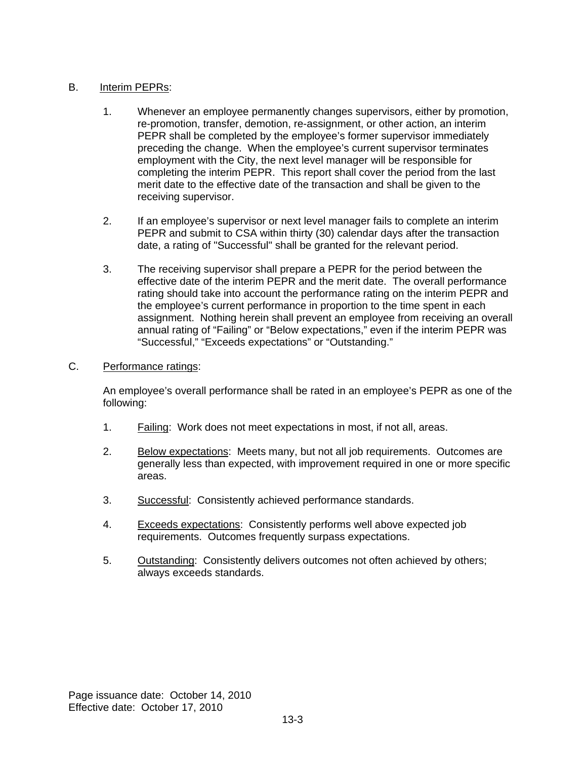B. Interim PEPRs:

1. Whenever an employee permanently changes supervisors, either by promotion, re-promotion, transfer, demotion, re-assignment, or other action, an interim PEPR shall be completed by the employee's former supervisor immediately preceding the change. When the employee's current supervisor terminates employment with the City, the next level manager will be responsible for completing the interim PEPR. This report shall cover the period from the last merit date to the effective date of the transaction and shall be given to the receiving supervisor.

2. If an employee's supervisor or next level manager fails to complete an interim PEPR and submit to CSA within thirty (30) calendar days after the transaction date, a rating of "Successful" shall be granted for the relevant period.

3. The receiving supervisor shall prepare a PEPR for the period between the effective date of the interim PEPR and the merit date. The overall performance rating should take into account the performance rating on the interim PEPR and the employee's current performance in proportion to the time spent in each assignment. Nothing herein shall prevent an employee from receiving an overall annual rating of "Failing" or "Below expectations," even if the interim PEPR was "Successful," "Exceeds expectations" or "Outstanding."

C. Performance ratings:

An employee's overall performance shall be rated in an employee's PEPR as one of the following:

1. Failing: Work does not meet expectations in most, if not all, areas.

2. Below expectations: Meets many, but not all job requirements. Outcomes are generally less than expected, with improvement required in one or more specific areas.

3. Successful: Consistently achieved performance standards.

4. Exceeds expectations: Consistently performs well above expected job requirements. Outcomes frequently surpass expectations.

5. Outstanding: Consistently delivers outcomes not often achieved by others; always exceeds standards.

Page issuance date: October 14, 2010
Effective date: October 17, 2010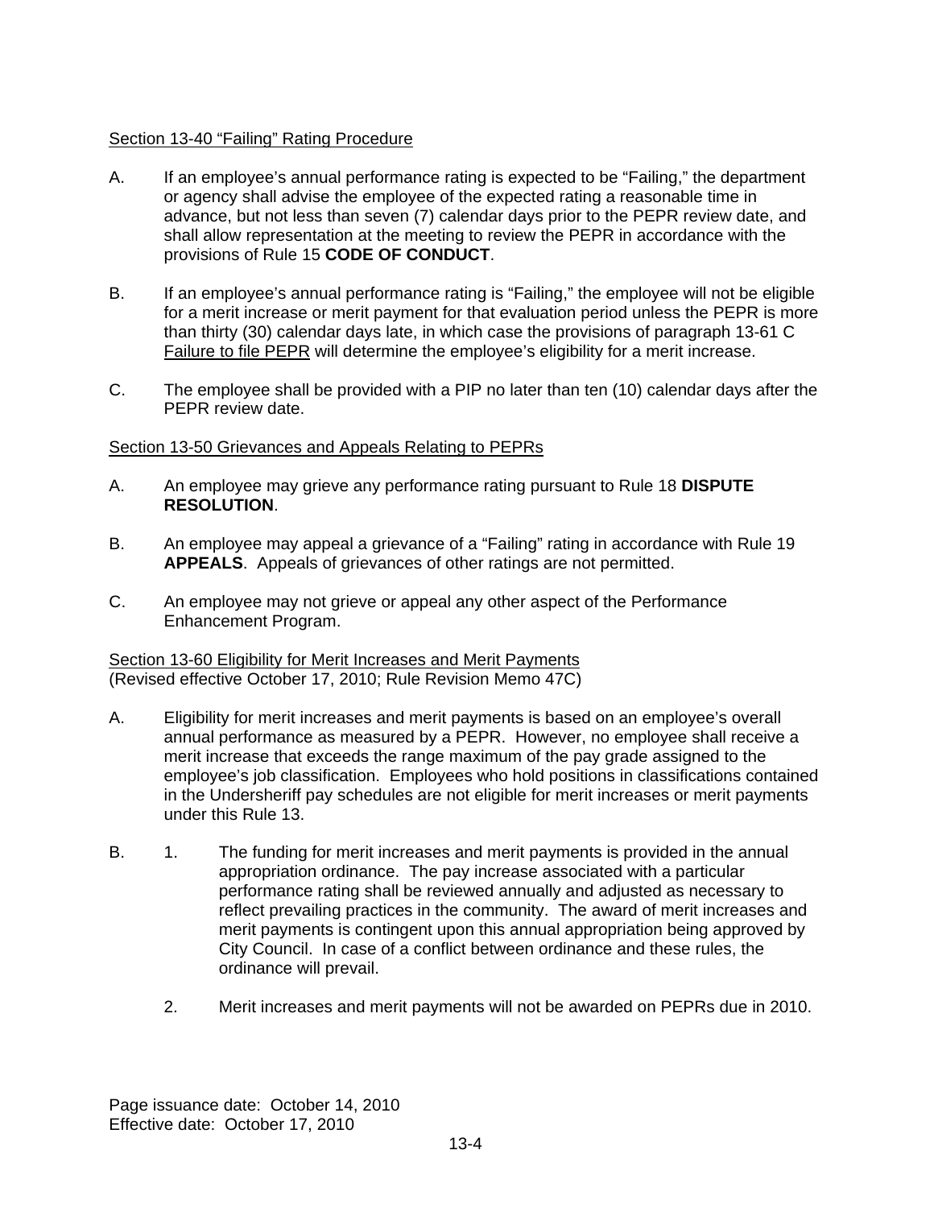Section 13-40 "Failing" Rating Procedure

A. If an employee's annual performance rating is expected to be "Failing," the department or agency shall advise the employee of the expected rating a reasonable time in advance, but not less than seven (7) calendar days prior to the PEPR review date, and shall allow representation at the meeting to review the PEPR in accordance with the provisions of Rule 15 **CODE OF CONDUCT**.

B. If an employee's annual performance rating is "Failing," the employee will not be eligible for a merit increase or merit payment for that evaluation period unless the PEPR is more than thirty (30) calendar days late, in which case the provisions of paragraph 13-61 C Failure to file PEPR will determine the employee's eligibility for a merit increase.

C. The employee shall be provided with a PIP no later than ten (10) calendar days after the PEPR review date.

Section 13-50 Grievances and Appeals Relating to PEPRs

A. An employee may grieve any performance rating pursuant to Rule 18 **DISPUTE RESOLUTION**.

B. An employee may appeal a grievance of a "Failing" rating in accordance with Rule 19 **APPEALS**. Appeals of grievances of other ratings are not permitted.

C. An employee may not grieve or appeal any other aspect of the Performance Enhancement Program.

Section 13-60 Eligibility for Merit Increases and Merit Payments
(Revised effective October 17, 2010; Rule Revision Memo 47C)

A. Eligibility for merit increases and merit payments is based on an employee's overall annual performance as measured by a PEPR. However, no employee shall receive a merit increase that exceeds the range maximum of the pay grade assigned to the employee's job classification. Employees who hold positions in classifications contained in the Undersheriff pay schedules are not eligible for merit increases or merit payments under this Rule 13.

B. 1. The funding for merit increases and merit payments is provided in the annual appropriation ordinance. The pay increase associated with a particular performance rating shall be reviewed annually and adjusted as necessary to reflect prevailing practices in the community. The award of merit increases and merit payments is contingent upon this annual appropriation being approved by City Council. In case of a conflict between ordinance and these rules, the ordinance will prevail.

   2. Merit increases and merit payments will not be awarded on PEPRs due in 2010.

Page issuance date: October 14, 2010
Effective date: October 17, 2010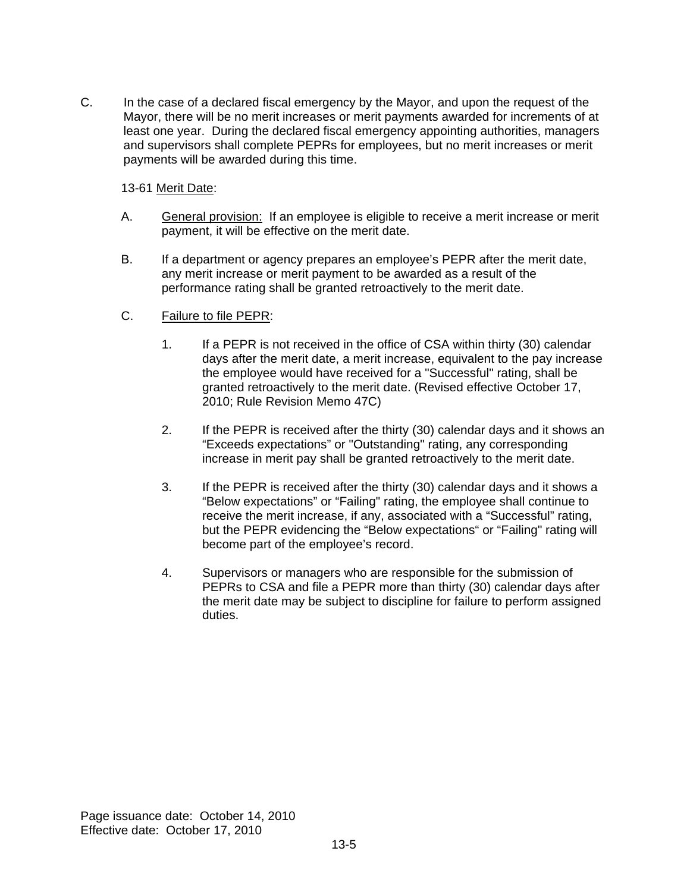C. In the case of a declared fiscal emergency by the Mayor, and upon the request of the Mayor, there will be no merit increases or merit payments awarded for increments of at least one year. During the declared fiscal emergency appointing authorities, managers and supervisors shall complete PEPRs for employees, but no merit increases or merit payments will be awarded during this time.

13-61 <u>Merit Date</u>:

A. <u>General provision:</u> If an employee is eligible to receive a merit increase or merit payment, it will be effective on the merit date.

B. If a department or agency prepares an employee's PEPR after the merit date, any merit increase or merit payment to be awarded as a result of the performance rating shall be granted retroactively to the merit date.

C. <u>Failure to file PEPR</u>:

1. If a PEPR is not received in the office of CSA within thirty (30) calendar days after the merit date, a merit increase, equivalent to the pay increase the employee would have received for a "Successful" rating, shall be granted retroactively to the merit date. (Revised effective October 17, 2010; Rule Revision Memo 47C)

2. If the PEPR is received after the thirty (30) calendar days and it shows an "Exceeds expectations" or "Outstanding" rating, any corresponding increase in merit pay shall be granted retroactively to the merit date.

3. If the PEPR is received after the thirty (30) calendar days and it shows a "Below expectations" or "Failing" rating, the employee shall continue to receive the merit increase, if any, associated with a "Successful" rating, but the PEPR evidencing the "Below expectations" or "Failing" rating will become part of the employee's record.

4. Supervisors or managers who are responsible for the submission of PEPRs to CSA and file a PEPR more than thirty (30) calendar days after the merit date may be subject to discipline for failure to perform assigned duties.

Page issuance date: October 14, 2010
Effective date: October 17, 2010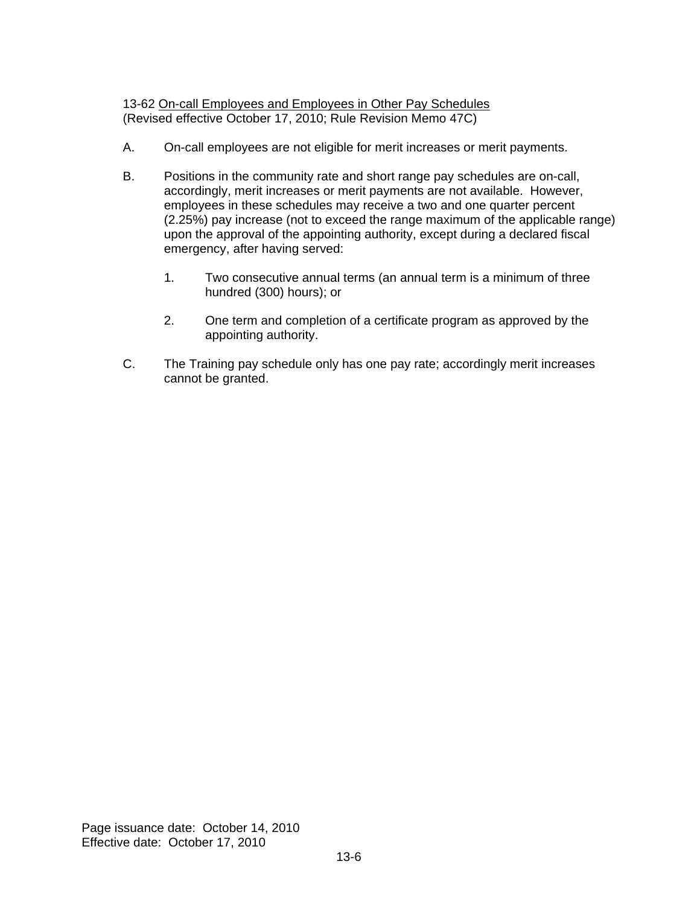13-62 On-call Employees and Employees in Other Pay Schedules
(Revised effective October 17, 2010; Rule Revision Memo 47C)

A. On-call employees are not eligible for merit increases or merit payments.

B. Positions in the community rate and short range pay schedules are on-call, accordingly, merit increases or merit payments are not available. However, employees in these schedules may receive a two and one quarter percent (2.25%) pay increase (not to exceed the range maximum of the applicable range) upon the approval of the appointing authority, except during a declared fiscal emergency, after having served:

   1. Two consecutive annual terms (an annual term is a minimum of three hundred (300) hours); or

   2. One term and completion of a certificate program as approved by the appointing authority.

C. The Training pay schedule only has one pay rate; accordingly merit increases cannot be granted.

Page issuance date: October 14, 2010
Effective date: October 17, 2010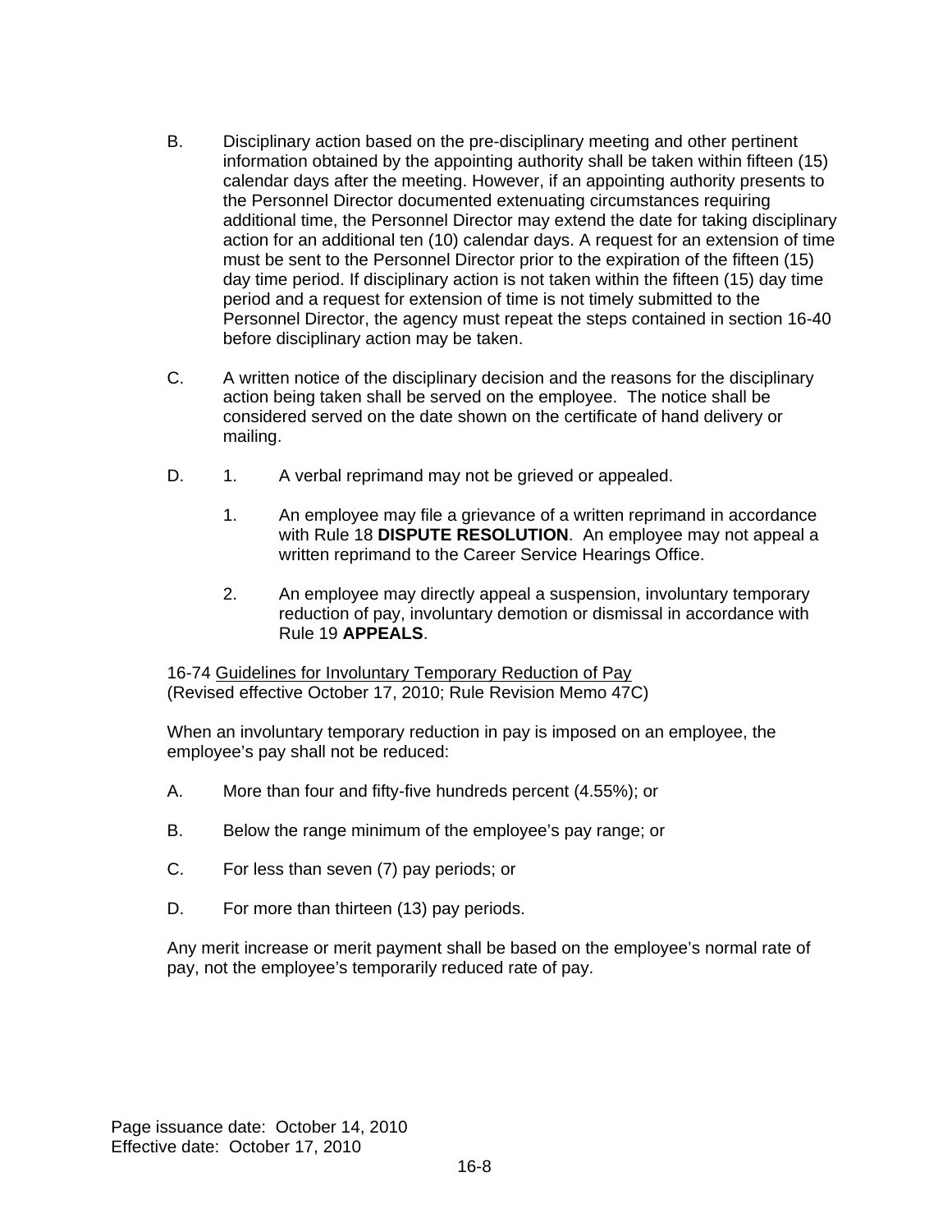B. Disciplinary action based on the pre-disciplinary meeting and other pertinent information obtained by the appointing authority shall be taken within fifteen (15) calendar days after the meeting. However, if an appointing authority presents to the Personnel Director documented extenuating circumstances requiring additional time, the Personnel Director may extend the date for taking disciplinary action for an additional ten (10) calendar days. A request for an extension of time must be sent to the Personnel Director prior to the expiration of the fifteen (15) day time period. If disciplinary action is not taken within the fifteen (15) day time period and a request for extension of time is not timely submitted to the Personnel Director, the agency must repeat the steps contained in section 16-40 before disciplinary action may be taken.

C. A written notice of the disciplinary decision and the reasons for the disciplinary action being taken shall be served on the employee. The notice shall be considered served on the date shown on the certificate of hand delivery or mailing.

D. 1. A verbal reprimand may not be grieved or appealed.

 1. An employee may file a grievance of a written reprimand in accordance with Rule 18 **DISPUTE RESOLUTION**. An employee may not appeal a written reprimand to the Career Service Hearings Office.

 2. An employee may directly appeal a suspension, involuntary temporary reduction of pay, involuntary demotion or dismissal in accordance with Rule 19 **APPEALS**.

16-74 Guidelines for Involuntary Temporary Reduction of Pay
(Revised effective October 17, 2010; Rule Revision Memo 47C)

When an involuntary temporary reduction in pay is imposed on an employee, the employee's pay shall not be reduced:

A. More than four and fifty-five hundreds percent (4.55%); or

B. Below the range minimum of the employee's pay range; or

C. For less than seven (7) pay periods; or

D. For more than thirteen (13) pay periods.

Any merit increase or merit payment shall be based on the employee's normal rate of pay, not the employee's temporarily reduced rate of pay.

Page issuance date: October 14, 2010
Effective date: October 17, 2010